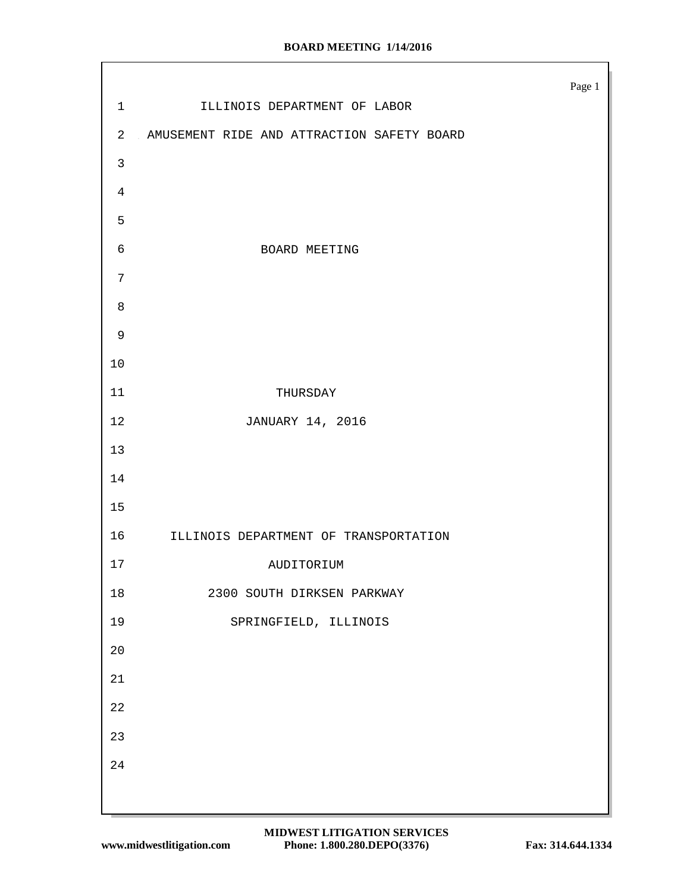ILLINOIS DEPARTMENT OF LABOR

AMUSEMENT RIDE AND ATTRACTION SAFETY BOARD

BOARD MEETING

THURSDAY

JANUARY 14, 2016

ILLINOIS DEPARTMENT OF TRANSPORTATION

AUDITORIUM

2300 SOUTH DIRKSEN PARKWAY

SPRINGFIELD, ILLINOIS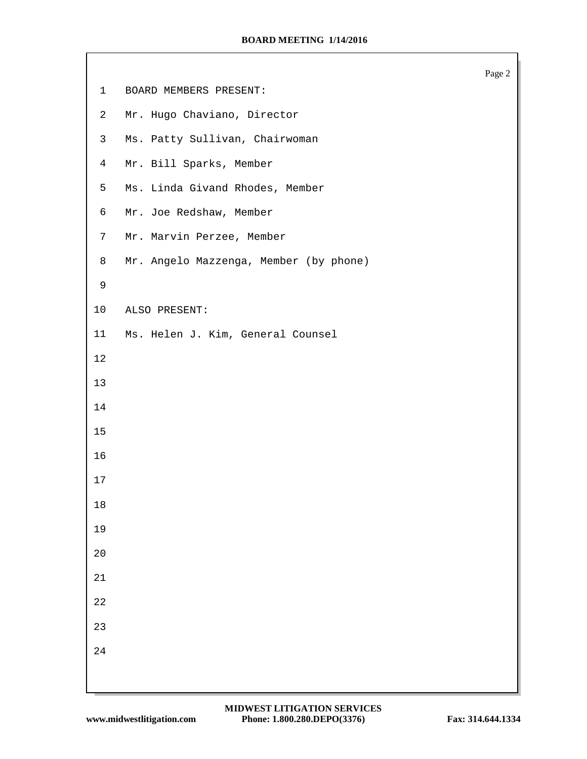BOARD MEMBERS PRESENT:

Mr. Hugo Chaviano, Director

Ms. Patty Sullivan, Chairwoman

Mr. Bill Sparks, Member

Ms. Linda Givand Rhodes, Member

Mr. Joe Redshaw, Member

Mr. Marvin Perzee, Member

Mr. Angelo Mazzenga, Member (by phone)

ALSO PRESENT:

Ms. Helen J. Kim, General Counsel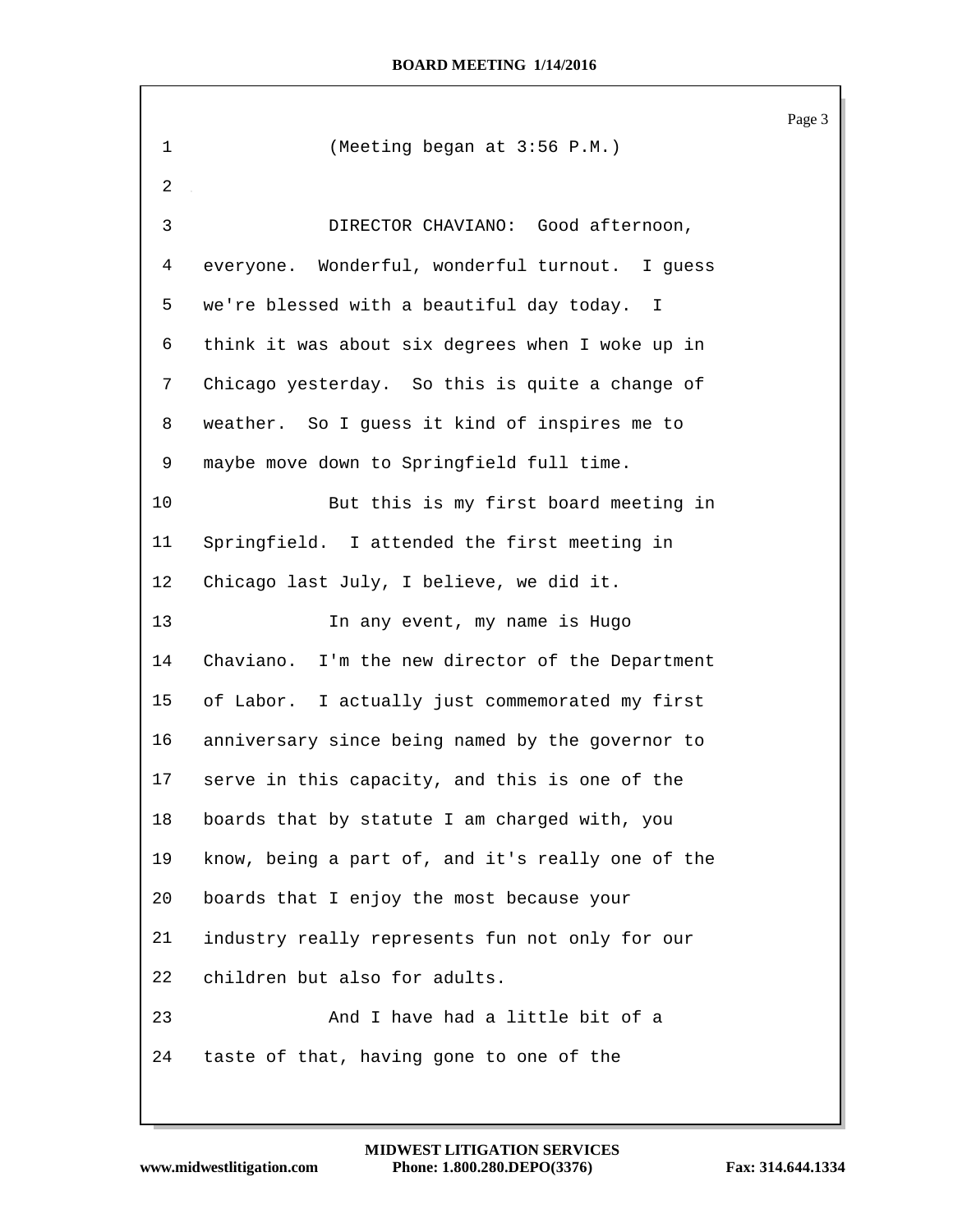(Meeting began at 3:56 P.M.)

DIRECTOR CHAVIANO: Good afternoon, everyone. Wonderful, wonderful turnout. I guess we're blessed with a beautiful day today. I think it was about six degrees when I woke up in Chicago yesterday. So this is quite a change of weather. So I guess it kind of inspires me to maybe move down to Springfield full time.

But this is my first board meeting in Springfield. I attended the first meeting in Chicago last July, I believe, we did it.

In any event, my name is Hugo Chaviano. I'm the new director of the Department of Labor. I actually just commemorated my first anniversary since being named by the governor to serve in this capacity, and this is one of the boards that by statute I am charged with, you know, being a part of, and it's really one of the boards that I enjoy the most because your industry really represents fun not only for our children but also for adults.

And I have had a little bit of a taste of that, having gone to one of the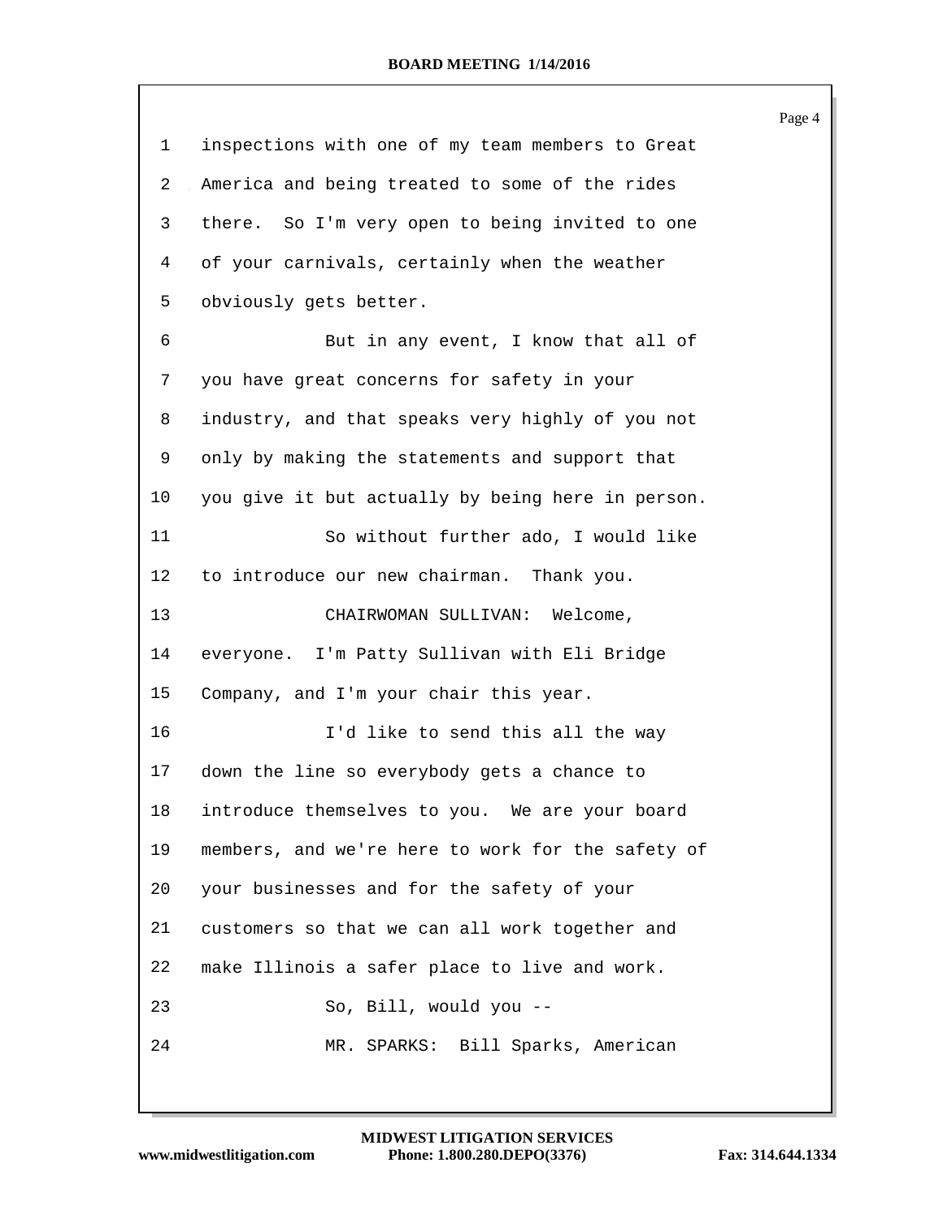1 inspections with one of my team members to Great
2 America and being treated to some of the rides
3 there. So I'm very open to being invited to one
4 of your carnivals, certainly when the weather
5 obviously gets better.
6 But in any event, I know that all of
7 you have great concerns for safety in your
8 industry, and that speaks very highly of you not
9 only by making the statements and support that
10 you give it but actually by being here in person.
11 So without further ado, I would like
12 to introduce our new chairman. Thank you.
13 CHAIRWOMAN SULLIVAN: Welcome,
14 everyone. I'm Patty Sullivan with Eli Bridge
15 Company, and I'm your chair this year.
16 I'd like to send this all the way
17 down the line so everybody gets a chance to
18 introduce themselves to you. We are your board
19 members, and we're here to work for the safety of
20 your businesses and for the safety of your
21 customers so that we can all work together and
22 make Illinois a safer place to live and work.
23 So, Bill, would you --
24 MR. SPARKS: Bill Sparks, American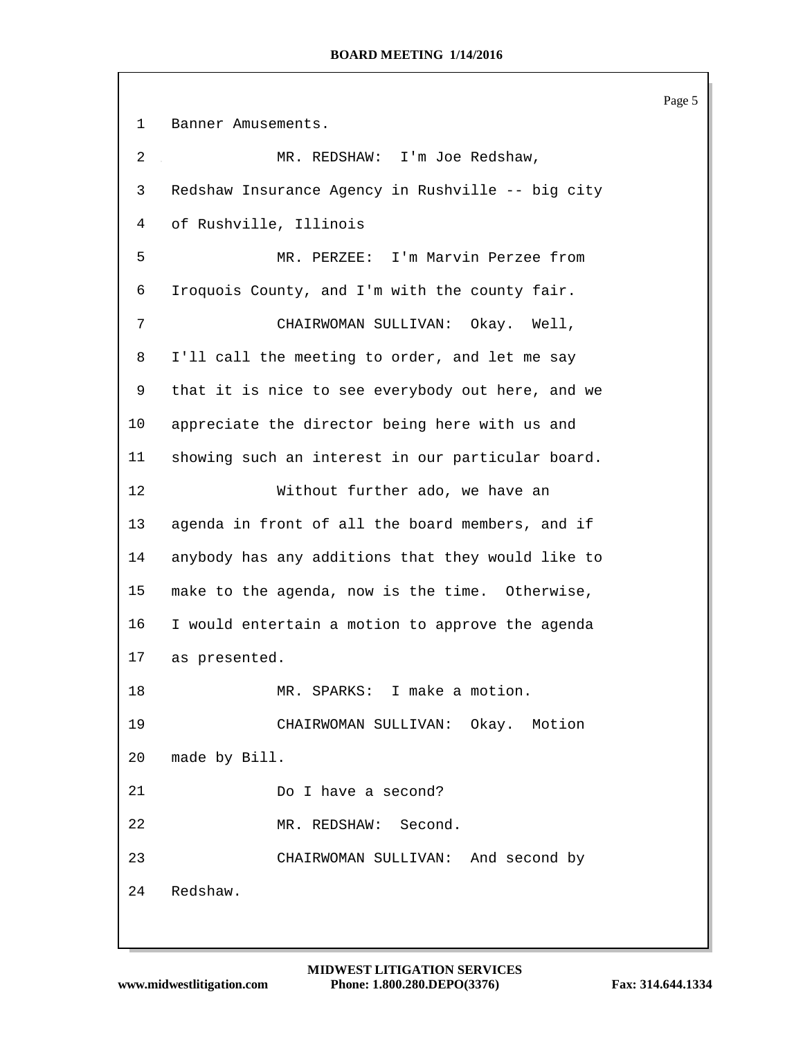Banner Amusements.

MR. REDSHAW: I'm Joe Redshaw, Redshaw Insurance Agency in Rushville -- big city of Rushville, Illinois

MR. PERZEE: I'm Marvin Perzee from Iroquois County, and I'm with the county fair.

CHAIRWOMAN SULLIVAN: Okay. Well, I'll call the meeting to order, and let me say that it is nice to see everybody out here, and we appreciate the director being here with us and showing such an interest in our particular board.

Without further ado, we have an agenda in front of all the board members, and if anybody has any additions that they would like to make to the agenda, now is the time. Otherwise, I would entertain a motion to approve the agenda as presented.

MR. SPARKS: I make a motion.

CHAIRWOMAN SULLIVAN: Okay. Motion made by Bill.

Do I have a second?

MR. REDSHAW: Second.

CHAIRWOMAN SULLIVAN: And second by Redshaw.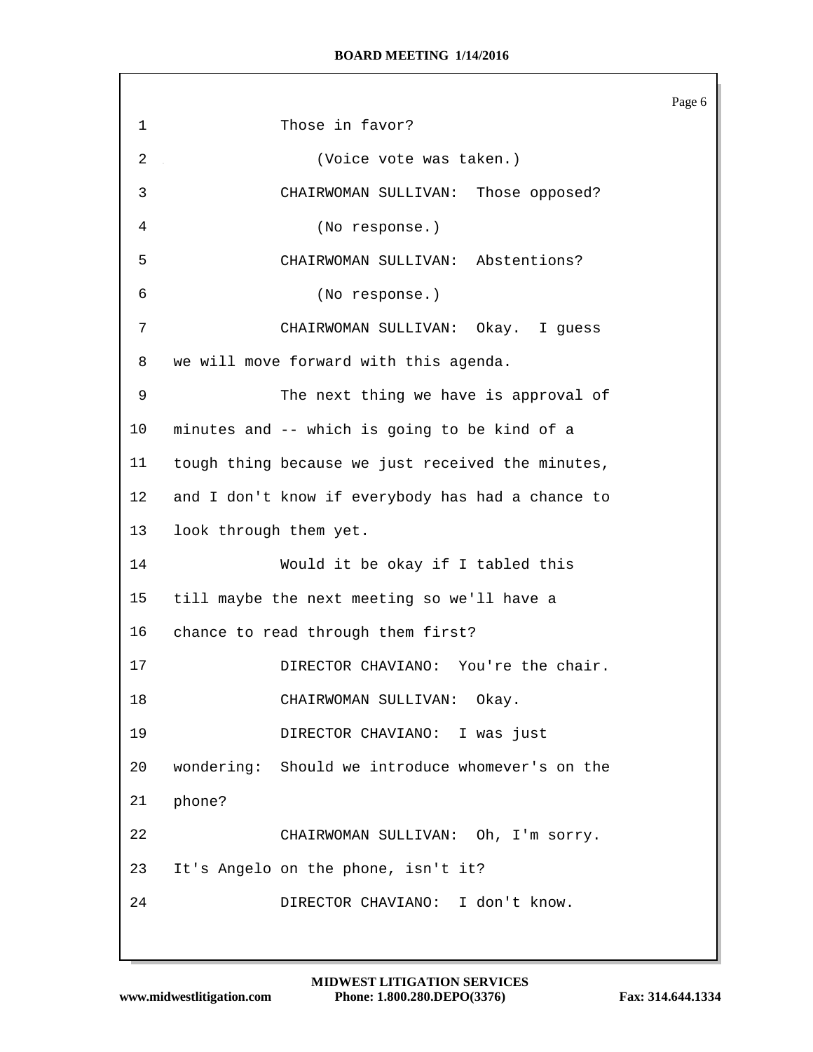1 Those in favor?

2 (Voice vote was taken.)

3 CHAIRWOMAN SULLIVAN: Those opposed?

4 (No response.)

5 CHAIRWOMAN SULLIVAN: Abstentions?

6 (No response.)

7 CHAIRWOMAN SULLIVAN: Okay. I guess

8 we will move forward with this agenda.

9 The next thing we have is approval of

10 minutes and -- which is going to be kind of a

11 tough thing because we just received the minutes,

12 and I don't know if everybody has had a chance to

13 look through them yet.

14 Would it be okay if I tabled this

15 till maybe the next meeting so we'll have a

16 chance to read through them first?

17 DIRECTOR CHAVIANO: You're the chair.

18 CHAIRWOMAN SULLIVAN: Okay.

19 DIRECTOR CHAVIANO: I was just

20 wondering: Should we introduce whomever's on the

21 phone?

22 CHAIRWOMAN SULLIVAN: Oh, I'm sorry.

23 It's Angelo on the phone, isn't it?

24 DIRECTOR CHAVIANO: I don't know.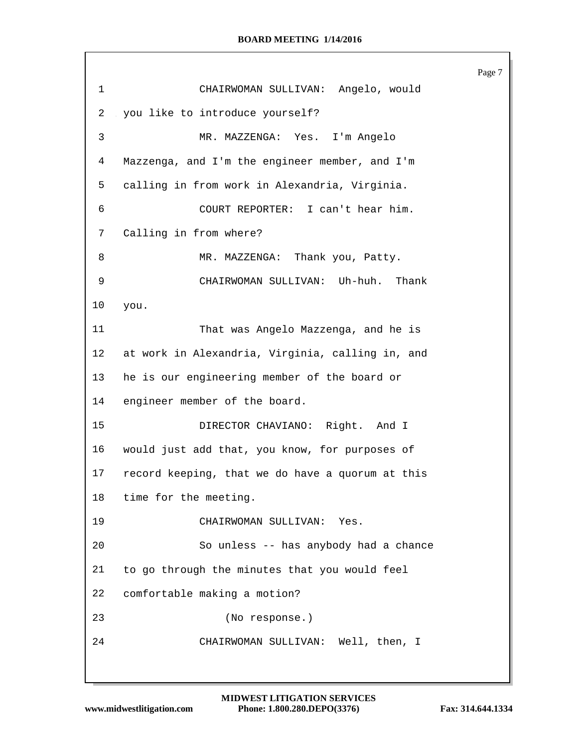1 CHAIRWOMAN SULLIVAN: Angelo, would
2 you like to introduce yourself?
3 MR. MAZZENGA: Yes. I'm Angelo
4 Mazzenga, and I'm the engineer member, and I'm
5 calling in from work in Alexandria, Virginia.
6 COURT REPORTER: I can't hear him.
7 Calling in from where?
8 MR. MAZZENGA: Thank you, Patty.
9 CHAIRWOMAN SULLIVAN: Uh-huh. Thank
10 you.
11 That was Angelo Mazzenga, and he is
12 at work in Alexandria, Virginia, calling in, and
13 he is our engineering member of the board or
14 engineer member of the board.
15 DIRECTOR CHAVIANO: Right. And I
16 would just add that, you know, for purposes of
17 record keeping, that we do have a quorum at this
18 time for the meeting.
19 CHAIRWOMAN SULLIVAN: Yes.
20 So unless -- has anybody had a chance
21 to go through the minutes that you would feel
22 comfortable making a motion?
23 (No response.)
24 CHAIRWOMAN SULLIVAN: Well, then, I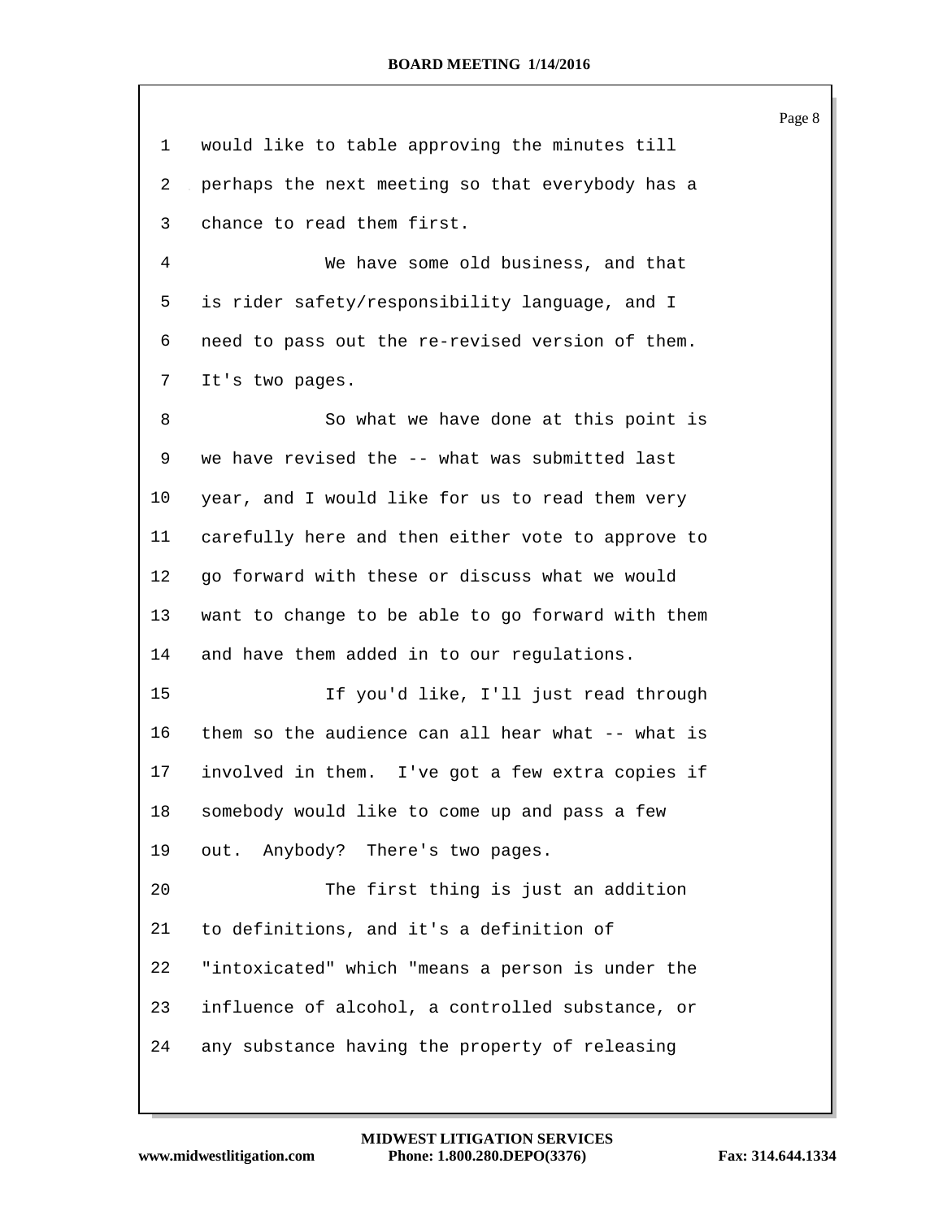would like to table approving the minutes till perhaps the next meeting so that everybody has a chance to read them first.

We have some old business, and that is rider safety/responsibility language, and I need to pass out the re-revised version of them. It's two pages.

So what we have done at this point is we have revised the -- what was submitted last year, and I would like for us to read them very carefully here and then either vote to approve to go forward with these or discuss what we would want to change to be able to go forward with them and have them added in to our regulations.

If you'd like, I'll just read through them so the audience can all hear what -- what is involved in them. I've got a few extra copies if somebody would like to come up and pass a few out. Anybody? There's two pages.

The first thing is just an addition to definitions, and it's a definition of "intoxicated" which "means a person is under the influence of alcohol, a controlled substance, or any substance having the property of releasing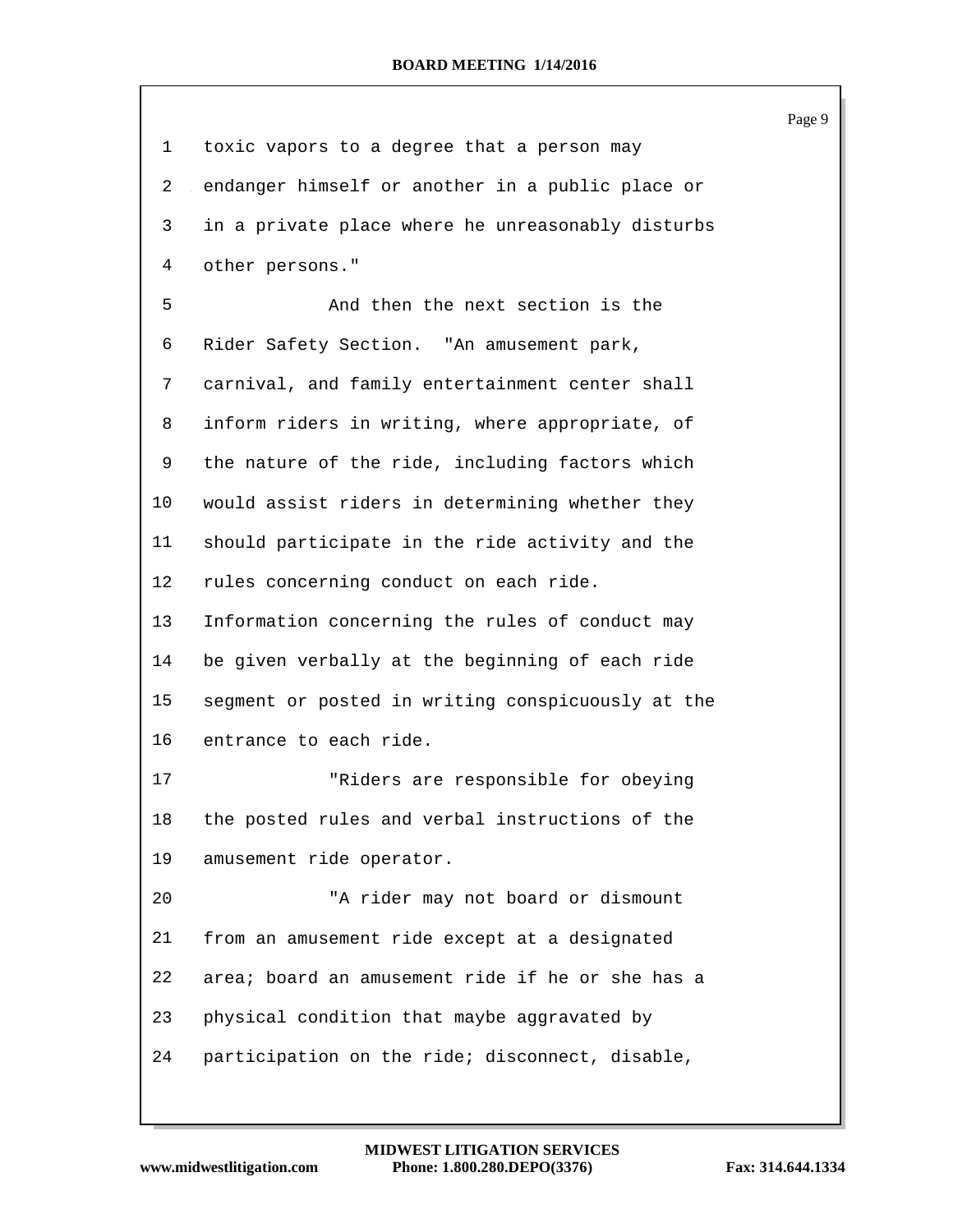toxic vapors to a degree that a person may endanger himself or another in a public place or in a private place where he unreasonably disturbs other persons."

And then the next section is the Rider Safety Section. "An amusement park, carnival, and family entertainment center shall inform riders in writing, where appropriate, of the nature of the ride, including factors which would assist riders in determining whether they should participate in the ride activity and the rules concerning conduct on each ride. Information concerning the rules of conduct may be given verbally at the beginning of each ride segment or posted in writing conspicuously at the entrance to each ride.

"Riders are responsible for obeying the posted rules and verbal instructions of the amusement ride operator.

"A rider may not board or dismount from an amusement ride except at a designated area; board an amusement ride if he or she has a physical condition that maybe aggravated by participation on the ride; disconnect, disable,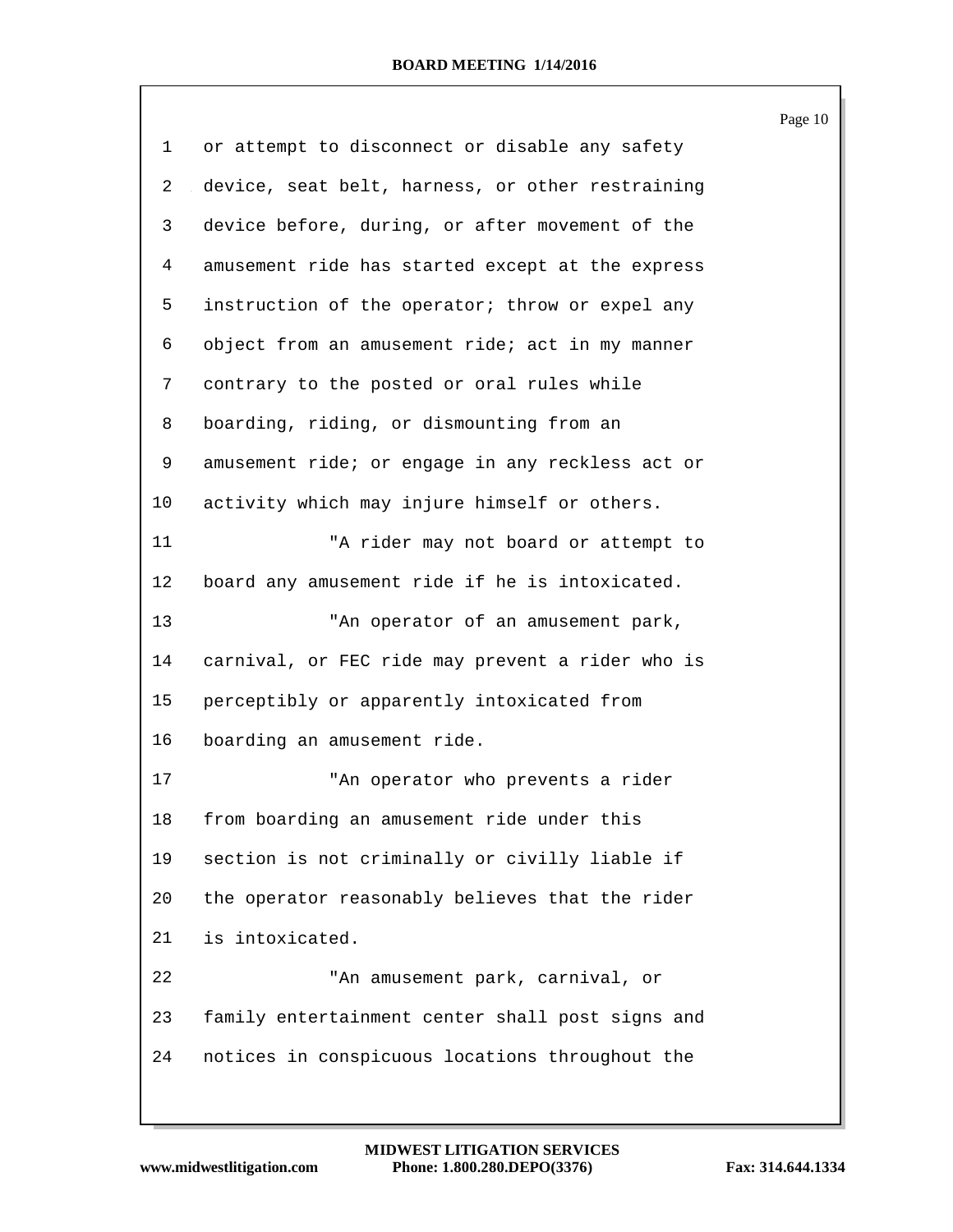or attempt to disconnect or disable any safety device, seat belt, harness, or other restraining device before, during, or after movement of the amusement ride has started except at the express instruction of the operator; throw or expel any object from an amusement ride; act in my manner contrary to the posted or oral rules while boarding, riding, or dismounting from an amusement ride; or engage in any reckless act or activity which may injure himself or others.

"A rider may not board or attempt to board any amusement ride if he is intoxicated.

"An operator of an amusement park, carnival, or FEC ride may prevent a rider who is perceptibly or apparently intoxicated from boarding an amusement ride.

"An operator who prevents a rider from boarding an amusement ride under this section is not criminally or civilly liable if the operator reasonably believes that the rider is intoxicated.

"An amusement park, carnival, or family entertainment center shall post signs and notices in conspicuous locations throughout the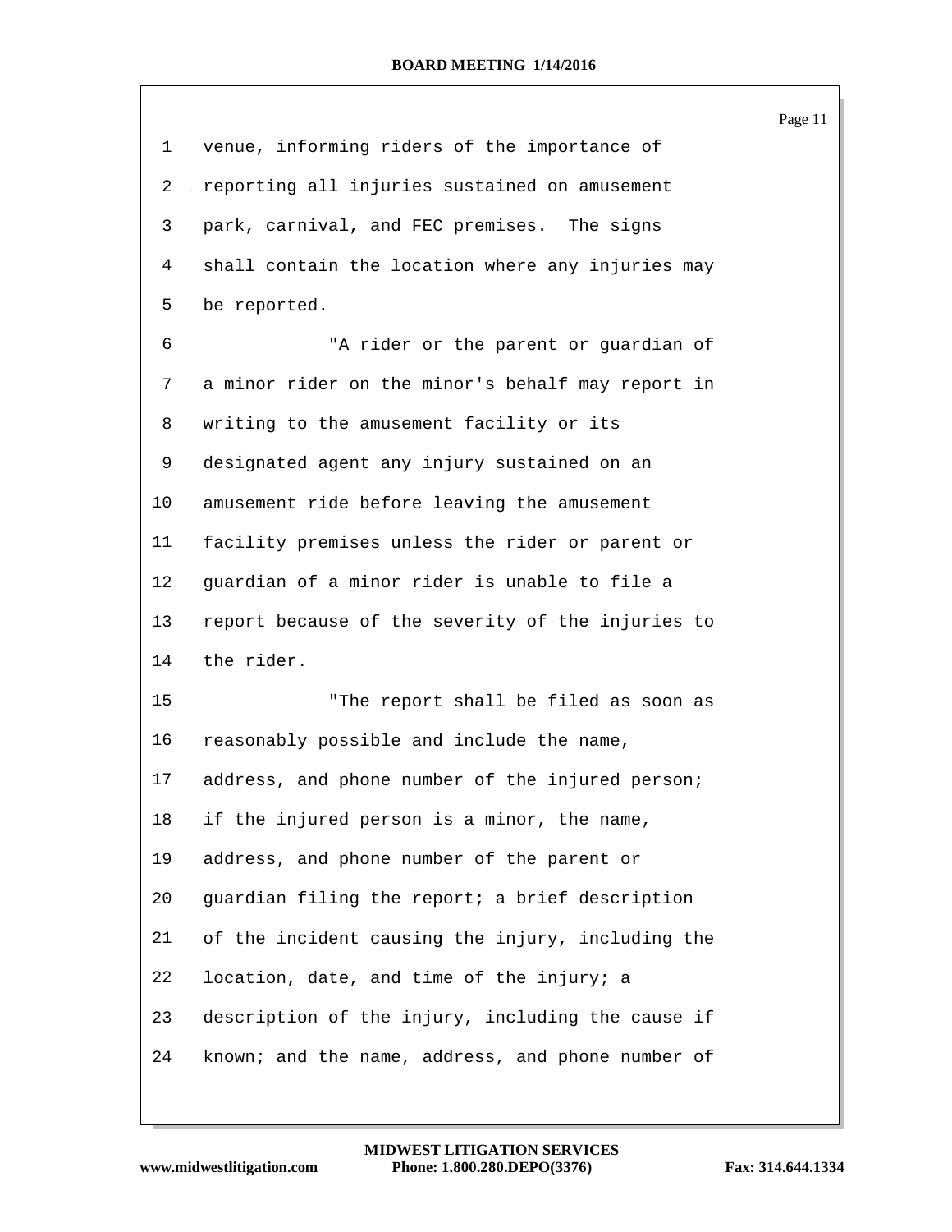venue, informing riders of the importance of reporting all injuries sustained on amusement park, carnival, and FEC premises. The signs shall contain the location where any injuries may be reported.

"A rider or the parent or guardian of a minor rider on the minor's behalf may report in writing to the amusement facility or its designated agent any injury sustained on an amusement ride before leaving the amusement facility premises unless the rider or parent or guardian of a minor rider is unable to file a report because of the severity of the injuries to the rider.

"The report shall be filed as soon as reasonably possible and include the name, address, and phone number of the injured person; if the injured person is a minor, the name, address, and phone number of the parent or guardian filing the report; a brief description of the incident causing the injury, including the location, date, and time of the injury; a description of the injury, including the cause if known; and the name, address, and phone number of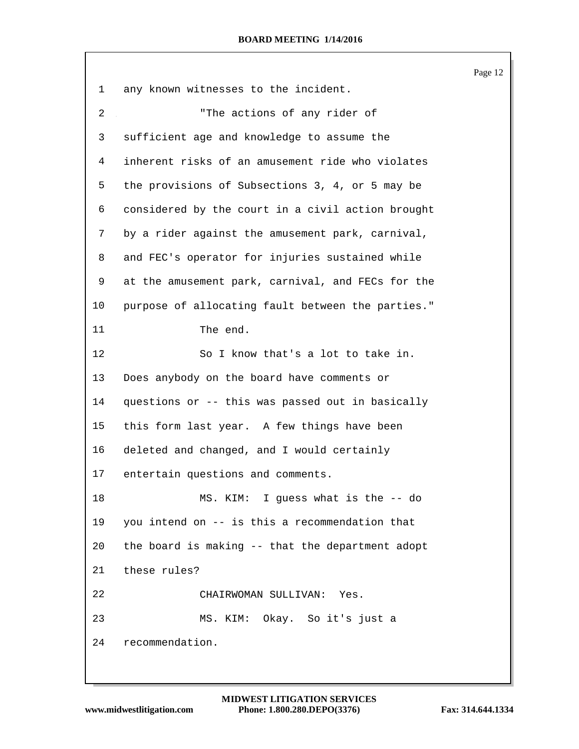1 any known witnesses to the incident.

2 "The actions of any rider of

3 sufficient age and knowledge to assume the

4 inherent risks of an amusement ride who violates

5 the provisions of Subsections 3, 4, or 5 may be

6 considered by the court in a civil action brought

7 by a rider against the amusement park, carnival,

8 and FEC's operator for injuries sustained while

9 at the amusement park, carnival, and FECs for the

10 purpose of allocating fault between the parties."

11 The end.

12 So I know that's a lot to take in.

13 Does anybody on the board have comments or

14 questions or -- this was passed out in basically

15 this form last year. A few things have been

16 deleted and changed, and I would certainly

17 entertain questions and comments.

18 MS. KIM: I guess what is the -- do

19 you intend on -- is this a recommendation that

20 the board is making -- that the department adopt

21 these rules?

22 CHAIRWOMAN SULLIVAN: Yes.

23 MS. KIM: Okay. So it's just a

24 recommendation.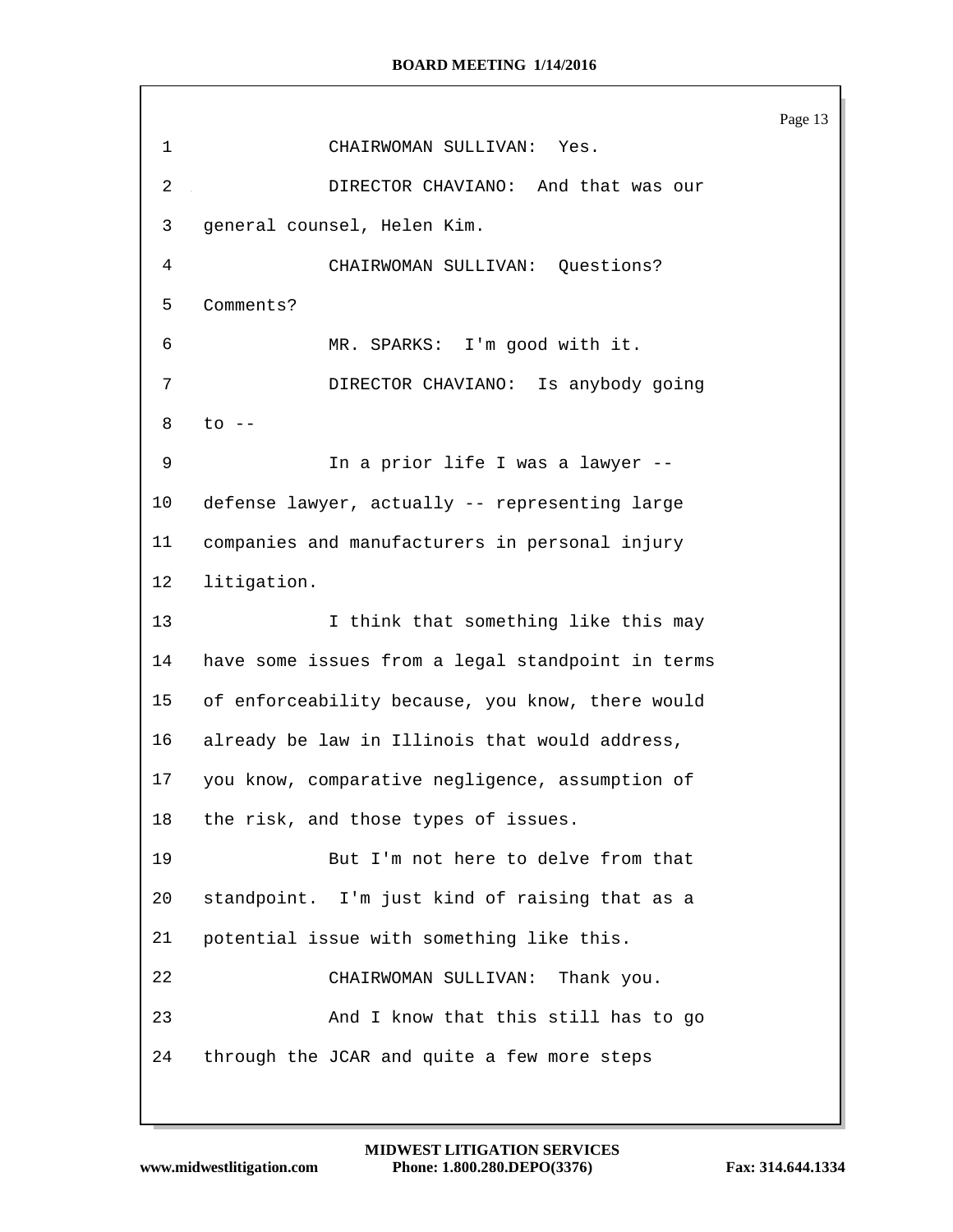1 CHAIRWOMAN SULLIVAN: Yes.

2 DIRECTOR CHAVIANO: And that was our

3 general counsel, Helen Kim.

4 CHAIRWOMAN SULLIVAN: Questions?

5 Comments?

6 MR. SPARKS: I'm good with it.

7 DIRECTOR CHAVIANO: Is anybody going

8 to --

9 In a prior life I was a lawyer --

10 defense lawyer, actually -- representing large

11 companies and manufacturers in personal injury

12 litigation.

13 I think that something like this may

14 have some issues from a legal standpoint in terms

15 of enforceability because, you know, there would

16 already be law in Illinois that would address,

17 you know, comparative negligence, assumption of

18 the risk, and those types of issues.

19 But I'm not here to delve from that

20 standpoint. I'm just kind of raising that as a

21 potential issue with something like this.

22 CHAIRWOMAN SULLIVAN: Thank you.

23 And I know that this still has to go

24 through the JCAR and quite a few more steps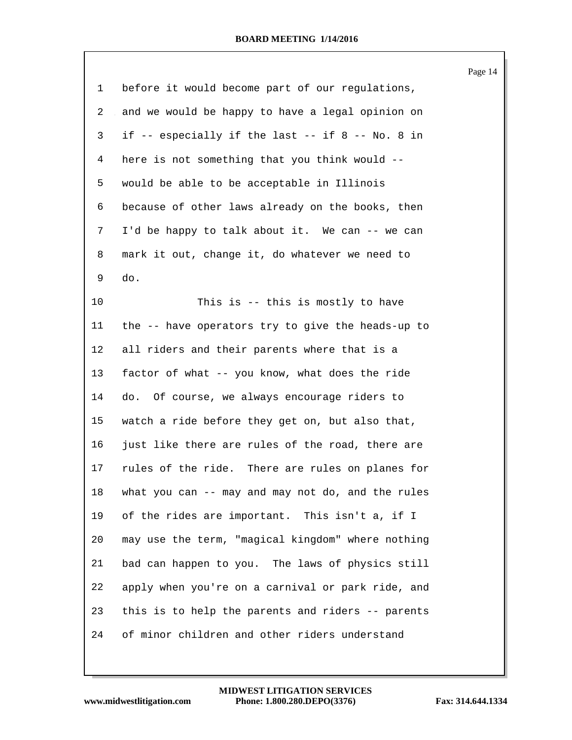1 before it would become part of our regulations,
2 and we would be happy to have a legal opinion on
3 if -- especially if the last -- if 8 -- No. 8 in
4 here is not something that you think would --
5 would be able to be acceptable in Illinois
6 because of other laws already on the books, then
7 I'd be happy to talk about it. We can -- we can
8 mark it out, change it, do whatever we need to
9 do.
10 This is -- this is mostly to have
11 the -- have operators try to give the heads-up to
12 all riders and their parents where that is a
13 factor of what -- you know, what does the ride
14 do. Of course, we always encourage riders to
15 watch a ride before they get on, but also that,
16 just like there are rules of the road, there are
17 rules of the ride. There are rules on planes for
18 what you can -- may and may not do, and the rules
19 of the rides are important. This isn't a, if I
20 may use the term, "magical kingdom" where nothing
21 bad can happen to you. The laws of physics still
22 apply when you're on a carnival or park ride, and
23 this is to help the parents and riders -- parents
24 of minor children and other riders understand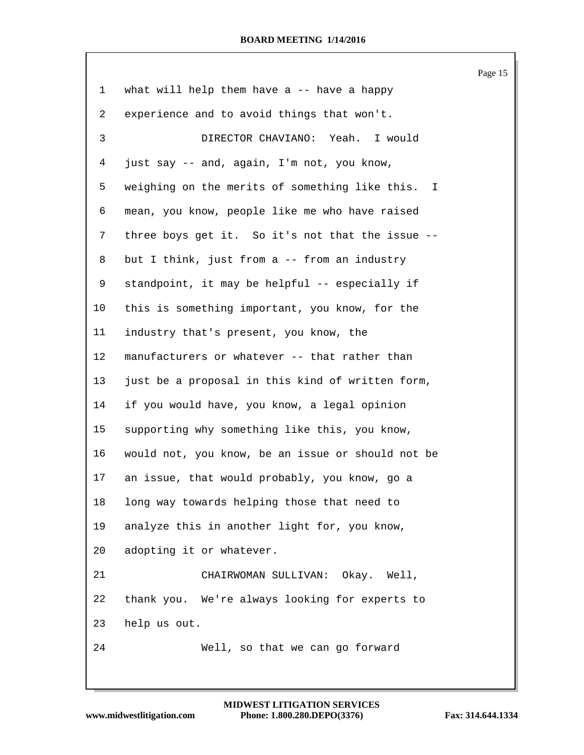1 what will help them have a -- have a happy

2 experience and to avoid things that won't.

3 DIRECTOR CHAVIANO: Yeah. I would

4 just say -- and, again, I'm not, you know,

5 weighing on the merits of something like this. I

6 mean, you know, people like me who have raised

7 three boys get it. So it's not that the issue --

8 but I think, just from a -- from an industry

9 standpoint, it may be helpful -- especially if

10 this is something important, you know, for the

11 industry that's present, you know, the

12 manufacturers or whatever -- that rather than

13 just be a proposal in this kind of written form,

14 if you would have, you know, a legal opinion

15 supporting why something like this, you know,

16 would not, you know, be an issue or should not be

17 an issue, that would probably, you know, go a

18 long way towards helping those that need to

19 analyze this in another light for, you know,

20 adopting it or whatever.

21 CHAIRWOMAN SULLIVAN: Okay. Well,

22 thank you. We're always looking for experts to

23 help us out.

24 Well, so that we can go forward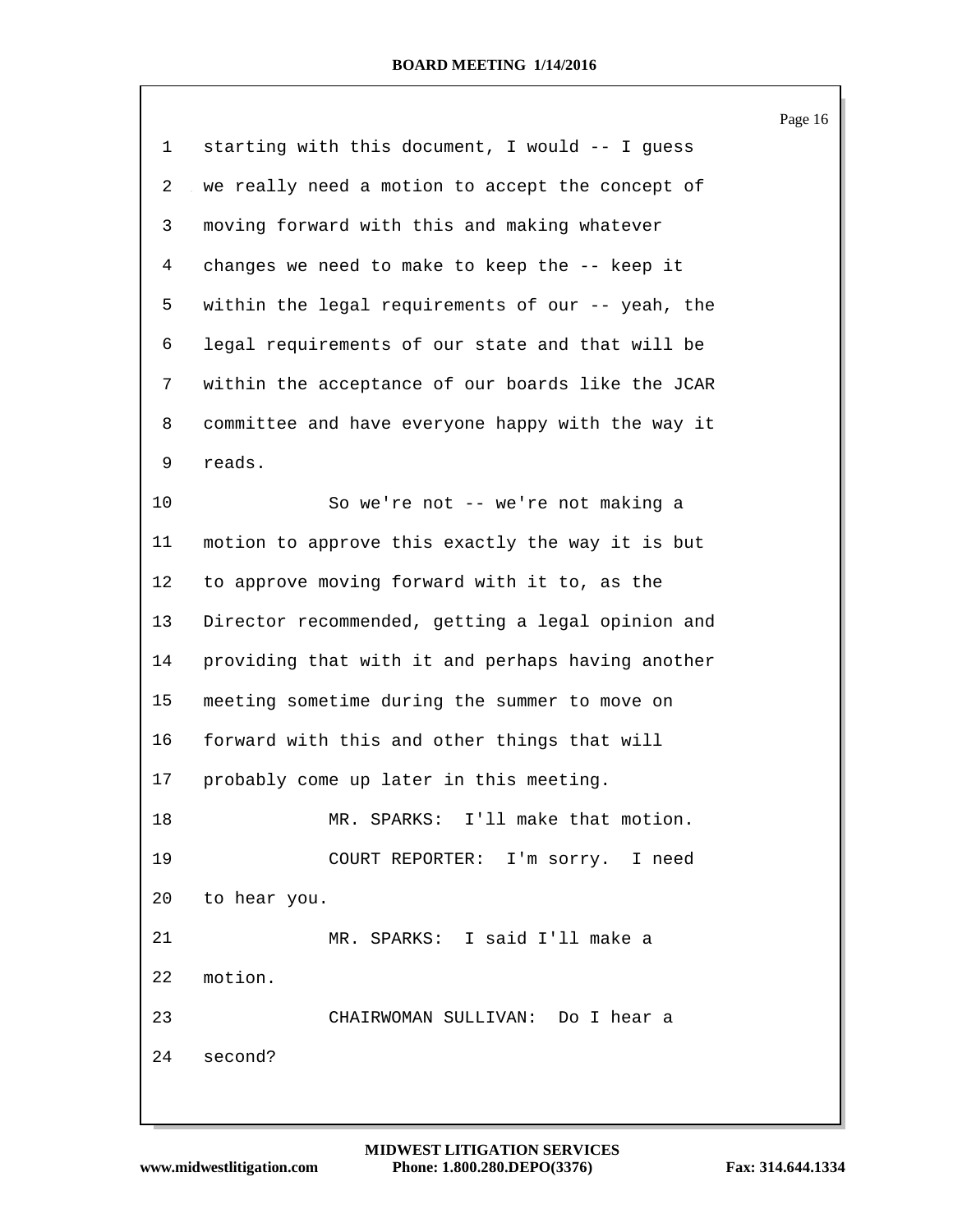1 starting with this document, I would -- I guess

2 we really need a motion to accept the concept of

3 moving forward with this and making whatever

4 changes we need to make to keep the -- keep it

5 within the legal requirements of our -- yeah, the

6 legal requirements of our state and that will be

7 within the acceptance of our boards like the JCAR

8 committee and have everyone happy with the way it

9 reads.

10 So we're not -- we're not making a

11 motion to approve this exactly the way it is but

12 to approve moving forward with it to, as the

13 Director recommended, getting a legal opinion and

14 providing that with it and perhaps having another

15 meeting sometime during the summer to move on

16 forward with this and other things that will

17 probably come up later in this meeting.

18 MR. SPARKS: I'll make that motion.

19 COURT REPORTER: I'm sorry. I need

20 to hear you.

21 MR. SPARKS: I said I'll make a

22 motion.

23 CHAIRWOMAN SULLIVAN: Do I hear a

24 second?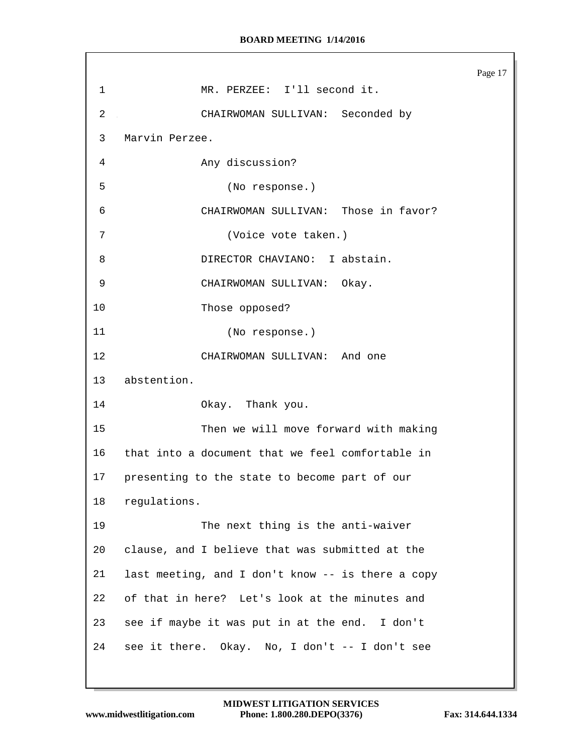1 MR. PERZEE: I'll second it.

2 CHAIRWOMAN SULLIVAN: Seconded by

3 Marvin Perzee.

4 Any discussion?

5 (No response.)

6 CHAIRWOMAN SULLIVAN: Those in favor?

7 (Voice vote taken.)

8 DIRECTOR CHAVIANO: I abstain.

9 CHAIRWOMAN SULLIVAN: Okay.

10 Those opposed?

11 (No response.)

12 CHAIRWOMAN SULLIVAN: And one

13 abstention.

14 Okay. Thank you.

15 Then we will move forward with making

16 that into a document that we feel comfortable in

17 presenting to the state to become part of our

18 regulations.

19 The next thing is the anti-waiver

20 clause, and I believe that was submitted at the

21 last meeting, and I don't know -- is there a copy

22 of that in here? Let's look at the minutes and

23 see if maybe it was put in at the end. I don't

24 see it there. Okay. No, I don't -- I don't see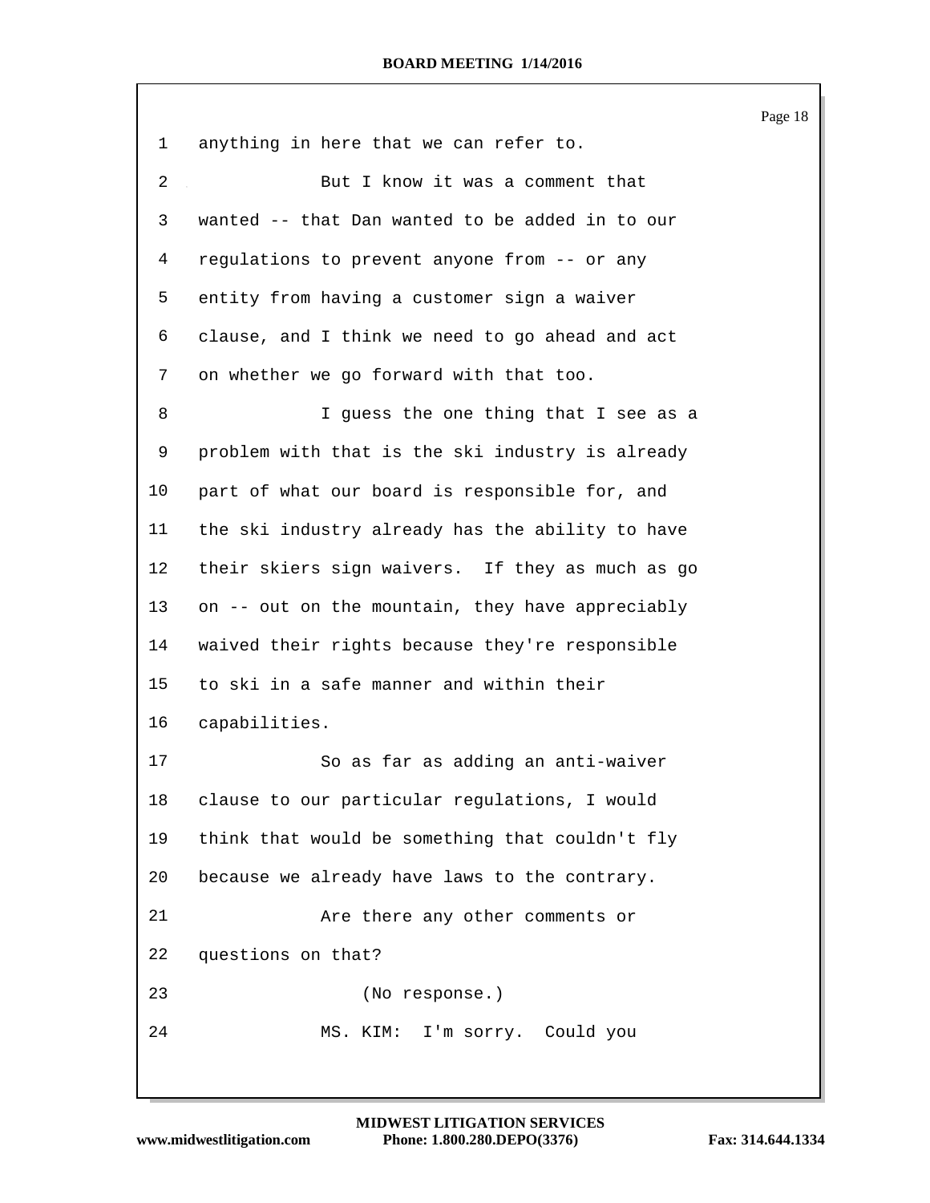anything in here that we can refer to.

But I know it was a comment that wanted -- that Dan wanted to be added in to our regulations to prevent anyone from -- or any entity from having a customer sign a waiver clause, and I think we need to go ahead and act on whether we go forward with that too.

I guess the one thing that I see as a problem with that is the ski industry is already part of what our board is responsible for, and the ski industry already has the ability to have their skiers sign waivers. If they as much as go on -- out on the mountain, they have appreciably waived their rights because they're responsible to ski in a safe manner and within their capabilities.

So as far as adding an anti-waiver clause to our particular regulations, I would think that would be something that couldn't fly because we already have laws to the contrary.

Are there any other comments or questions on that?

(No response.)

MS. KIM: I'm sorry. Could you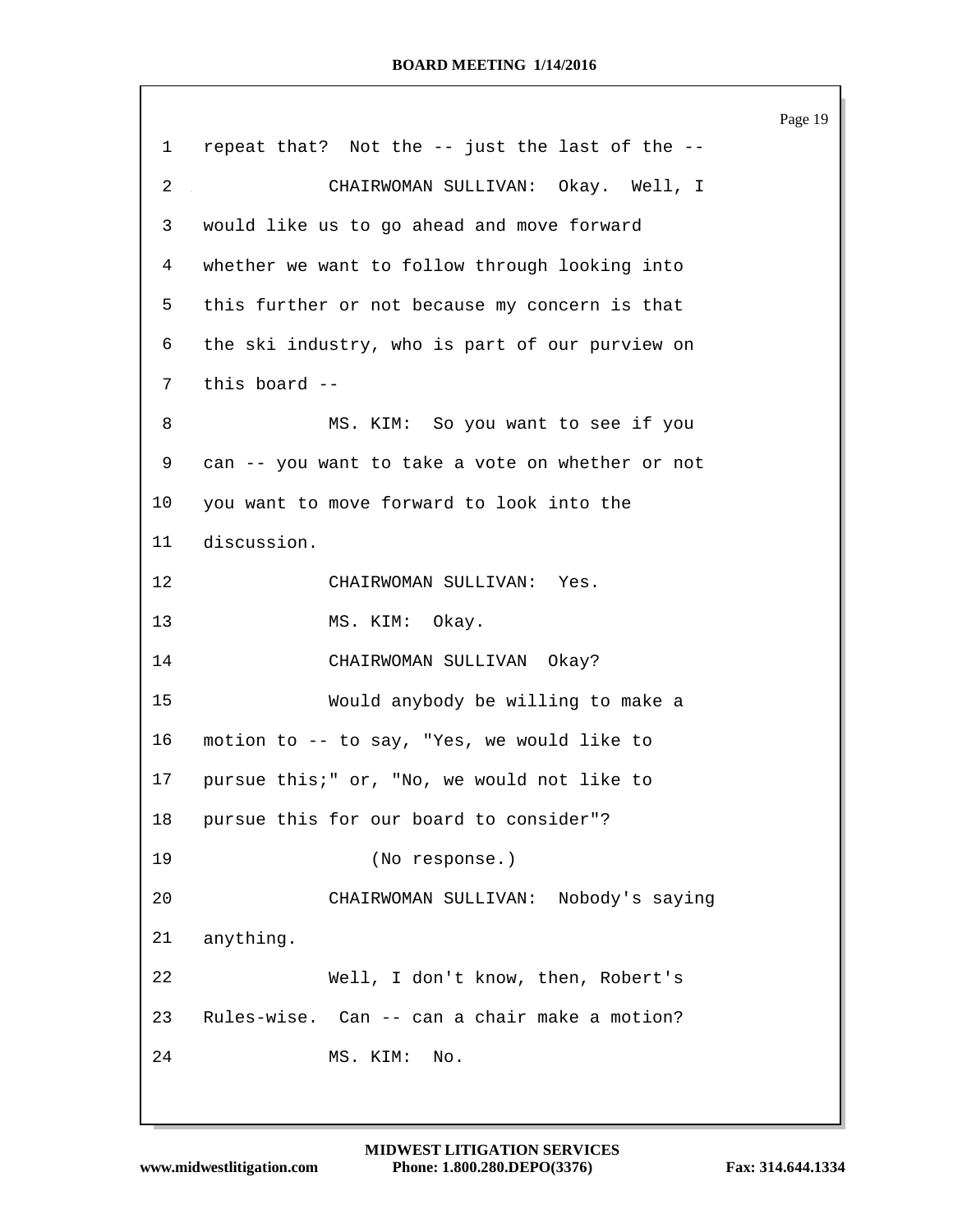1 repeat that? Not the -- just the last of the --

2 CHAIRWOMAN SULLIVAN: Okay. Well, I

3 would like us to go ahead and move forward

4 whether we want to follow through looking into

5 this further or not because my concern is that

6 the ski industry, who is part of our purview on

7 this board --

8 MS. KIM: So you want to see if you

9 can -- you want to take a vote on whether or not

10 you want to move forward to look into the

11 discussion.

12 CHAIRWOMAN SULLIVAN: Yes.

13 MS. KIM: Okay.

14 CHAIRWOMAN SULLIVAN Okay?

15 Would anybody be willing to make a

16 motion to -- to say, "Yes, we would like to

17 pursue this;" or, "No, we would not like to

18 pursue this for our board to consider"?

19 (No response.)

20 CHAIRWOMAN SULLIVAN: Nobody's saying

21 anything.

22 Well, I don't know, then, Robert's

23 Rules-wise. Can -- can a chair make a motion?

24 MS. KIM: No.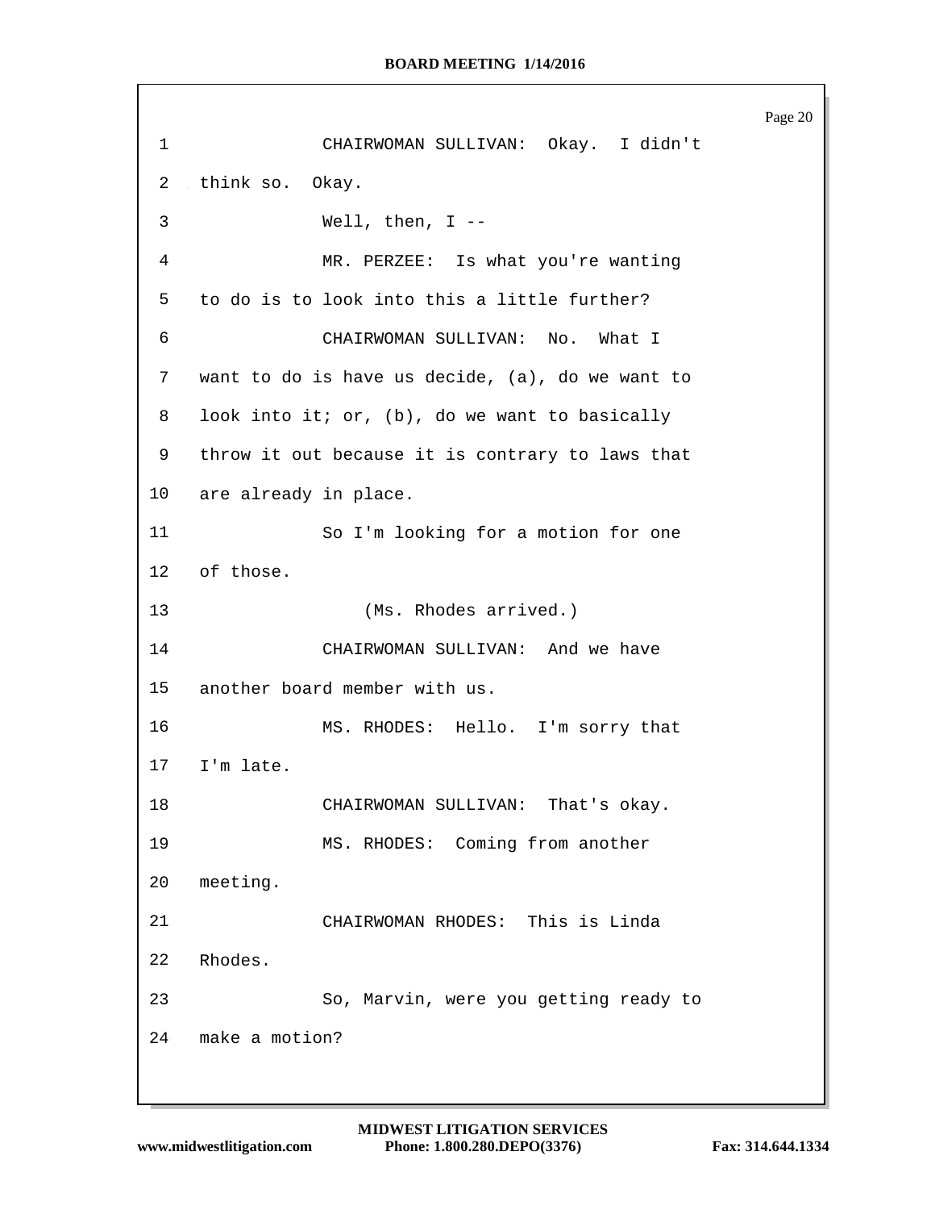1 CHAIRWOMAN SULLIVAN: Okay. I didn't
2 think so. Okay.
3 Well, then, I --
4 MR. PERZEE: Is what you're wanting
5 to do is to look into this a little further?
6 CHAIRWOMAN SULLIVAN: No. What I
7 want to do is have us decide, (a), do we want to
8 look into it; or, (b), do we want to basically
9 throw it out because it is contrary to laws that
10 are already in place.
11 So I'm looking for a motion for one
12 of those.
13 (Ms. Rhodes arrived.)
14 CHAIRWOMAN SULLIVAN: And we have
15 another board member with us.
16 MS. RHODES: Hello. I'm sorry that
17 I'm late.
18 CHAIRWOMAN SULLIVAN: That's okay.
19 MS. RHODES: Coming from another
20 meeting.
21 CHAIRWOMAN RHODES: This is Linda
22 Rhodes.
23 So, Marvin, were you getting ready to
24 make a motion?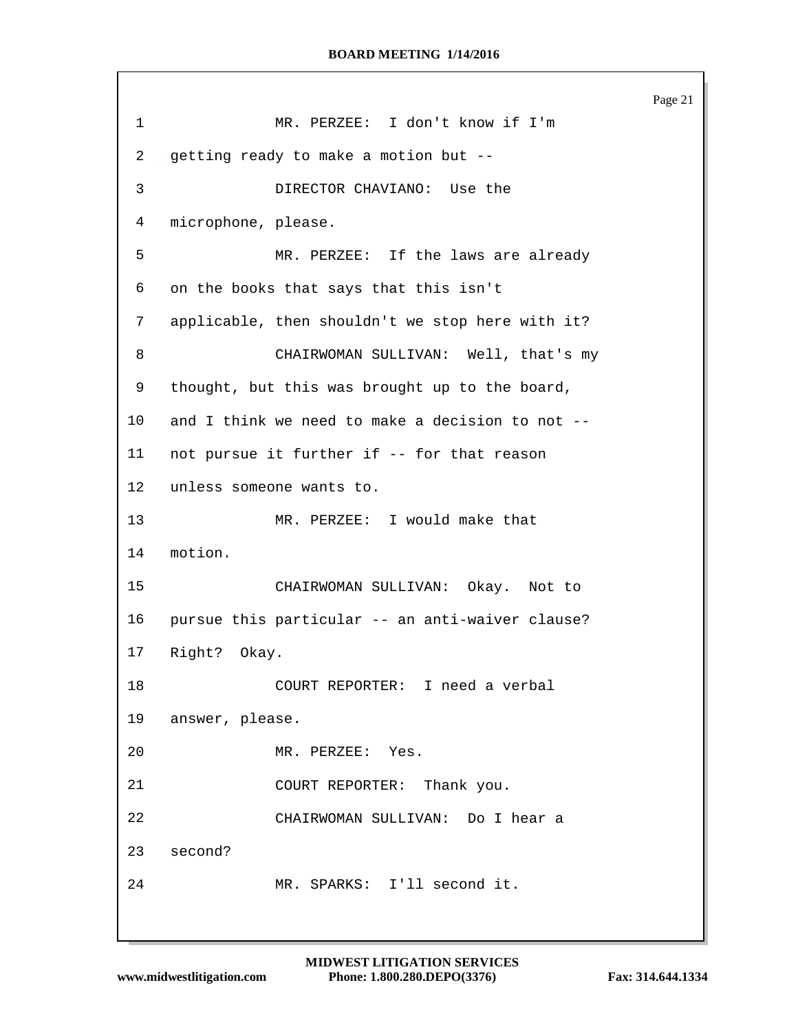1 MR. PERZEE: I don't know if I'm

2 getting ready to make a motion but --

3 DIRECTOR CHAVIANO: Use the

4 microphone, please.

5 MR. PERZEE: If the laws are already

6 on the books that says that this isn't

7 applicable, then shouldn't we stop here with it?

8 CHAIRWOMAN SULLIVAN: Well, that's my

9 thought, but this was brought up to the board,

10 and I think we need to make a decision to not --

11 not pursue it further if -- for that reason

12 unless someone wants to.

13 MR. PERZEE: I would make that

14 motion.

15 CHAIRWOMAN SULLIVAN: Okay. Not to

16 pursue this particular -- an anti-waiver clause?

17 Right? Okay.

18 COURT REPORTER: I need a verbal

19 answer, please.

20 MR. PERZEE: Yes.

21 COURT REPORTER: Thank you.

22 CHAIRWOMAN SULLIVAN: Do I hear a

23 second?

24 MR. SPARKS: I'll second it.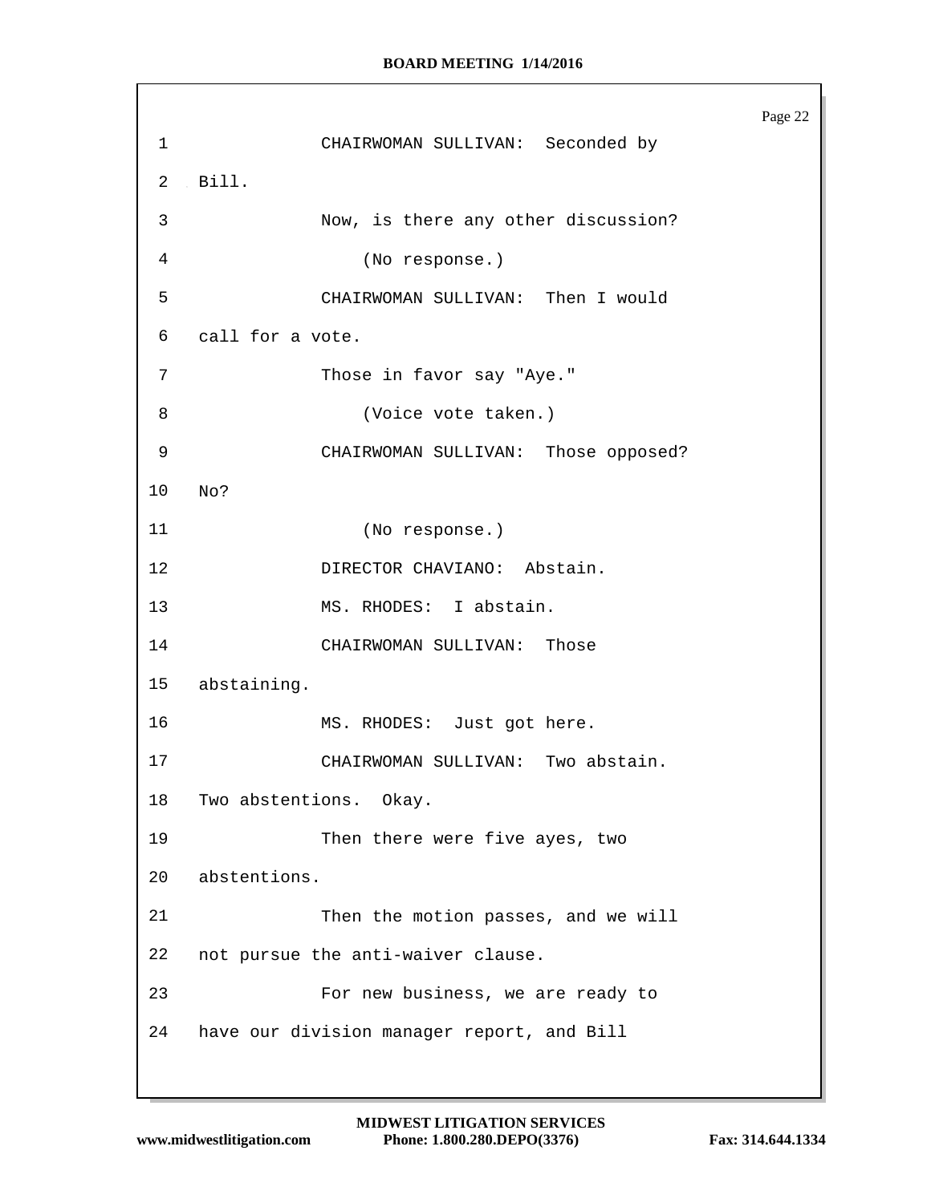1 CHAIRWOMAN SULLIVAN: Seconded by

2 Bill.

3 Now, is there any other discussion?

4 (No response.)

5 CHAIRWOMAN SULLIVAN: Then I would

6 call for a vote.

7 Those in favor say "Aye."

8 (Voice vote taken.)

9 CHAIRWOMAN SULLIVAN: Those opposed?

10 No?

11 (No response.)

12 DIRECTOR CHAVIANO: Abstain.

13 MS. RHODES: I abstain.

14 CHAIRWOMAN SULLIVAN: Those

15 abstaining.

16 MS. RHODES: Just got here.

17 CHAIRWOMAN SULLIVAN: Two abstain.

18 Two abstentions. Okay.

19 Then there were five ayes, two

20 abstentions.

21 Then the motion passes, and we will

22 not pursue the anti-waiver clause.

23 For new business, we are ready to

24 have our division manager report, and Bill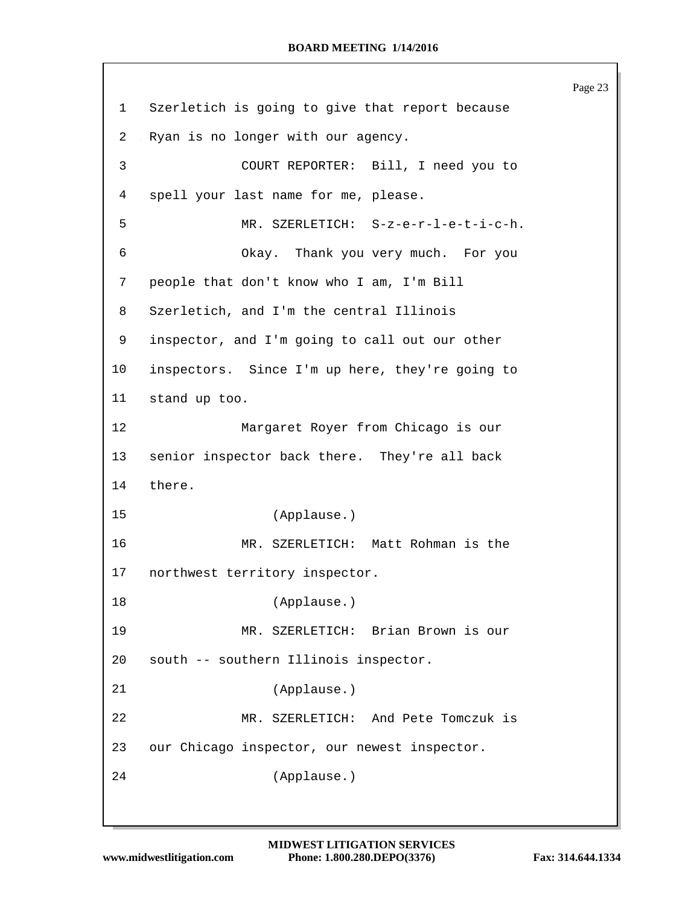1 Szerletich is going to give that report because
2 Ryan is no longer with our agency.
3 COURT REPORTER: Bill, I need you to
4 spell your last name for me, please.
5 MR. SZERLETICH: S-z-e-r-l-e-t-i-c-h.
6 Okay. Thank you very much. For you
7 people that don't know who I am, I'm Bill
8 Szerletich, and I'm the central Illinois
9 inspector, and I'm going to call out our other
10 inspectors. Since I'm up here, they're going to
11 stand up too.
12 Margaret Royer from Chicago is our
13 senior inspector back there. They're all back
14 there.
15 (Applause.)
16 MR. SZERLETICH: Matt Rohman is the
17 northwest territory inspector.
18 (Applause.)
19 MR. SZERLETICH: Brian Brown is our
20 south -- southern Illinois inspector.
21 (Applause.)
22 MR. SZERLETICH: And Pete Tomczuk is
23 our Chicago inspector, our newest inspector.
24 (Applause.)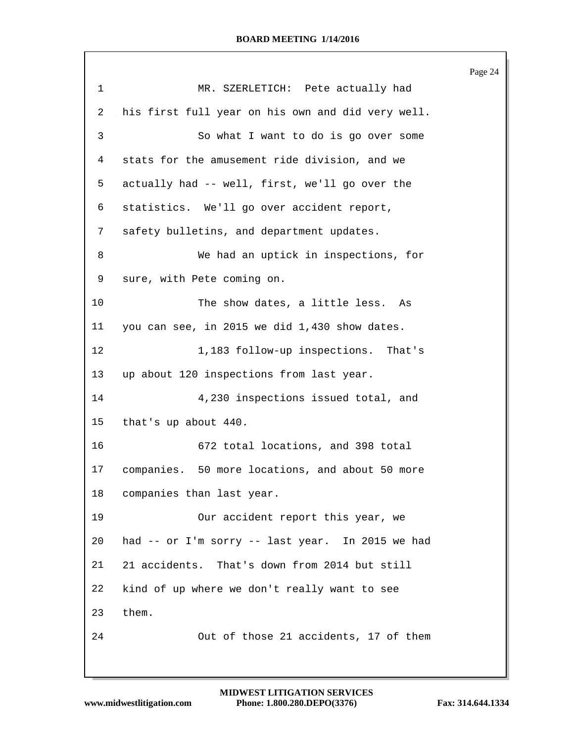1 MR. SZERLETICH: Pete actually had
2 his first full year on his own and did very well.
3 So what I want to do is go over some
4 stats for the amusement ride division, and we
5 actually had -- well, first, we'll go over the
6 statistics. We'll go over accident report,
7 safety bulletins, and department updates.
8 We had an uptick in inspections, for
9 sure, with Pete coming on.
10 The show dates, a little less. As
11 you can see, in 2015 we did 1,430 show dates.
12 1,183 follow-up inspections. That's
13 up about 120 inspections from last year.
14 4,230 inspections issued total, and
15 that's up about 440.
16 672 total locations, and 398 total
17 companies. 50 more locations, and about 50 more
18 companies than last year.
19 Our accident report this year, we
20 had -- or I'm sorry -- last year. In 2015 we had
21 21 accidents. That's down from 2014 but still
22 kind of up where we don't really want to see
23 them.
24 Out of those 21 accidents, 17 of them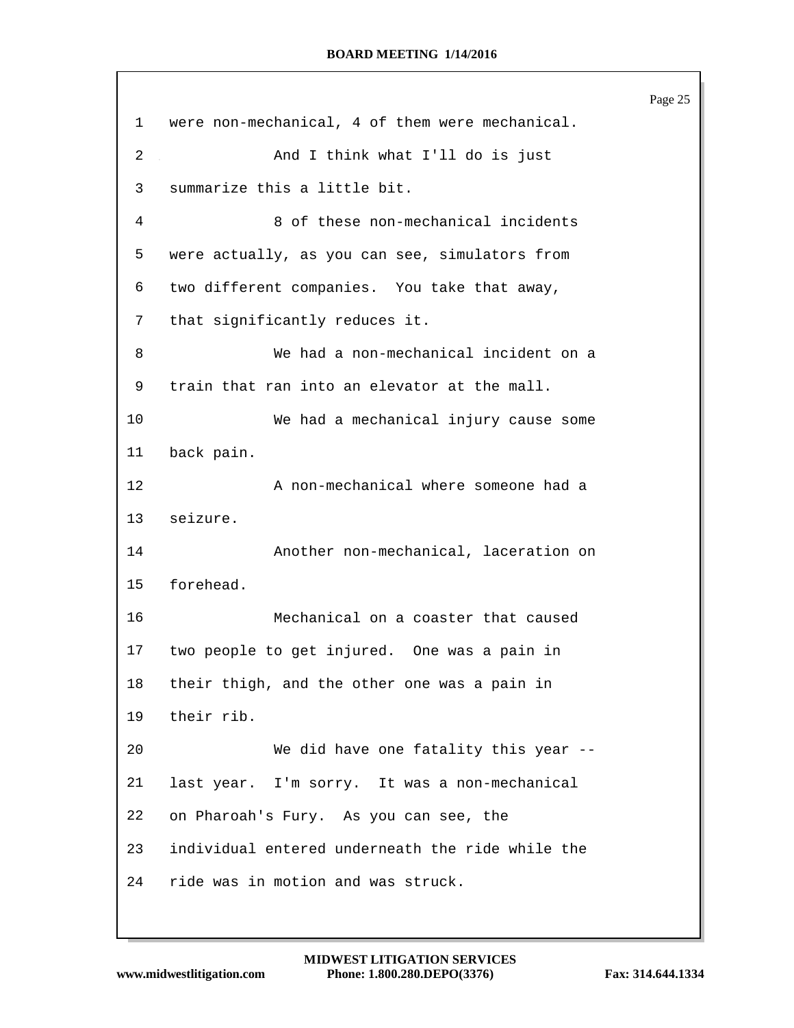were non-mechanical, 4 of them were mechanical.

And I think what I'll do is just summarize this a little bit.

8 of these non-mechanical incidents were actually, as you can see, simulators from two different companies. You take that away, that significantly reduces it.

We had a non-mechanical incident on a train that ran into an elevator at the mall.

We had a mechanical injury cause some back pain.

A non-mechanical where someone had a seizure.

Another non-mechanical, laceration on forehead.

Mechanical on a coaster that caused two people to get injured. One was a pain in their thigh, and the other one was a pain in their rib.

We did have one fatality this year -- last year. I'm sorry. It was a non-mechanical on Pharoah's Fury. As you can see, the individual entered underneath the ride while the ride was in motion and was struck.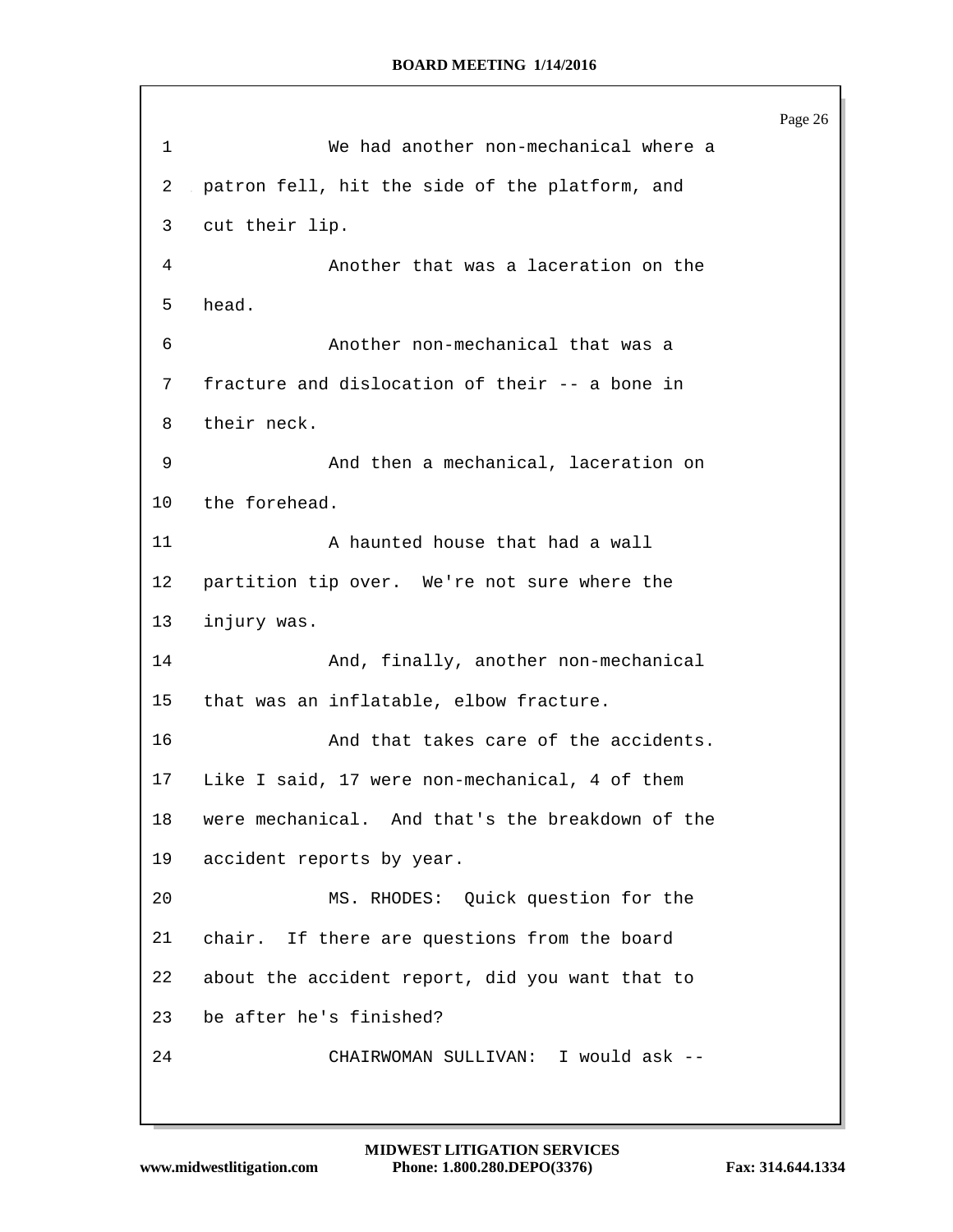We had another non-mechanical where a patron fell, hit the side of the platform, and cut their lip.

Another that was a laceration on the head.

Another non-mechanical that was a fracture and dislocation of their -- a bone in their neck.

And then a mechanical, laceration on the forehead.

A haunted house that had a wall partition tip over. We're not sure where the injury was.

And, finally, another non-mechanical that was an inflatable, elbow fracture.

And that takes care of the accidents. Like I said, 17 were non-mechanical, 4 of them were mechanical. And that's the breakdown of the accident reports by year.

MS. RHODES: Quick question for the chair. If there are questions from the board about the accident report, did you want that to be after he's finished?

CHAIRWOMAN SULLIVAN: I would ask --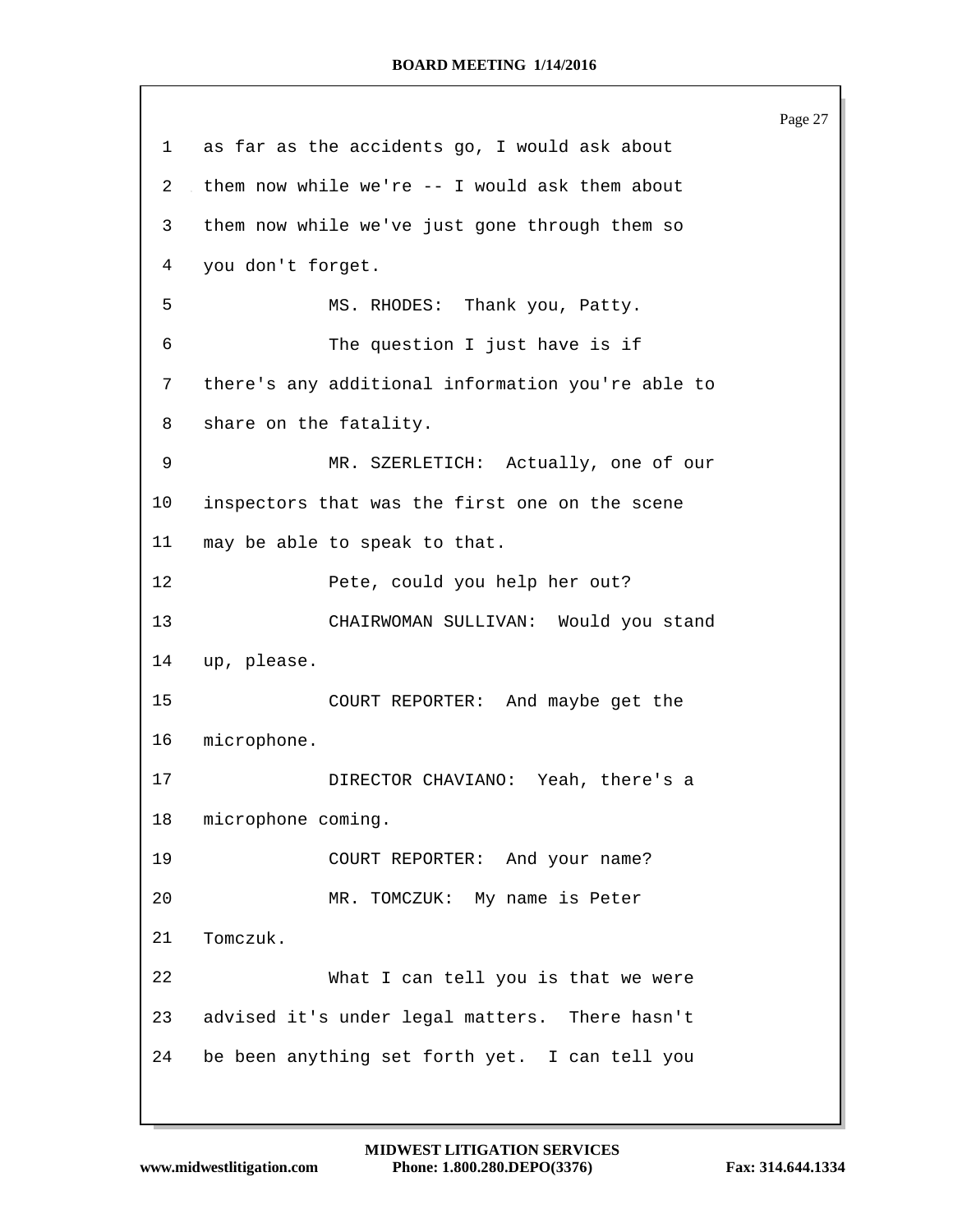1 as far as the accidents go, I would ask about
2 them now while we're -- I would ask them about
3 them now while we've just gone through them so
4 you don't forget.
5 MS. RHODES: Thank you, Patty.
6 The question I just have is if
7 there's any additional information you're able to
8 share on the fatality.
9 MR. SZERLETICH: Actually, one of our
10 inspectors that was the first one on the scene
11 may be able to speak to that.
12 Pete, could you help her out?
13 CHAIRWOMAN SULLIVAN: Would you stand
14 up, please.
15 COURT REPORTER: And maybe get the
16 microphone.
17 DIRECTOR CHAVIANO: Yeah, there's a
18 microphone coming.
19 COURT REPORTER: And your name?
20 MR. TOMCZUK: My name is Peter
21 Tomczuk.
22 What I can tell you is that we were
23 advised it's under legal matters. There hasn't
24 be been anything set forth yet. I can tell you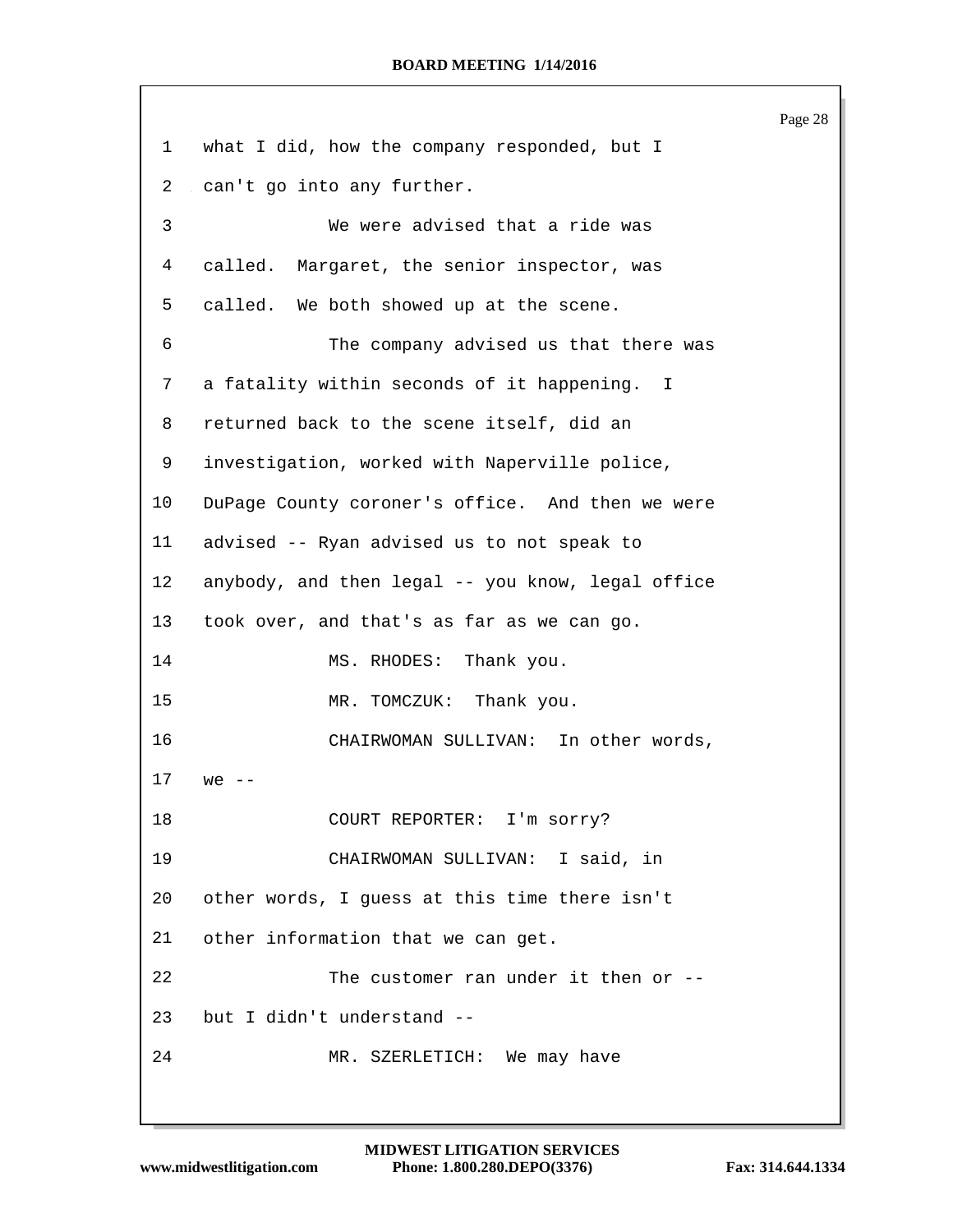1 what I did, how the company responded, but I

2 can't go into any further.

3 We were advised that a ride was

4 called. Margaret, the senior inspector, was

5 called. We both showed up at the scene.

6 The company advised us that there was

7 a fatality within seconds of it happening. I

8 returned back to the scene itself, did an

9 investigation, worked with Naperville police,

10 DuPage County coroner's office. And then we were

11 advised -- Ryan advised us to not speak to

12 anybody, and then legal -- you know, legal office

13 took over, and that's as far as we can go.

14 MS. RHODES: Thank you.

15 MR. TOMCZUK: Thank you.

16 CHAIRWOMAN SULLIVAN: In other words,

17 we --

18 COURT REPORTER: I'm sorry?

19 CHAIRWOMAN SULLIVAN: I said, in

20 other words, I guess at this time there isn't

21 other information that we can get.

22 The customer ran under it then or --

23 but I didn't understand --

24 MR. SZERLETICH: We may have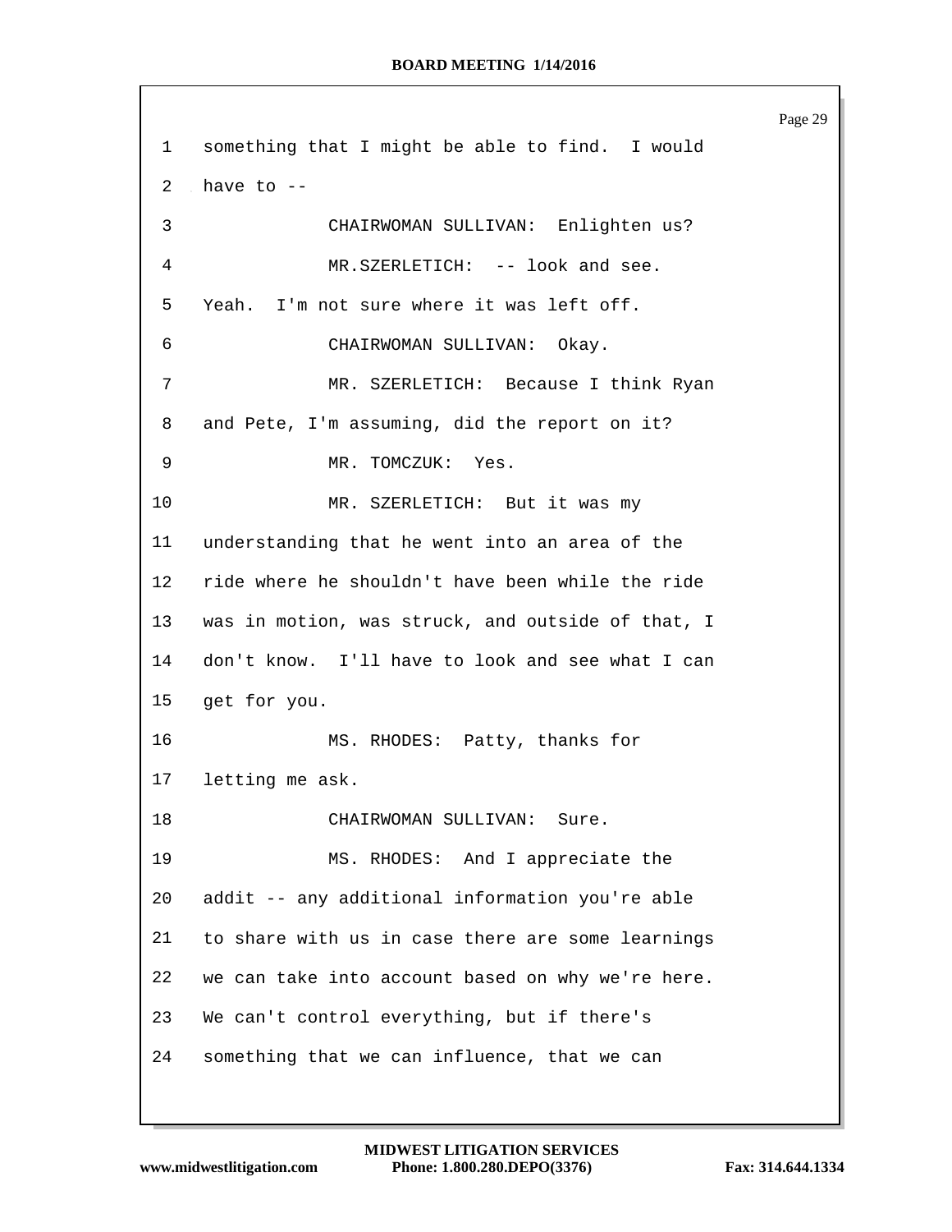1 something that I might be able to find. I would

2 have to --

3 CHAIRWOMAN SULLIVAN: Enlighten us?

4 MR.SZERLETICH: -- look and see.

5 Yeah. I'm not sure where it was left off.

6 CHAIRWOMAN SULLIVAN: Okay.

7 MR. SZERLETICH: Because I think Ryan

8 and Pete, I'm assuming, did the report on it?

9 MR. TOMCZUK: Yes.

10 MR. SZERLETICH: But it was my

11 understanding that he went into an area of the

12 ride where he shouldn't have been while the ride

13 was in motion, was struck, and outside of that, I

14 don't know. I'll have to look and see what I can

15 get for you.

16 MS. RHODES: Patty, thanks for

17 letting me ask.

18 CHAIRWOMAN SULLIVAN: Sure.

19 MS. RHODES: And I appreciate the

20 addit -- any additional information you're able

21 to share with us in case there are some learnings

22 we can take into account based on why we're here.

23 We can't control everything, but if there's

24 something that we can influence, that we can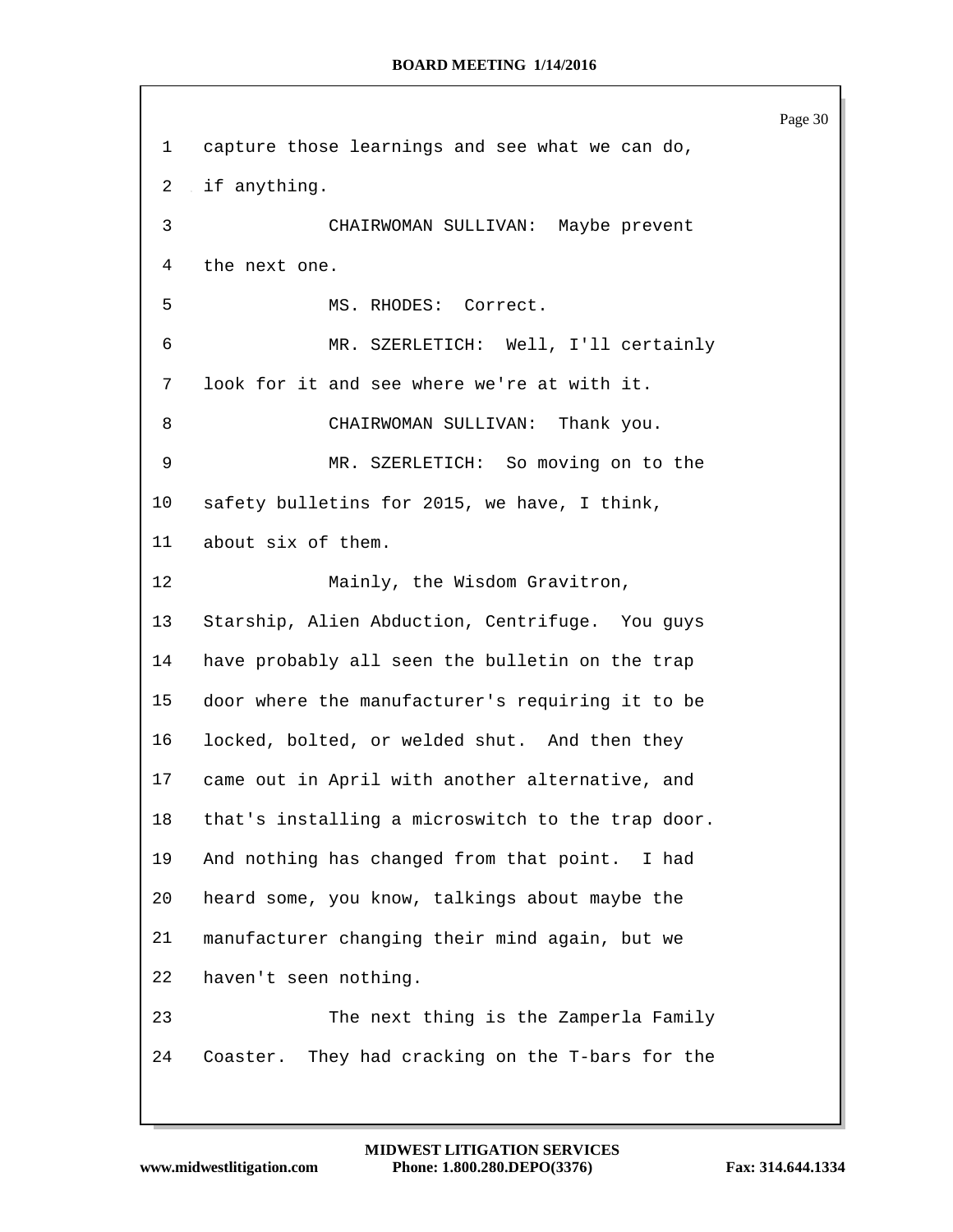1 capture those learnings and see what we can do,
2 if anything.
3 CHAIRWOMAN SULLIVAN: Maybe prevent
4 the next one.
5 MS. RHODES: Correct.
6 MR. SZERLETICH: Well, I'll certainly
7 look for it and see where we're at with it.
8 CHAIRWOMAN SULLIVAN: Thank you.
9 MR. SZERLETICH: So moving on to the
10 safety bulletins for 2015, we have, I think,
11 about six of them.
12 Mainly, the Wisdom Gravitron,
13 Starship, Alien Abduction, Centrifuge. You guys
14 have probably all seen the bulletin on the trap
15 door where the manufacturer's requiring it to be
16 locked, bolted, or welded shut. And then they
17 came out in April with another alternative, and
18 that's installing a microswitch to the trap door.
19 And nothing has changed from that point. I had
20 heard some, you know, talkings about maybe the
21 manufacturer changing their mind again, but we
22 haven't seen nothing.
23 The next thing is the Zamperla Family
24 Coaster. They had cracking on the T-bars for the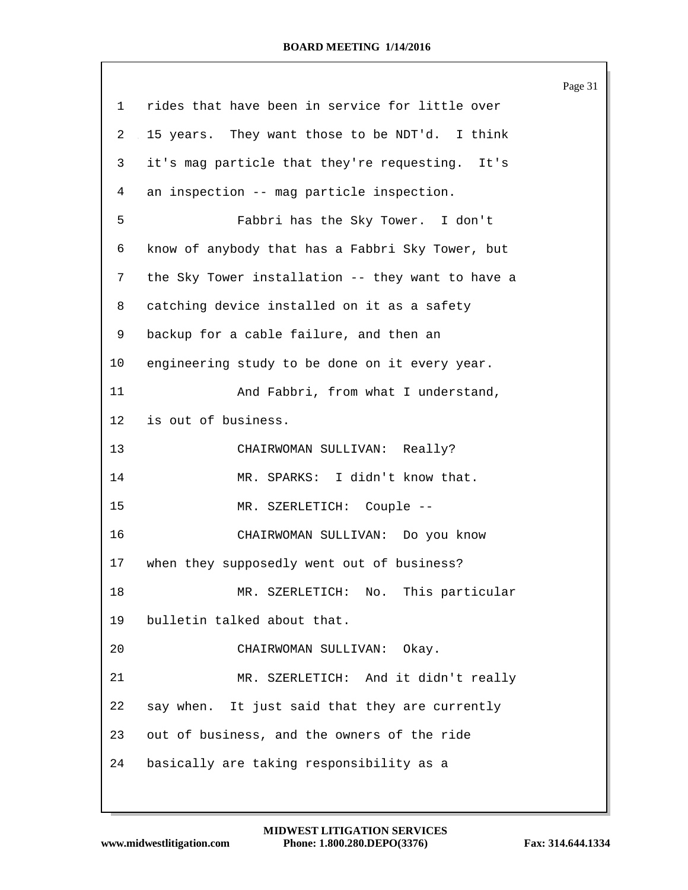1 rides that have been in service for little over
2 15 years. They want those to be NDT'd. I think
3 it's mag particle that they're requesting. It's
4 an inspection -- mag particle inspection.
5 Fabbri has the Sky Tower. I don't
6 know of anybody that has a Fabbri Sky Tower, but
7 the Sky Tower installation -- they want to have a
8 catching device installed on it as a safety
9 backup for a cable failure, and then an
10 engineering study to be done on it every year.
11 And Fabbri, from what I understand,
12 is out of business.
13 CHAIRWOMAN SULLIVAN: Really?
14 MR. SPARKS: I didn't know that.
15 MR. SZERLETICH: Couple --
16 CHAIRWOMAN SULLIVAN: Do you know
17 when they supposedly went out of business?
18 MR. SZERLETICH: No. This particular
19 bulletin talked about that.
20 CHAIRWOMAN SULLIVAN: Okay.
21 MR. SZERLETICH: And it didn't really
22 say when. It just said that they are currently
23 out of business, and the owners of the ride
24 basically are taking responsibility as a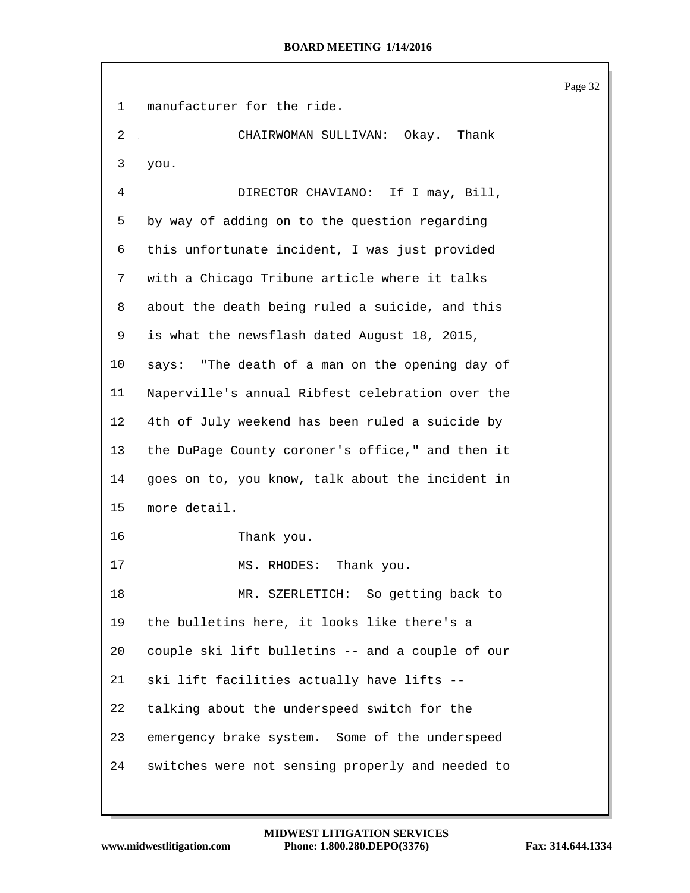1 manufacturer for the ride.

2 CHAIRWOMAN SULLIVAN: Okay. Thank

3 you.

4 DIRECTOR CHAVIANO: If I may, Bill,

5 by way of adding on to the question regarding

6 this unfortunate incident, I was just provided

7 with a Chicago Tribune article where it talks

8 about the death being ruled a suicide, and this

9 is what the newsflash dated August 18, 2015,

10 says: "The death of a man on the opening day of

11 Naperville's annual Ribfest celebration over the

12 4th of July weekend has been ruled a suicide by

13 the DuPage County coroner's office," and then it

14 goes on to, you know, talk about the incident in

15 more detail.

16 Thank you.

17 MS. RHODES: Thank you.

18 MR. SZERLETICH: So getting back to

19 the bulletins here, it looks like there's a

20 couple ski lift bulletins -- and a couple of our

21 ski lift facilities actually have lifts --

22 talking about the underspeed switch for the

23 emergency brake system. Some of the underspeed

24 switches were not sensing properly and needed to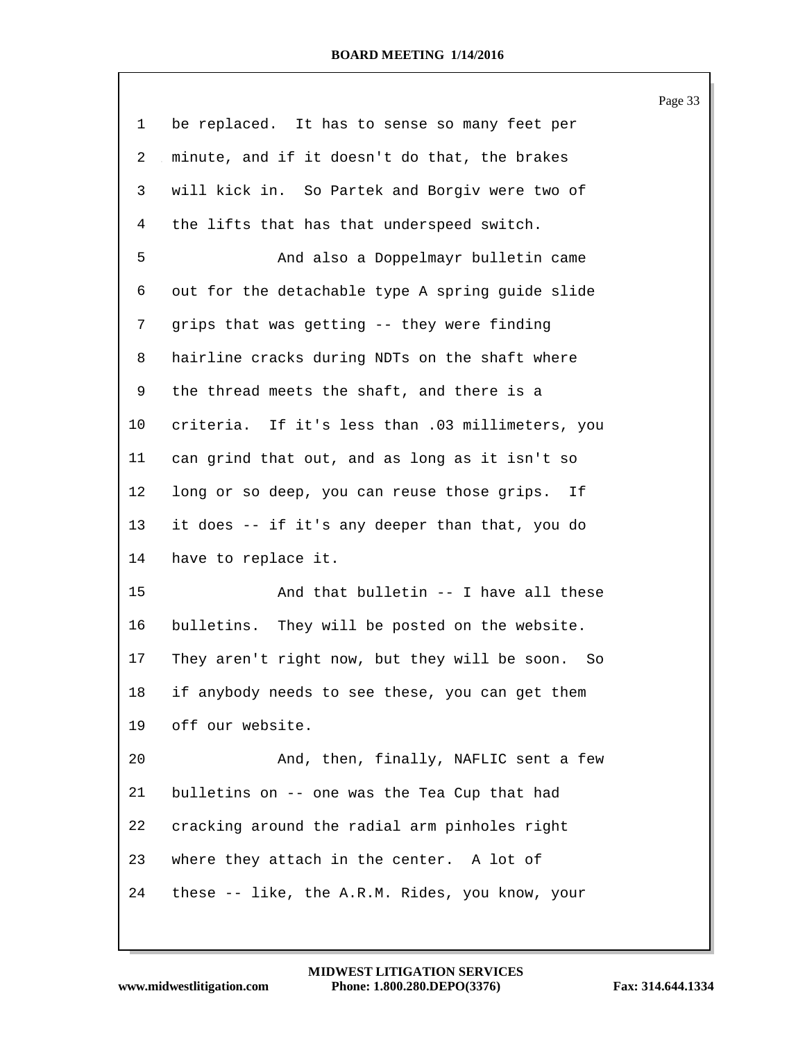1 be replaced. It has to sense so many feet per
2 minute, and if it doesn't do that, the brakes
3 will kick in. So Partek and Borgiv were two of
4 the lifts that has that underspeed switch.
5 And also a Doppelmayr bulletin came
6 out for the detachable type A spring guide slide
7 grips that was getting -- they were finding
8 hairline cracks during NDTs on the shaft where
9 the thread meets the shaft, and there is a
10 criteria. If it's less than .03 millimeters, you
11 can grind that out, and as long as it isn't so
12 long or so deep, you can reuse those grips. If
13 it does -- if it's any deeper than that, you do
14 have to replace it.
15 And that bulletin -- I have all these
16 bulletins. They will be posted on the website.
17 They aren't right now, but they will be soon. So
18 if anybody needs to see these, you can get them
19 off our website.
20 And, then, finally, NAFLIC sent a few
21 bulletins on -- one was the Tea Cup that had
22 cracking around the radial arm pinholes right
23 where they attach in the center. A lot of
24 these -- like, the A.R.M. Rides, you know, your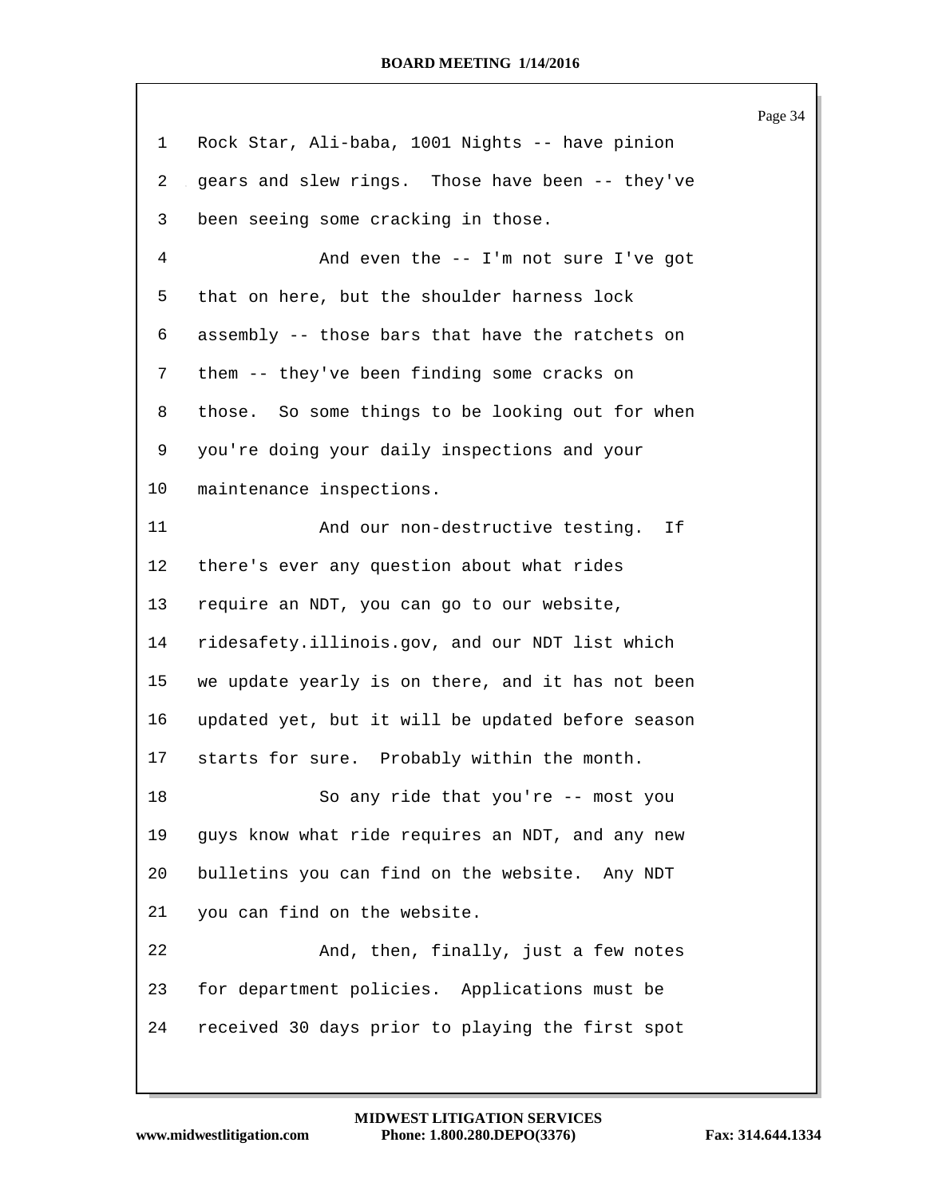Rock Star, Ali-baba, 1001 Nights -- have pinion gears and slew rings. Those have been -- they've been seeing some cracking in those.

And even the -- I'm not sure I've got that on here, but the shoulder harness lock assembly -- those bars that have the ratchets on them -- they've been finding some cracks on those. So some things to be looking out for when you're doing your daily inspections and your maintenance inspections.

And our non-destructive testing. If there's ever any question about what rides require an NDT, you can go to our website, ridesafety.illinois.gov, and our NDT list which we update yearly is on there, and it has not been updated yet, but it will be updated before season starts for sure. Probably within the month.

So any ride that you're -- most you guys know what ride requires an NDT, and any new bulletins you can find on the website. Any NDT you can find on the website.

And, then, finally, just a few notes for department policies. Applications must be received 30 days prior to playing the first spot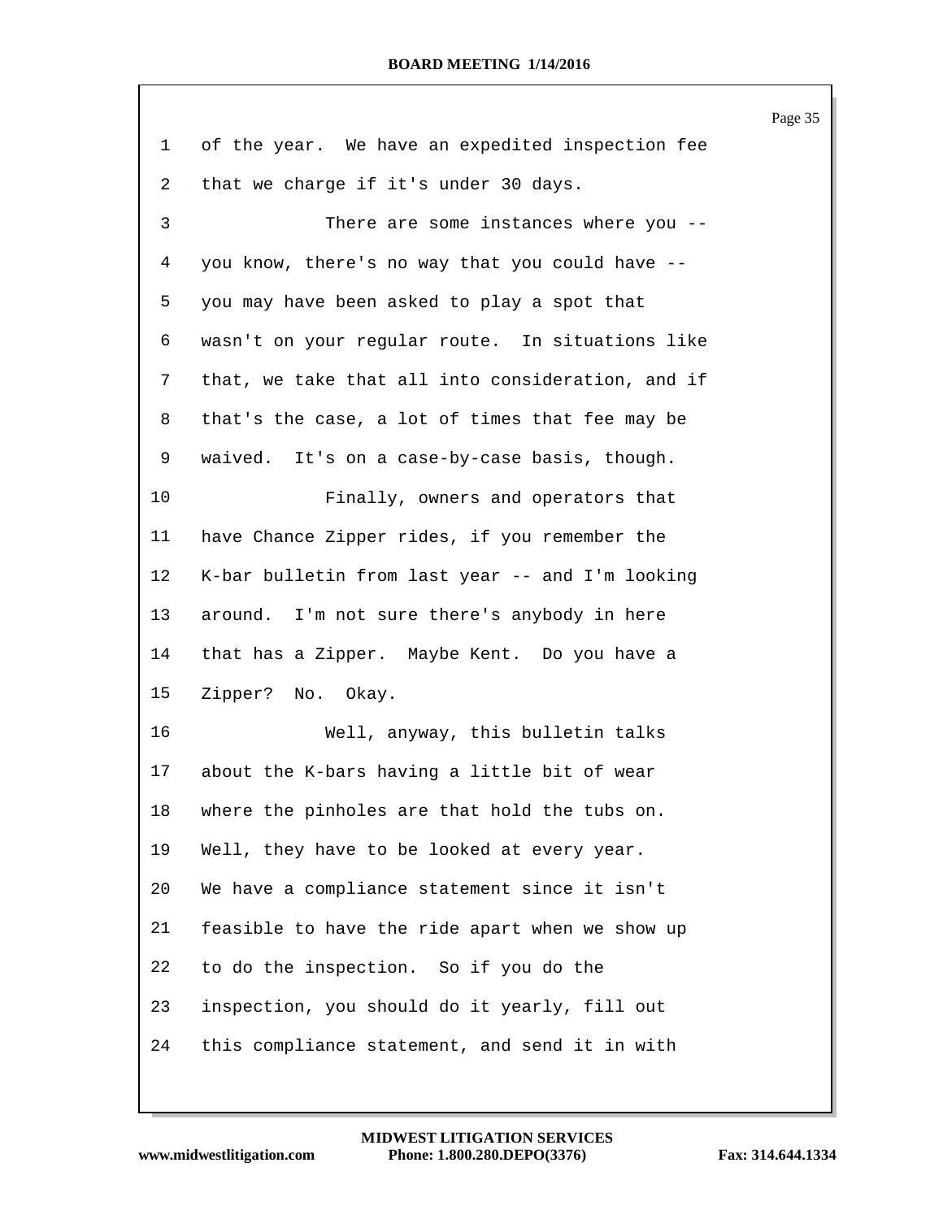1 of the year. We have an expedited inspection fee
2 that we charge if it's under 30 days.
3 There are some instances where you --
4 you know, there's no way that you could have --
5 you may have been asked to play a spot that
6 wasn't on your regular route. In situations like
7 that, we take that all into consideration, and if
8 that's the case, a lot of times that fee may be
9 waived. It's on a case-by-case basis, though.
10 Finally, owners and operators that
11 have Chance Zipper rides, if you remember the
12 K-bar bulletin from last year -- and I'm looking
13 around. I'm not sure there's anybody in here
14 that has a Zipper. Maybe Kent. Do you have a
15 Zipper? No. Okay.
16 Well, anyway, this bulletin talks
17 about the K-bars having a little bit of wear
18 where the pinholes are that hold the tubs on.
19 Well, they have to be looked at every year.
20 We have a compliance statement since it isn't
21 feasible to have the ride apart when we show up
22 to do the inspection. So if you do the
23 inspection, you should do it yearly, fill out
24 this compliance statement, and send it in with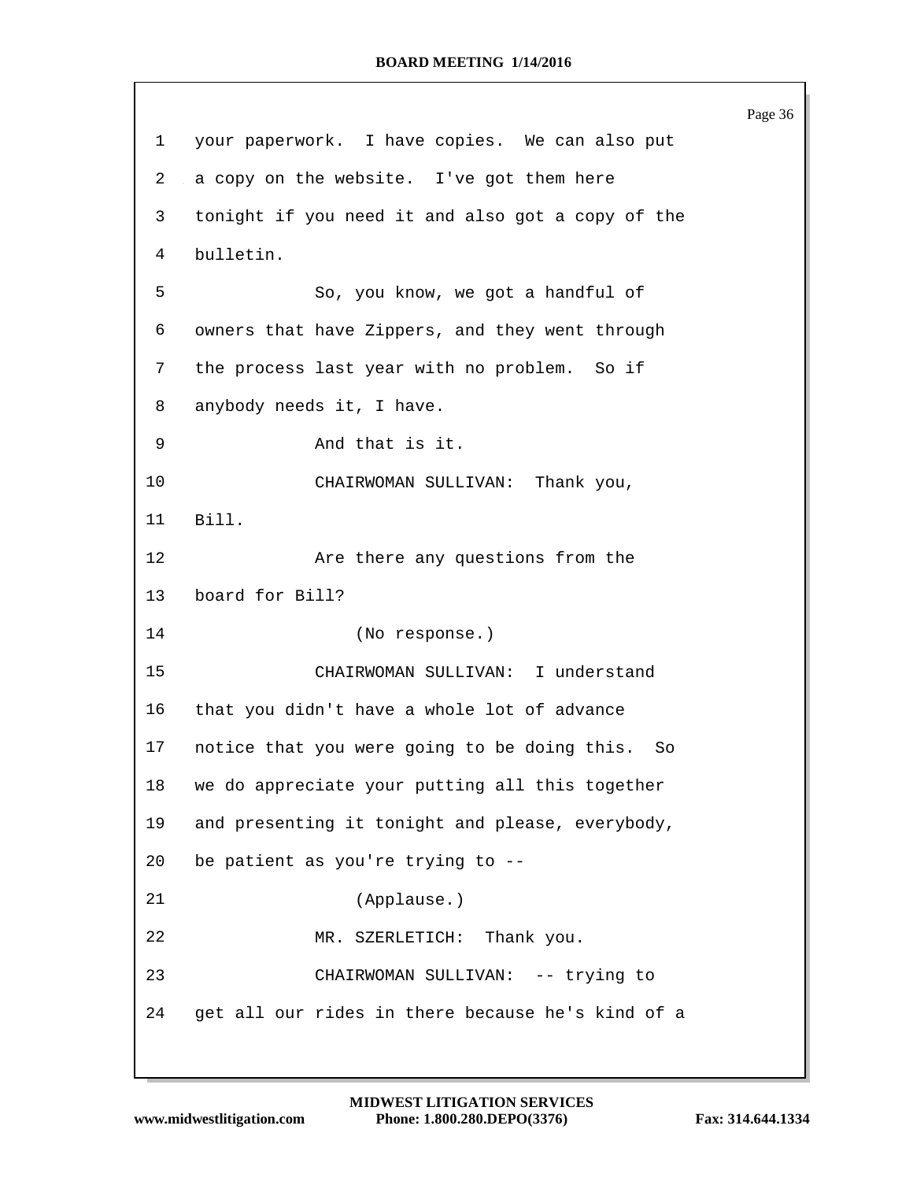1 your paperwork. I have copies. We can also put
2 a copy on the website. I've got them here
3 tonight if you need it and also got a copy of the
4 bulletin.
5 So, you know, we got a handful of
6 owners that have Zippers, and they went through
7 the process last year with no problem. So if
8 anybody needs it, I have.
9 And that is it.
10 CHAIRWOMAN SULLIVAN: Thank you,
11 Bill.
12 Are there any questions from the
13 board for Bill?
14 (No response.)
15 CHAIRWOMAN SULLIVAN: I understand
16 that you didn't have a whole lot of advance
17 notice that you were going to be doing this. So
18 we do appreciate your putting all this together
19 and presenting it tonight and please, everybody,
20 be patient as you're trying to --
21 (Applause.)
22 MR. SZERLETICH: Thank you.
23 CHAIRWOMAN SULLIVAN: -- trying to
24 get all our rides in there because he's kind of a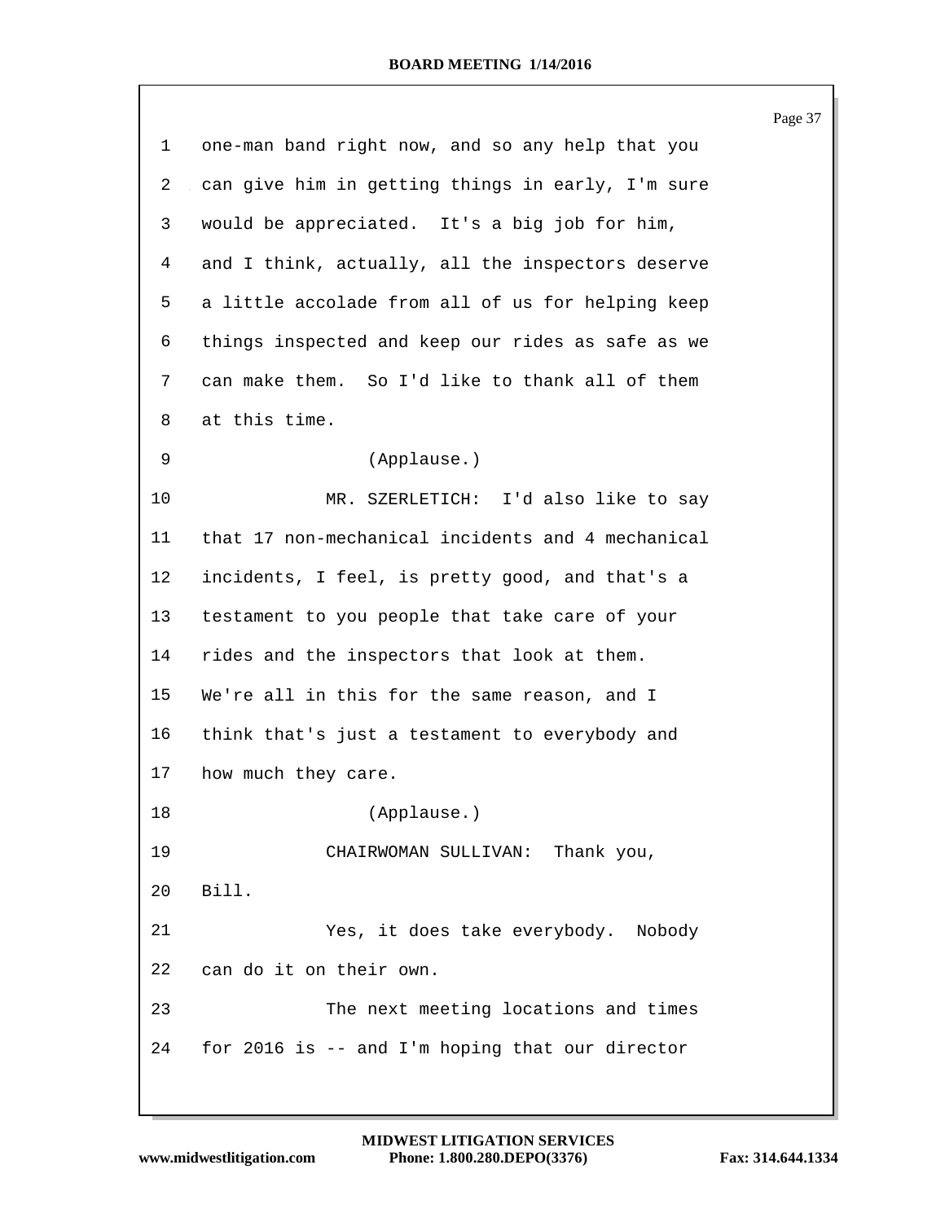1 one-man band right now, and so any help that you
2 can give him in getting things in early, I'm sure
3 would be appreciated. It's a big job for him,
4 and I think, actually, all the inspectors deserve
5 a little accolade from all of us for helping keep
6 things inspected and keep our rides as safe as we
7 can make them. So I'd like to thank all of them
8 at this time.
9 (Applause.)
10 MR. SZERLETICH: I'd also like to say
11 that 17 non-mechanical incidents and 4 mechanical
12 incidents, I feel, is pretty good, and that's a
13 testament to you people that take care of your
14 rides and the inspectors that look at them.
15 We're all in this for the same reason, and I
16 think that's just a testament to everybody and
17 how much they care.
18 (Applause.)
19 CHAIRWOMAN SULLIVAN: Thank you,
20 Bill.
21 Yes, it does take everybody. Nobody
22 can do it on their own.
23 The next meeting locations and times
24 for 2016 is -- and I'm hoping that our director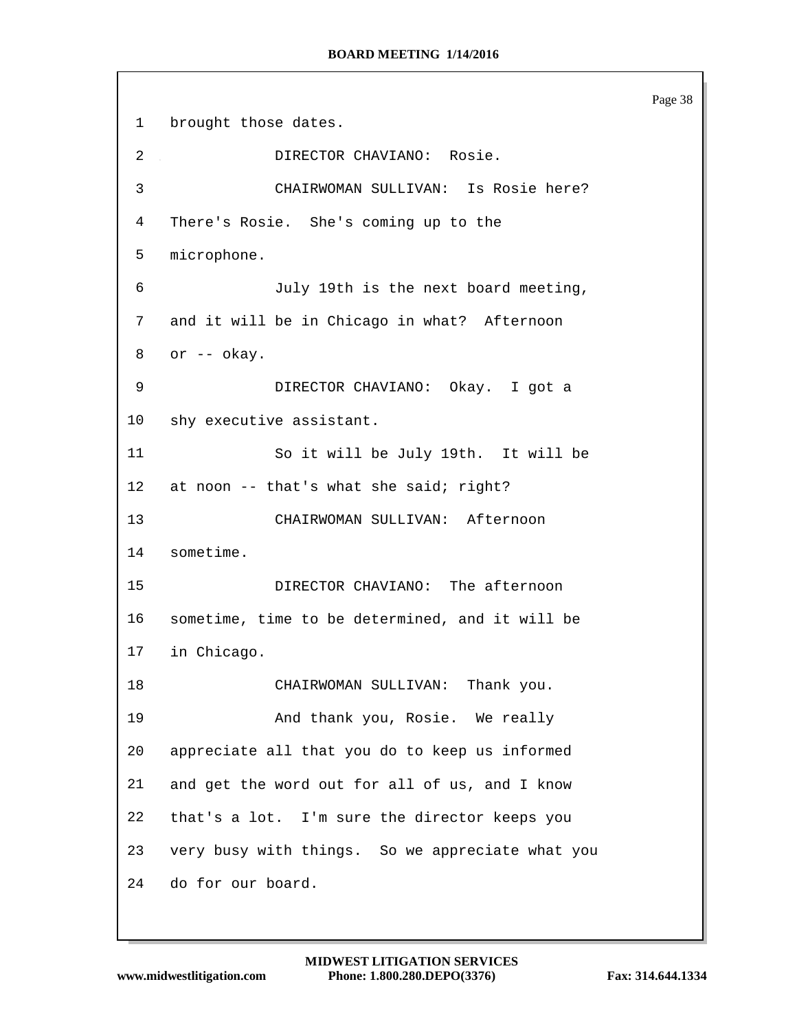1 brought those dates.

2 DIRECTOR CHAVIANO: Rosie.

3 CHAIRWOMAN SULLIVAN: Is Rosie here?

4 There's Rosie. She's coming up to the

5 microphone.

6 July 19th is the next board meeting,

7 and it will be in Chicago in what? Afternoon

8 or -- okay.

9 DIRECTOR CHAVIANO: Okay. I got a

10 shy executive assistant.

11 So it will be July 19th. It will be

12 at noon -- that's what she said; right?

13 CHAIRWOMAN SULLIVAN: Afternoon

14 sometime.

15 DIRECTOR CHAVIANO: The afternoon

16 sometime, time to be determined, and it will be

17 in Chicago.

18 CHAIRWOMAN SULLIVAN: Thank you.

19 And thank you, Rosie. We really

20 appreciate all that you do to keep us informed

21 and get the word out for all of us, and I know

22 that's a lot. I'm sure the director keeps you

23 very busy with things. So we appreciate what you

24 do for our board.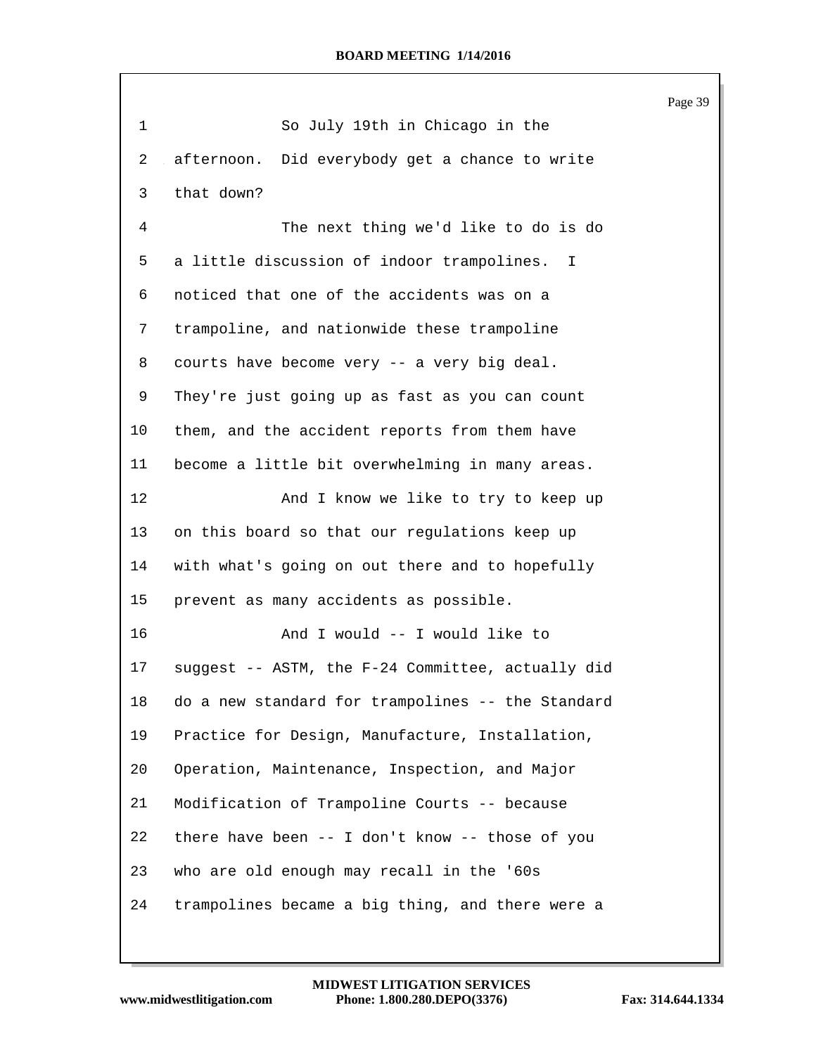So July 19th in Chicago in the afternoon. Did everybody get a chance to write that down?

The next thing we'd like to do is do a little discussion of indoor trampolines. I noticed that one of the accidents was on a trampoline, and nationwide these trampoline courts have become very -- a very big deal. They're just going up as fast as you can count them, and the accident reports from them have become a little bit overwhelming in many areas.

And I know we like to try to keep up on this board so that our regulations keep up with what's going on out there and to hopefully prevent as many accidents as possible.

And I would -- I would like to suggest -- ASTM, the F-24 Committee, actually did do a new standard for trampolines -- the Standard Practice for Design, Manufacture, Installation, Operation, Maintenance, Inspection, and Major Modification of Trampoline Courts -- because there have been -- I don't know -- those of you who are old enough may recall in the '60s trampolines became a big thing, and there were a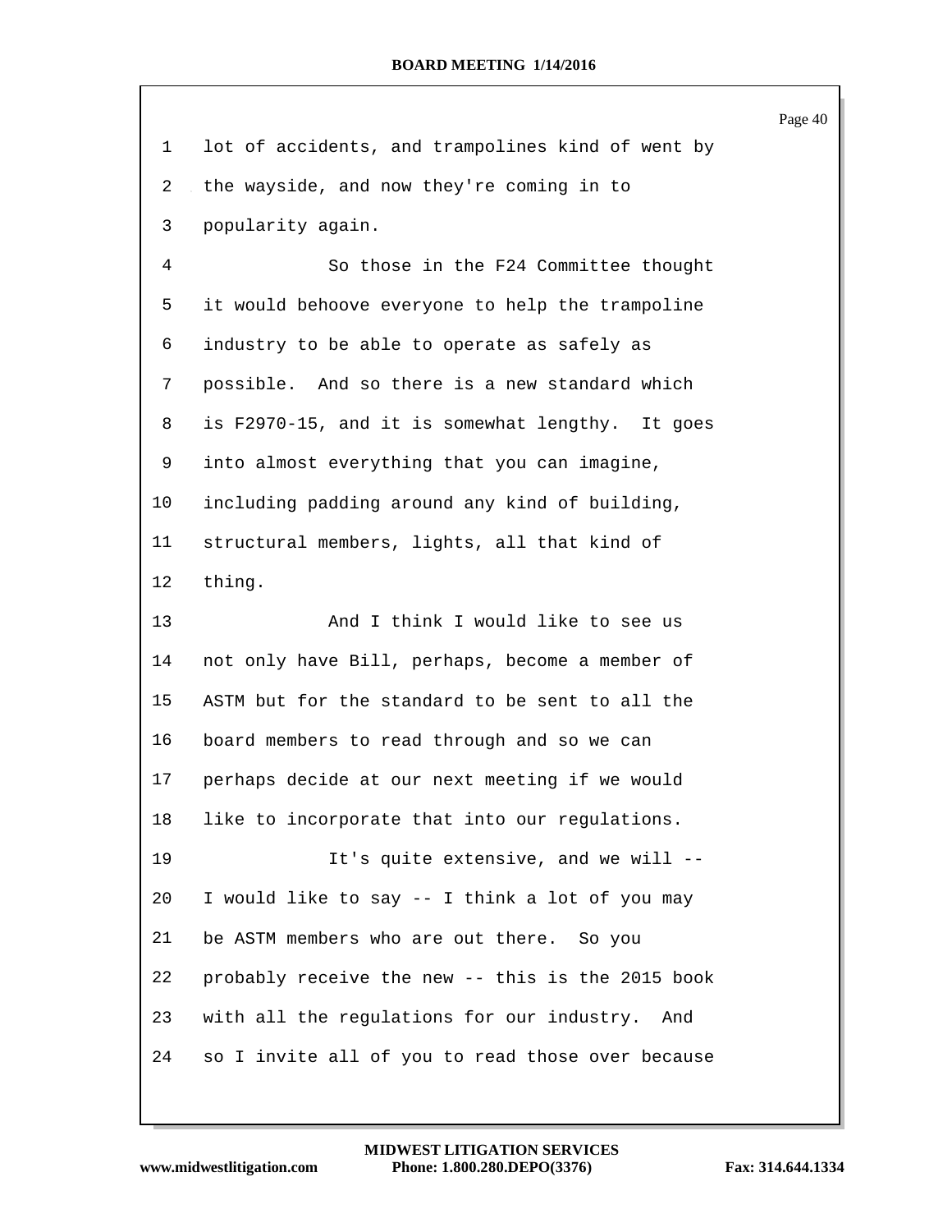lot of accidents, and trampolines kind of went by the wayside, and now they're coming in to popularity again.

So those in the F24 Committee thought it would behoove everyone to help the trampoline industry to be able to operate as safely as possible. And so there is a new standard which is F2970-15, and it is somewhat lengthy. It goes into almost everything that you can imagine, including padding around any kind of building, structural members, lights, all that kind of thing.

And I think I would like to see us not only have Bill, perhaps, become a member of ASTM but for the standard to be sent to all the board members to read through and so we can perhaps decide at our next meeting if we would like to incorporate that into our regulations.

It's quite extensive, and we will -- I would like to say -- I think a lot of you may be ASTM members who are out there. So you probably receive the new -- this is the 2015 book with all the regulations for our industry. And so I invite all of you to read those over because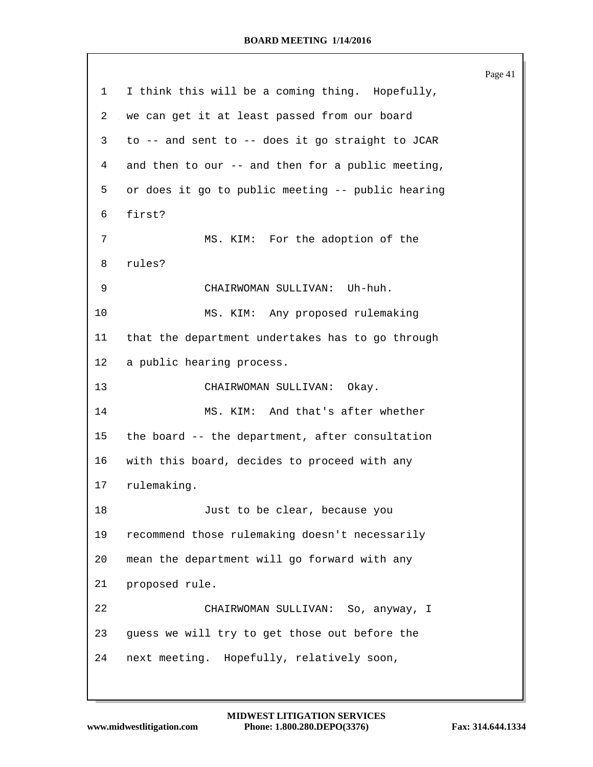I think this will be a coming thing. Hopefully, we can get it at least passed from our board to -- and sent to -- does it go straight to JCAR and then to our -- and then for a public meeting, or does it go to public meeting -- public hearing first?

MS. KIM: For the adoption of the rules?

CHAIRWOMAN SULLIVAN: Uh-huh.

MS. KIM: Any proposed rulemaking that the department undertakes has to go through a public hearing process.

CHAIRWOMAN SULLIVAN: Okay.

MS. KIM: And that's after whether the board -- the department, after consultation with this board, decides to proceed with any rulemaking.

Just to be clear, because you recommend those rulemaking doesn't necessarily mean the department will go forward with any proposed rule.

CHAIRWOMAN SULLIVAN: So, anyway, I guess we will try to get those out before the next meeting. Hopefully, relatively soon,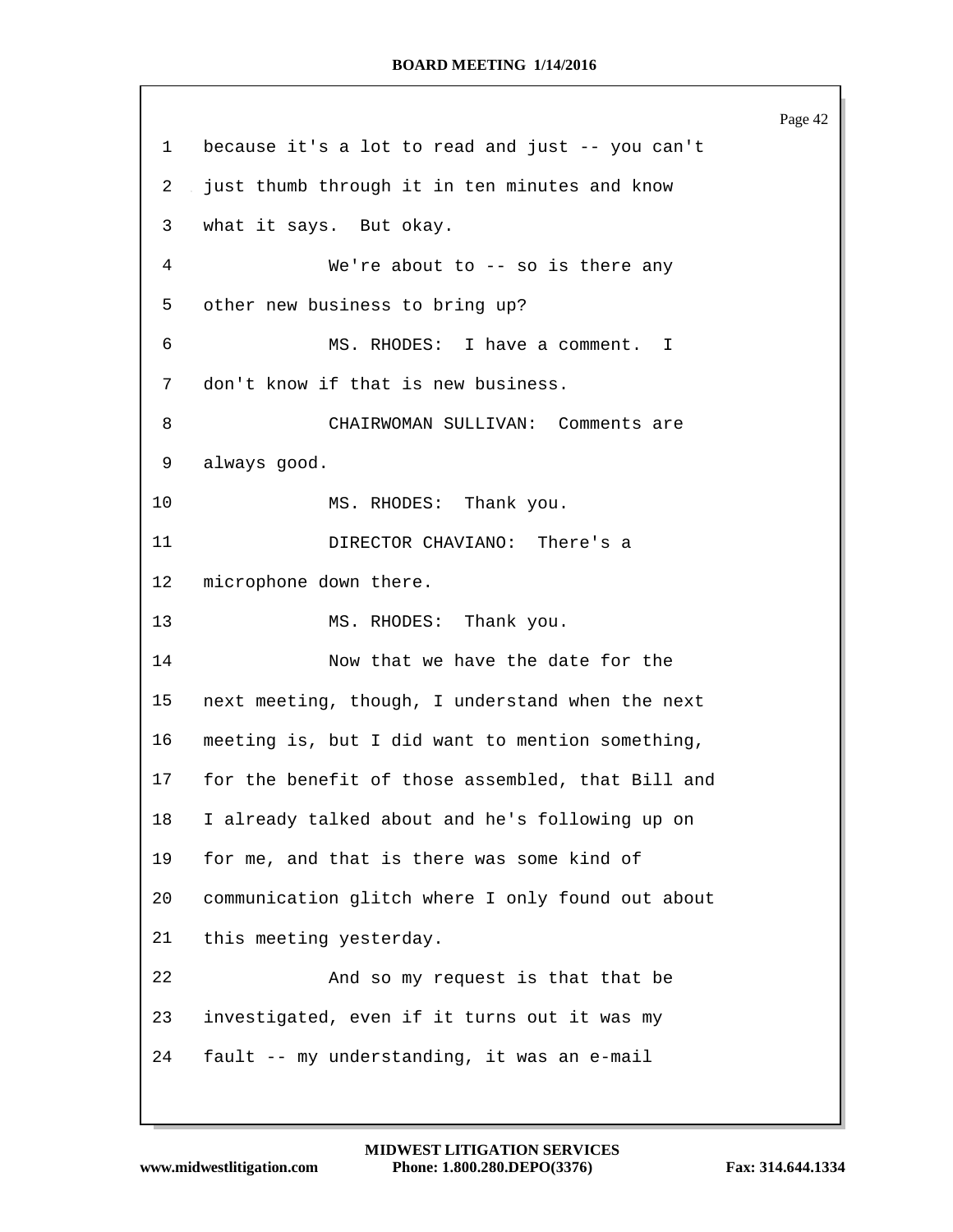1 because it's a lot to read and just -- you can't
2 just thumb through it in ten minutes and know
3 what it says. But okay.
4 We're about to -- so is there any
5 other new business to bring up?
6 MS. RHODES: I have a comment. I
7 don't know if that is new business.
8 CHAIRWOMAN SULLIVAN: Comments are
9 always good.
10 MS. RHODES: Thank you.
11 DIRECTOR CHAVIANO: There's a
12 microphone down there.
13 MS. RHODES: Thank you.
14 Now that we have the date for the
15 next meeting, though, I understand when the next
16 meeting is, but I did want to mention something,
17 for the benefit of those assembled, that Bill and
18 I already talked about and he's following up on
19 for me, and that is there was some kind of
20 communication glitch where I only found out about
21 this meeting yesterday.
22 And so my request is that that be
23 investigated, even if it turns out it was my
24 fault -- my understanding, it was an e-mail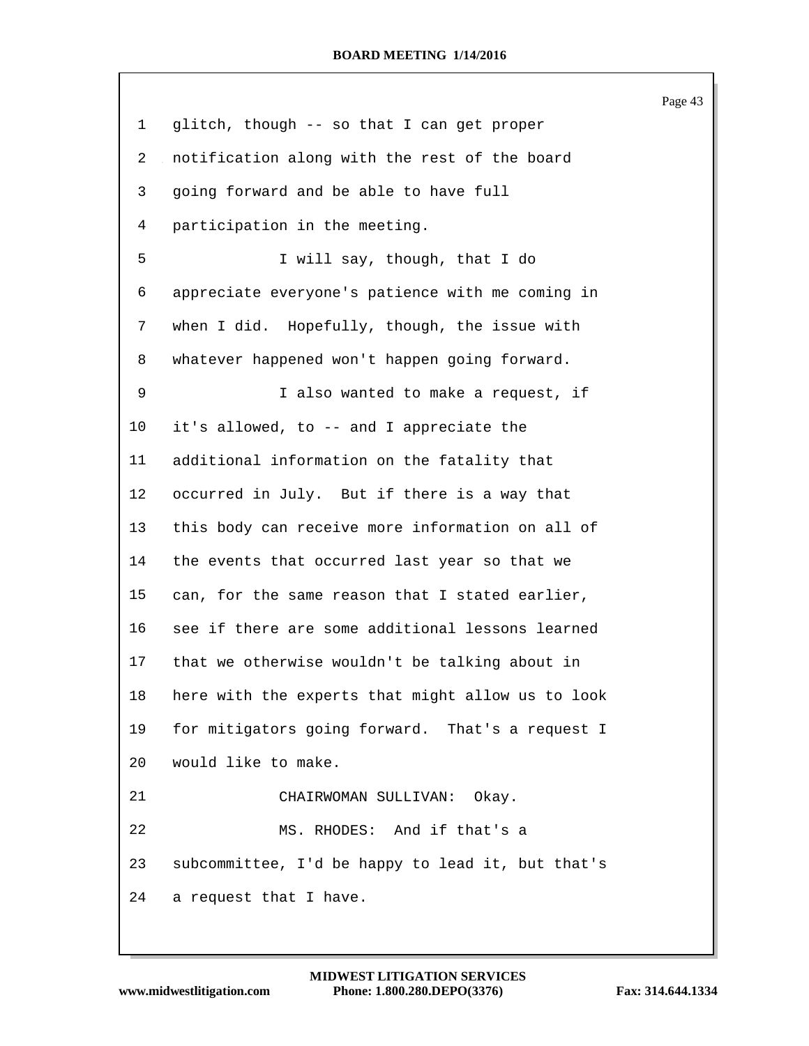glitch, though -- so that I can get proper notification along with the rest of the board going forward and be able to have full participation in the meeting.

I will say, though, that I do appreciate everyone's patience with me coming in when I did. Hopefully, though, the issue with whatever happened won't happen going forward.

I also wanted to make a request, if it's allowed, to -- and I appreciate the additional information on the fatality that occurred in July. But if there is a way that this body can receive more information on all of the events that occurred last year so that we can, for the same reason that I stated earlier, see if there are some additional lessons learned that we otherwise wouldn't be talking about in here with the experts that might allow us to look for mitigators going forward. That's a request I would like to make.

CHAIRWOMAN SULLIVAN: Okay.

MS. RHODES: And if that's a subcommittee, I'd be happy to lead it, but that's a request that I have.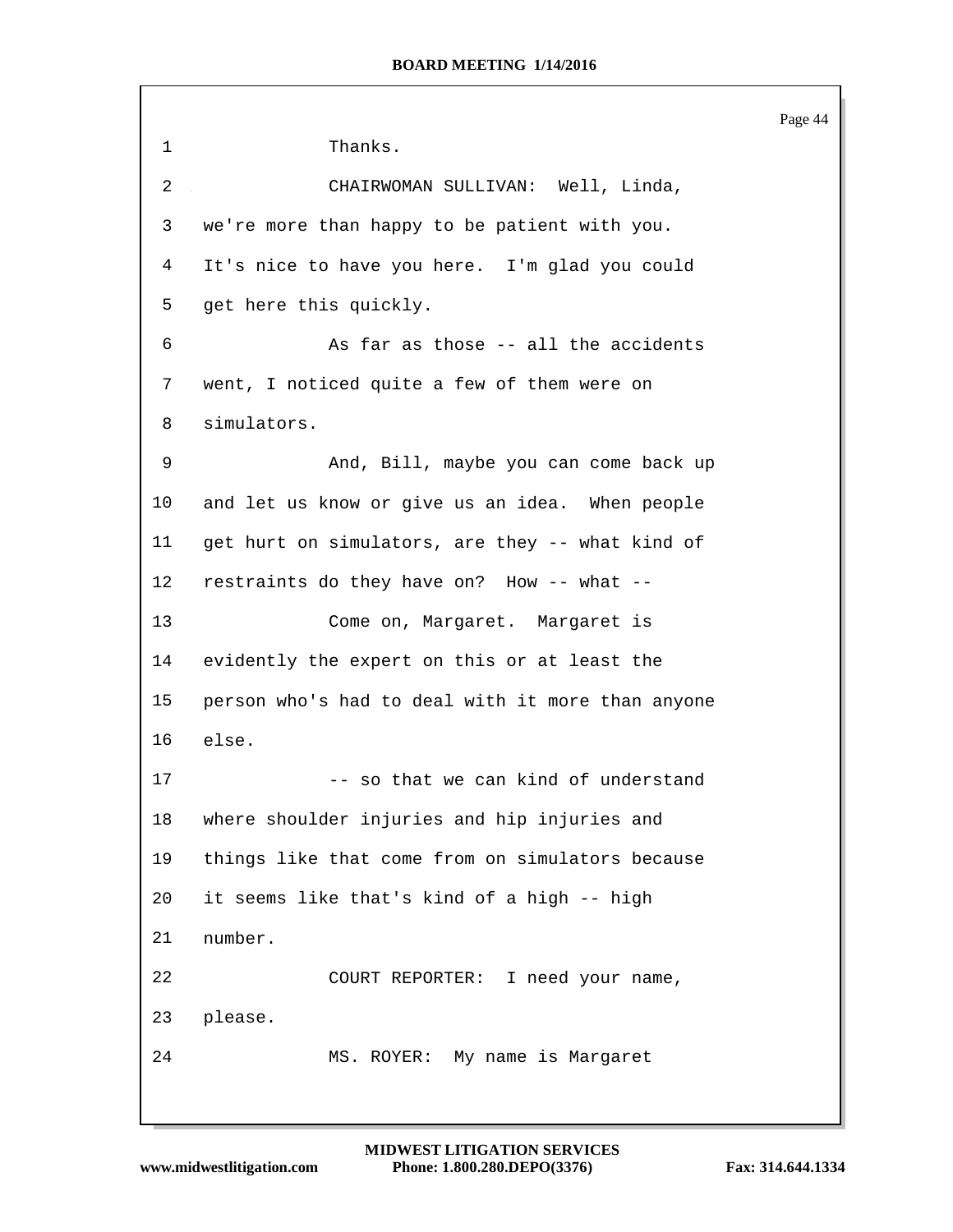1 Thanks.

2 CHAIRWOMAN SULLIVAN: Well, Linda,

3 we're more than happy to be patient with you.

4 It's nice to have you here. I'm glad you could

5 get here this quickly.

6 As far as those -- all the accidents

7 went, I noticed quite a few of them were on

8 simulators.

9 And, Bill, maybe you can come back up

10 and let us know or give us an idea. When people

11 get hurt on simulators, are they -- what kind of

12 restraints do they have on? How -- what --

13 Come on, Margaret. Margaret is

14 evidently the expert on this or at least the

15 person who's had to deal with it more than anyone

16 else.

17 -- so that we can kind of understand

18 where shoulder injuries and hip injuries and

19 things like that come from on simulators because

20 it seems like that's kind of a high -- high

21 number.

22 COURT REPORTER: I need your name,

23 please.

24 MS. ROYER: My name is Margaret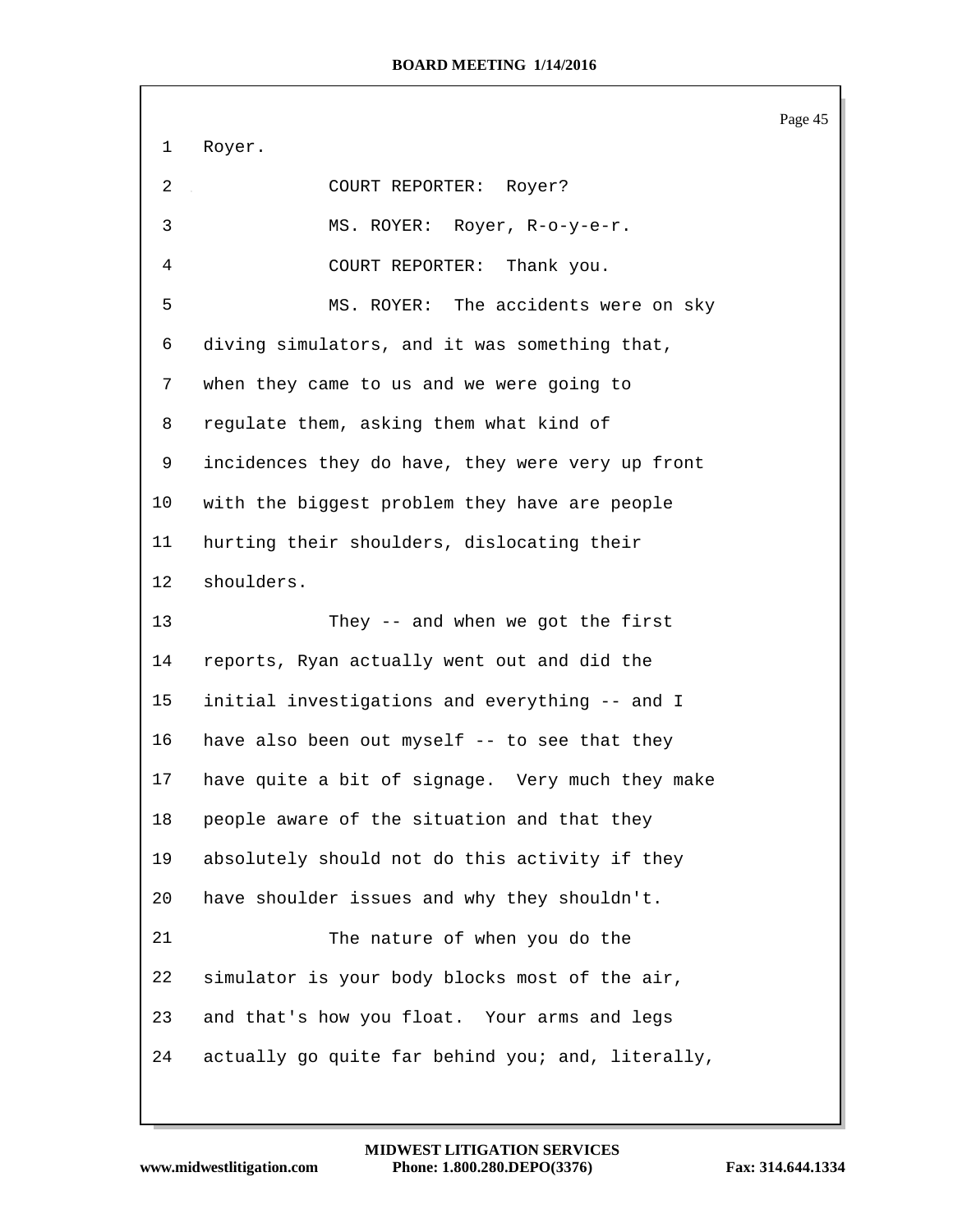Royer.

COURT REPORTER: Royer?

MS. ROYER: Royer, R-o-y-e-r.

COURT REPORTER: Thank you.

MS. ROYER: The accidents were on sky diving simulators, and it was something that, when they came to us and we were going to regulate them, asking them what kind of incidences they do have, they were very up front with the biggest problem they have are people hurting their shoulders, dislocating their shoulders.

They -- and when we got the first reports, Ryan actually went out and did the initial investigations and everything -- and I have also been out myself -- to see that they have quite a bit of signage. Very much they make people aware of the situation and that they absolutely should not do this activity if they have shoulder issues and why they shouldn't.

The nature of when you do the simulator is your body blocks most of the air, and that's how you float. Your arms and legs actually go quite far behind you; and, literally,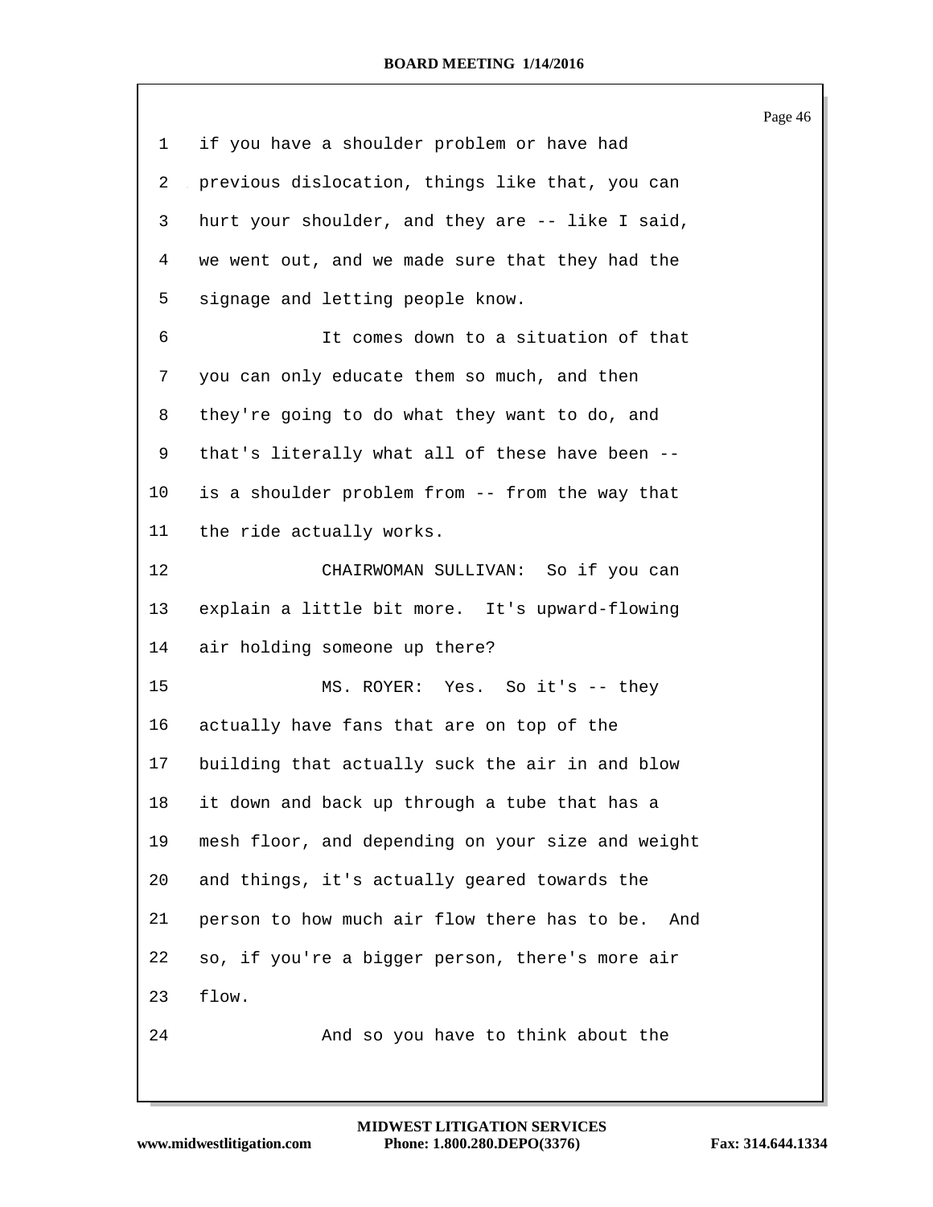if you have a shoulder problem or have had previous dislocation, things like that, you can hurt your shoulder, and they are -- like I said, we went out, and we made sure that they had the signage and letting people know.

It comes down to a situation of that you can only educate them so much, and then they're going to do what they want to do, and that's literally what all of these have been -- is a shoulder problem from -- from the way that the ride actually works.

CHAIRWOMAN SULLIVAN: So if you can explain a little bit more. It's upward-flowing air holding someone up there?

MS. ROYER: Yes. So it's -- they actually have fans that are on top of the building that actually suck the air in and blow it down and back up through a tube that has a mesh floor, and depending on your size and weight and things, it's actually geared towards the person to how much air flow there has to be. And so, if you're a bigger person, there's more air flow.

And so you have to think about the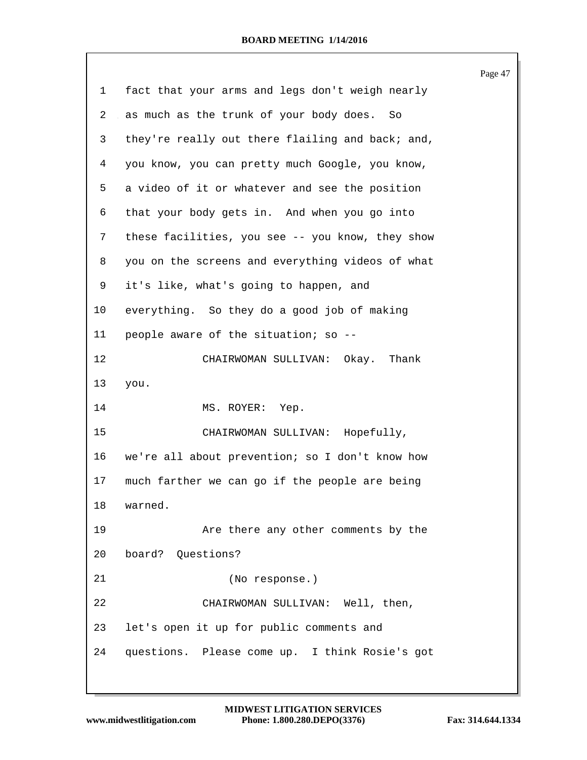1 fact that your arms and legs don't weigh nearly

2 as much as the trunk of your body does. So

3 they're really out there flailing and back; and,

4 you know, you can pretty much Google, you know,

5 a video of it or whatever and see the position

6 that your body gets in. And when you go into

7 these facilities, you see -- you know, they show

8 you on the screens and everything videos of what

9 it's like, what's going to happen, and

10 everything. So they do a good job of making

11 people aware of the situation; so --

12 CHAIRWOMAN SULLIVAN: Okay. Thank

13 you.

14 MS. ROYER: Yep.

15 CHAIRWOMAN SULLIVAN: Hopefully,

16 we're all about prevention; so I don't know how

17 much farther we can go if the people are being

18 warned.

19 Are there any other comments by the

20 board? Questions?

21 (No response.)

22 CHAIRWOMAN SULLIVAN: Well, then,

23 let's open it up for public comments and

24 questions. Please come up. I think Rosie's got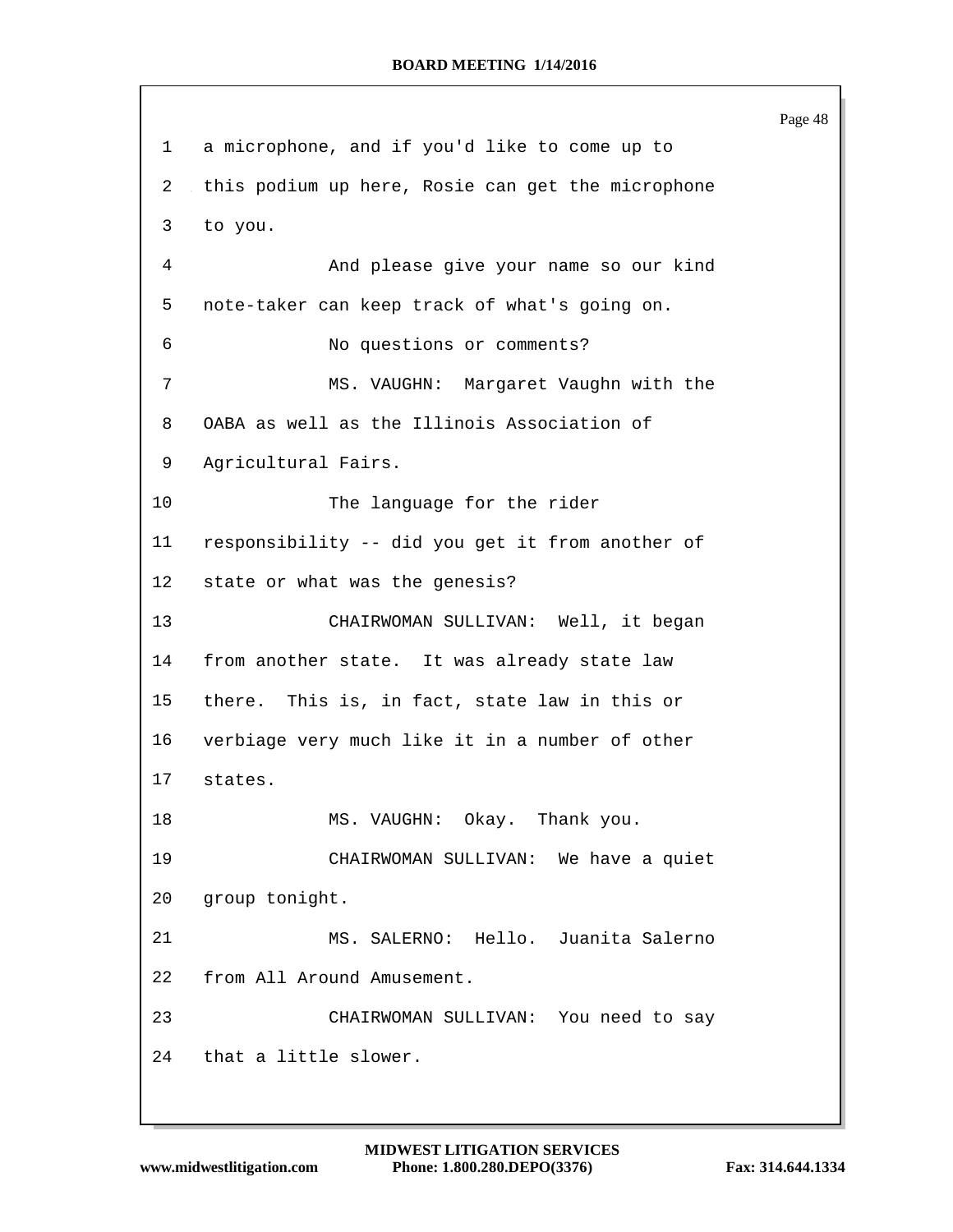1 a microphone, and if you'd like to come up to

2 this podium up here, Rosie can get the microphone

3 to you.

4 And please give your name so our kind

5 note-taker can keep track of what's going on.

6 No questions or comments?

7 MS. VAUGHN: Margaret Vaughn with the

8 OABA as well as the Illinois Association of

9 Agricultural Fairs.

10 The language for the rider

11 responsibility -- did you get it from another of

12 state or what was the genesis?

13 CHAIRWOMAN SULLIVAN: Well, it began

14 from another state. It was already state law

15 there. This is, in fact, state law in this or

16 verbiage very much like it in a number of other

17 states.

18 MS. VAUGHN: Okay. Thank you.

19 CHAIRWOMAN SULLIVAN: We have a quiet

20 group tonight.

21 MS. SALERNO: Hello. Juanita Salerno

22 from All Around Amusement.

23 CHAIRWOMAN SULLIVAN: You need to say

24 that a little slower.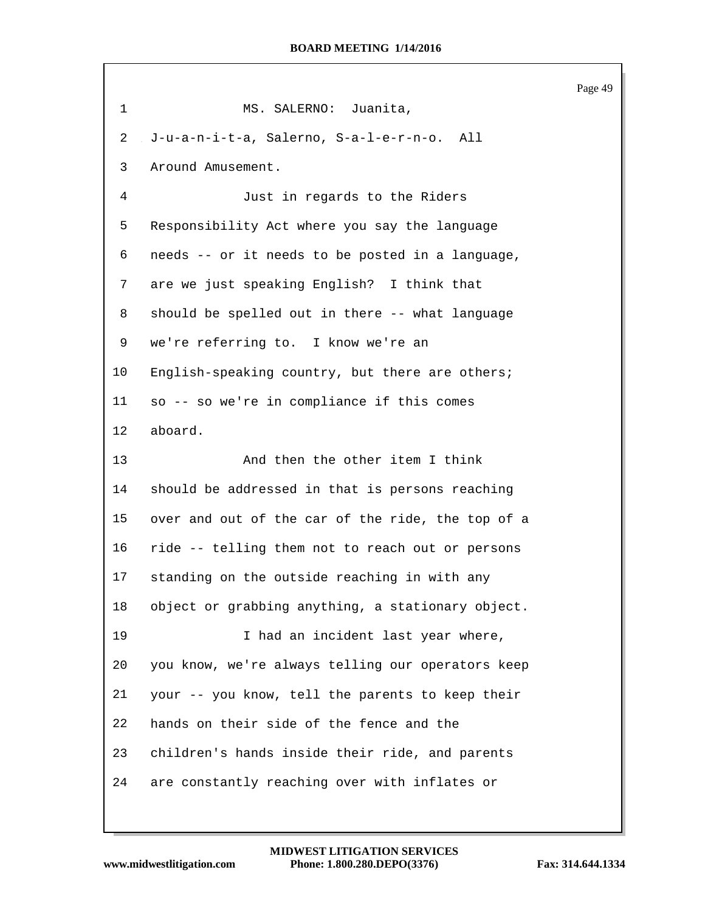MS. SALERNO: Juanita, J-u-a-n-i-t-a, Salerno, S-a-l-e-r-n-o. All Around Amusement.

Just in regards to the Riders Responsibility Act where you say the language needs -- or it needs to be posted in a language, are we just speaking English? I think that should be spelled out in there -- what language we're referring to. I know we're an English-speaking country, but there are others; so -- so we're in compliance if this comes aboard.

And then the other item I think should be addressed in that is persons reaching over and out of the car of the ride, the top of a ride -- telling them not to reach out or persons standing on the outside reaching in with any object or grabbing anything, a stationary object.

I had an incident last year where, you know, we're always telling our operators keep your -- you know, tell the parents to keep their hands on their side of the fence and the children's hands inside their ride, and parents are constantly reaching over with inflates or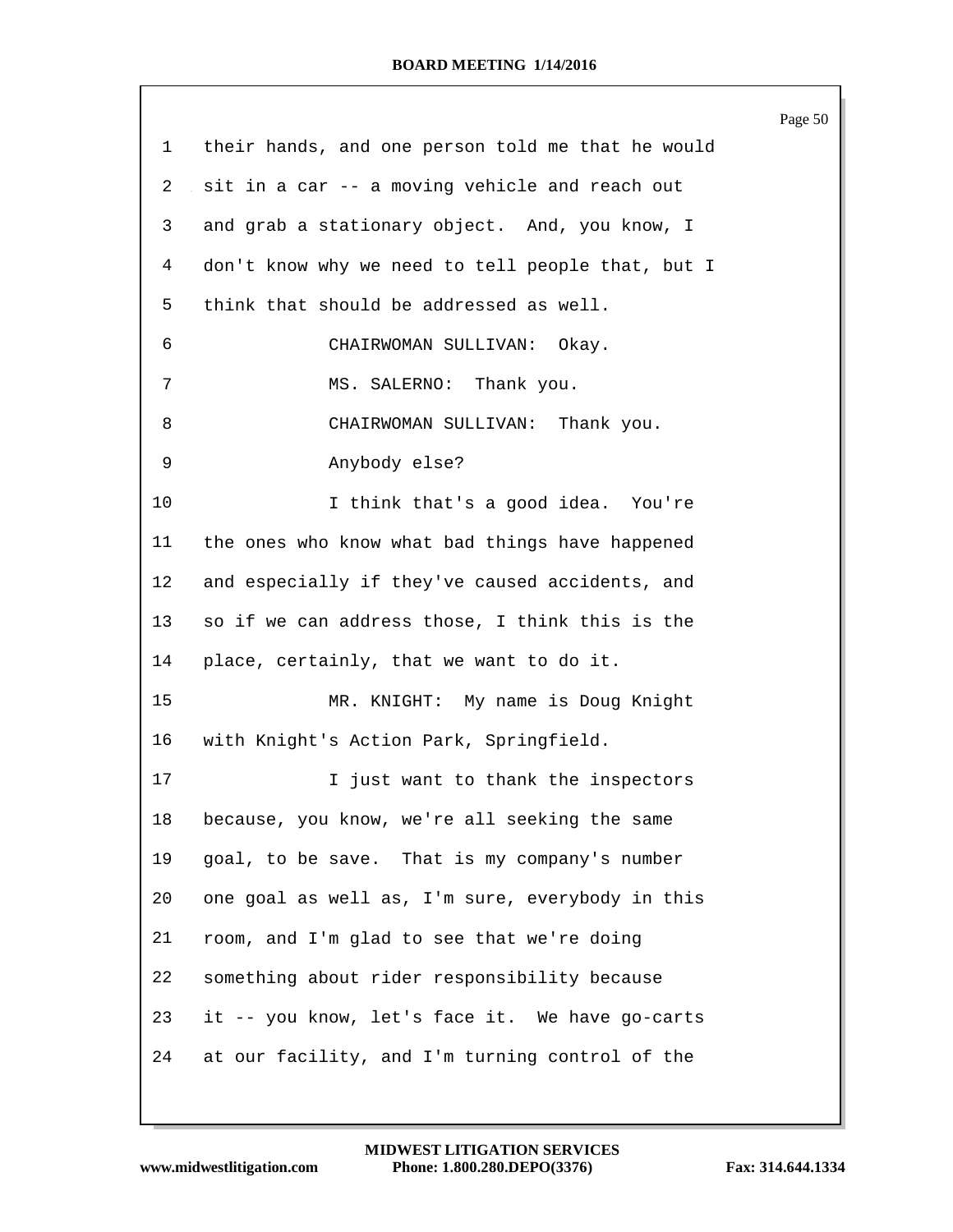1 their hands, and one person told me that he would
2 sit in a car -- a moving vehicle and reach out
3 and grab a stationary object. And, you know, I
4 don't know why we need to tell people that, but I
5 think that should be addressed as well.
6 CHAIRWOMAN SULLIVAN: Okay.
7 MS. SALERNO: Thank you.
8 CHAIRWOMAN SULLIVAN: Thank you.
9 Anybody else?
10 I think that's a good idea. You're
11 the ones who know what bad things have happened
12 and especially if they've caused accidents, and
13 so if we can address those, I think this is the
14 place, certainly, that we want to do it.
15 MR. KNIGHT: My name is Doug Knight
16 with Knight's Action Park, Springfield.
17 I just want to thank the inspectors
18 because, you know, we're all seeking the same
19 goal, to be save. That is my company's number
20 one goal as well as, I'm sure, everybody in this
21 room, and I'm glad to see that we're doing
22 something about rider responsibility because
23 it -- you know, let's face it. We have go-carts
24 at our facility, and I'm turning control of the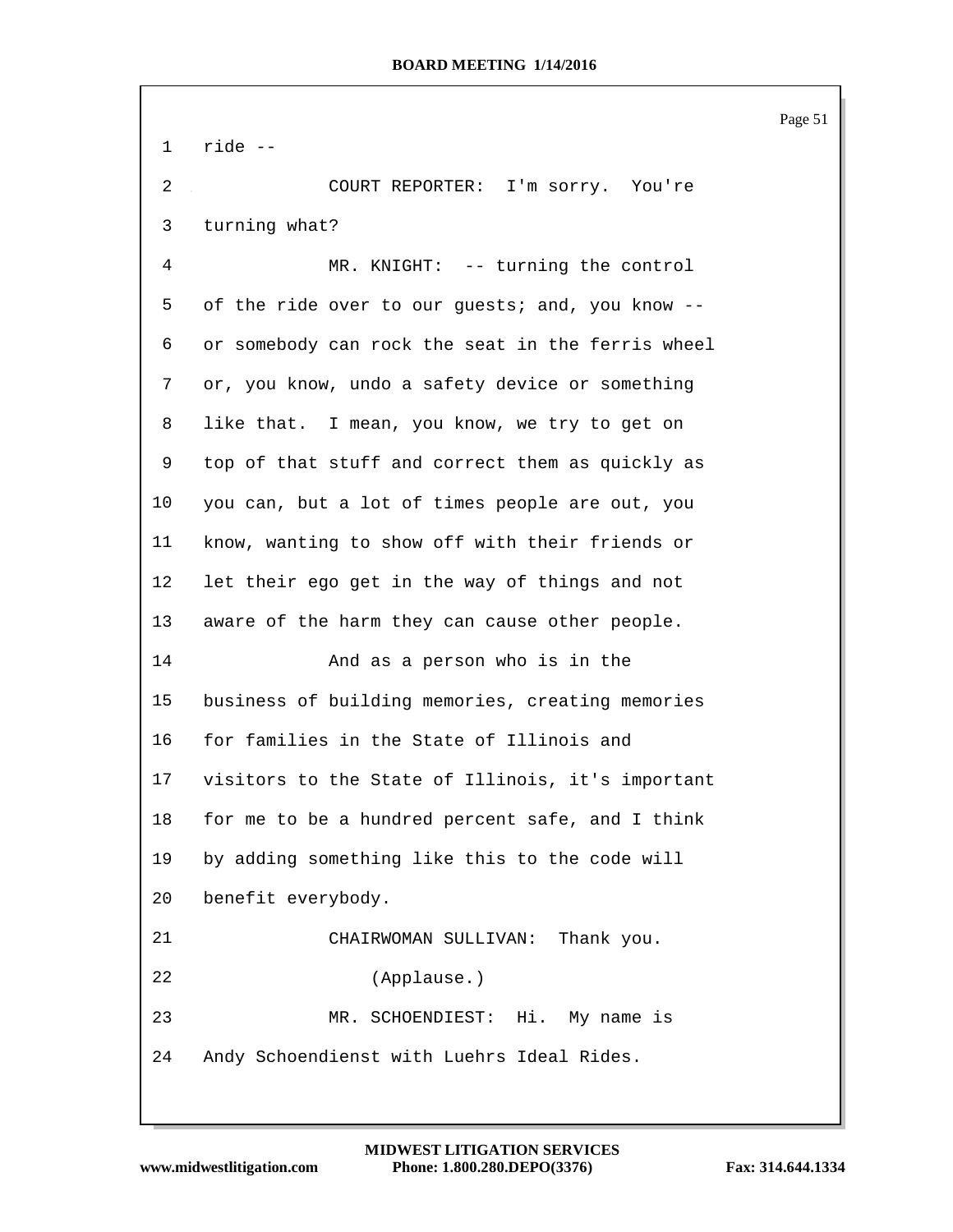1 ride --

2 COURT REPORTER: I'm sorry. You're

3 turning what?

4 MR. KNIGHT: -- turning the control

5 of the ride over to our guests; and, you know --

6 or somebody can rock the seat in the ferris wheel

7 or, you know, undo a safety device or something

8 like that. I mean, you know, we try to get on

9 top of that stuff and correct them as quickly as

10 you can, but a lot of times people are out, you

11 know, wanting to show off with their friends or

12 let their ego get in the way of things and not

13 aware of the harm they can cause other people.

14 And as a person who is in the

15 business of building memories, creating memories

16 for families in the State of Illinois and

17 visitors to the State of Illinois, it's important

18 for me to be a hundred percent safe, and I think

19 by adding something like this to the code will

20 benefit everybody.

21 CHAIRWOMAN SULLIVAN: Thank you.

22 (Applause.)

23 MR. SCHOENDIEST: Hi. My name is

24 Andy Schoendienst with Luehrs Ideal Rides.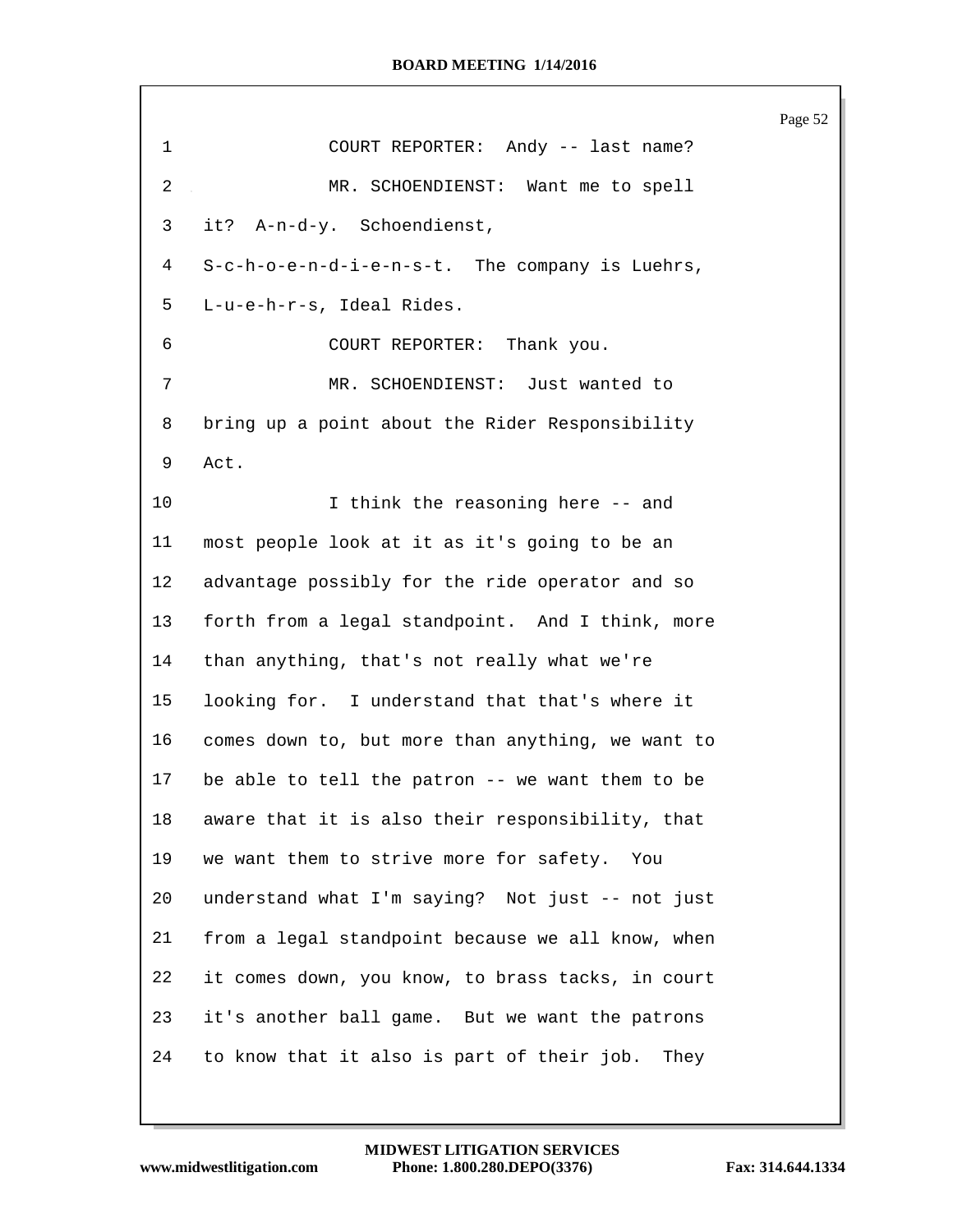COURT REPORTER: Andy -- last name?

MR. SCHOENDIENST: Want me to spell it? A-n-d-y. Schoendienst, S-c-h-o-e-n-d-i-e-n-s-t. The company is Luehrs, L-u-e-h-r-s, Ideal Rides.

COURT REPORTER: Thank you.

MR. SCHOENDIENST: Just wanted to bring up a point about the Rider Responsibility Act.

I think the reasoning here -- and most people look at it as it's going to be an advantage possibly for the ride operator and so forth from a legal standpoint. And I think, more than anything, that's not really what we're looking for. I understand that that's where it comes down to, but more than anything, we want to be able to tell the patron -- we want them to be aware that it is also their responsibility, that we want them to strive more for safety. You understand what I'm saying? Not just -- not just from a legal standpoint because we all know, when it comes down, you know, to brass tacks, in court it's another ball game. But we want the patrons to know that it also is part of their job. They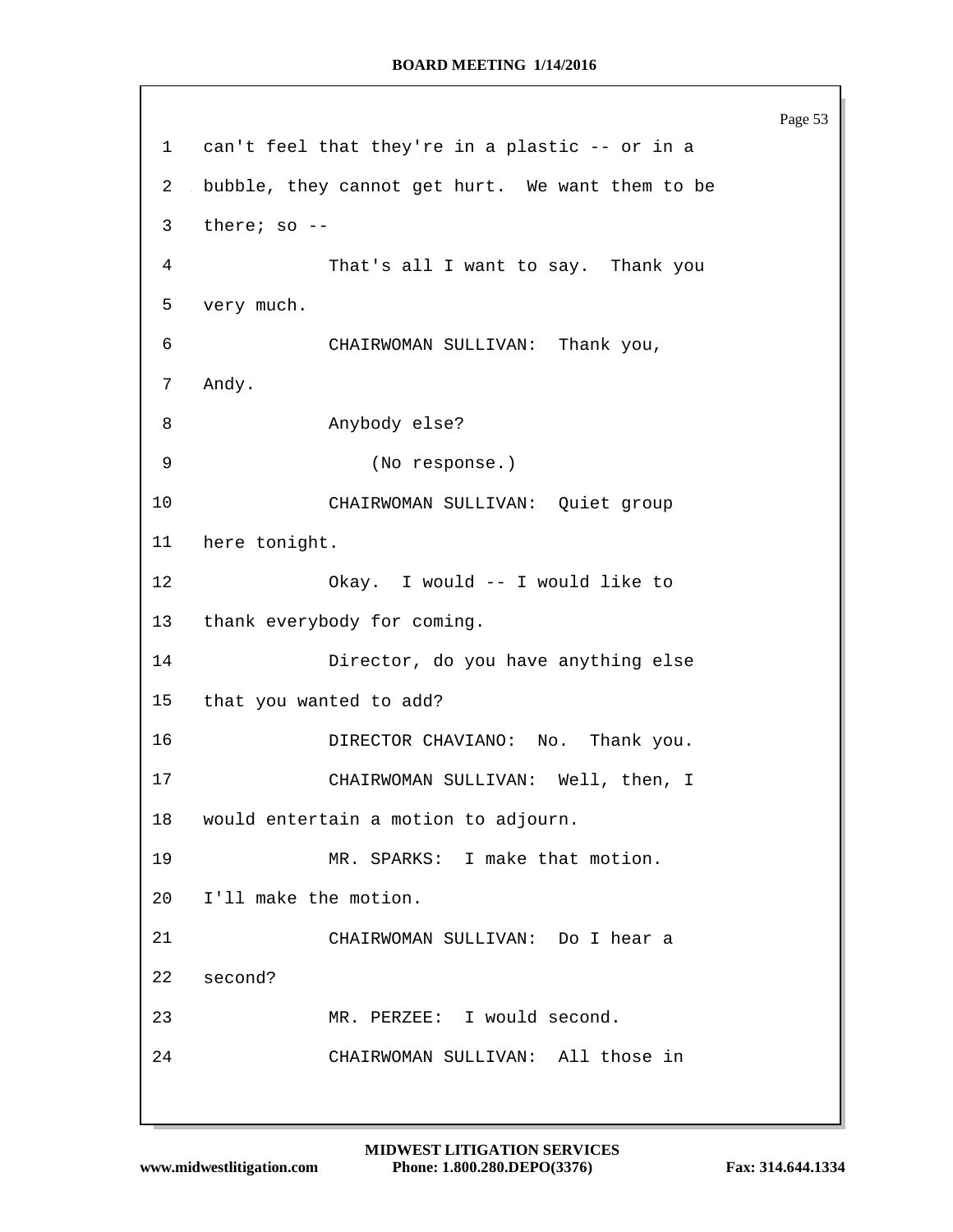1 can't feel that they're in a plastic -- or in a
2 bubble, they cannot get hurt. We want them to be
3 there; so --
4 That's all I want to say. Thank you
5 very much.
6 CHAIRWOMAN SULLIVAN: Thank you,
7 Andy.
8 Anybody else?
9 (No response.)
10 CHAIRWOMAN SULLIVAN: Quiet group
11 here tonight.
12 Okay. I would -- I would like to
13 thank everybody for coming.
14 Director, do you have anything else
15 that you wanted to add?
16 DIRECTOR CHAVIANO: No. Thank you.
17 CHAIRWOMAN SULLIVAN: Well, then, I
18 would entertain a motion to adjourn.
19 MR. SPARKS: I make that motion.
20 I'll make the motion.
21 CHAIRWOMAN SULLIVAN: Do I hear a
22 second?
23 MR. PERZEE: I would second.
24 CHAIRWOMAN SULLIVAN: All those in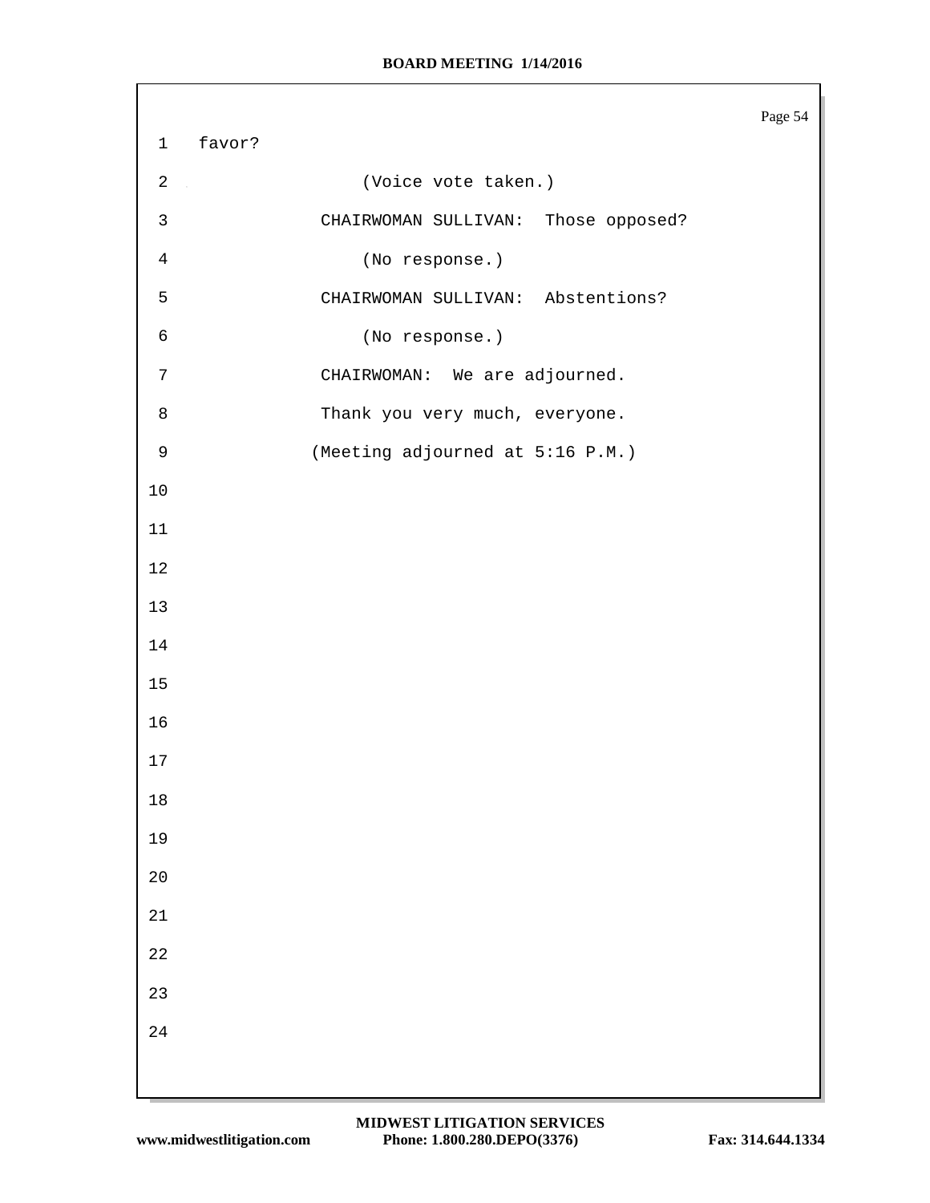favor?

(Voice vote taken.)

CHAIRWOMAN SULLIVAN: Those opposed?

(No response.)

CHAIRWOMAN SULLIVAN: Abstentions?

(No response.)

CHAIRWOMAN: We are adjourned.

Thank you very much, everyone.

(Meeting adjourned at 5:16 P.M.)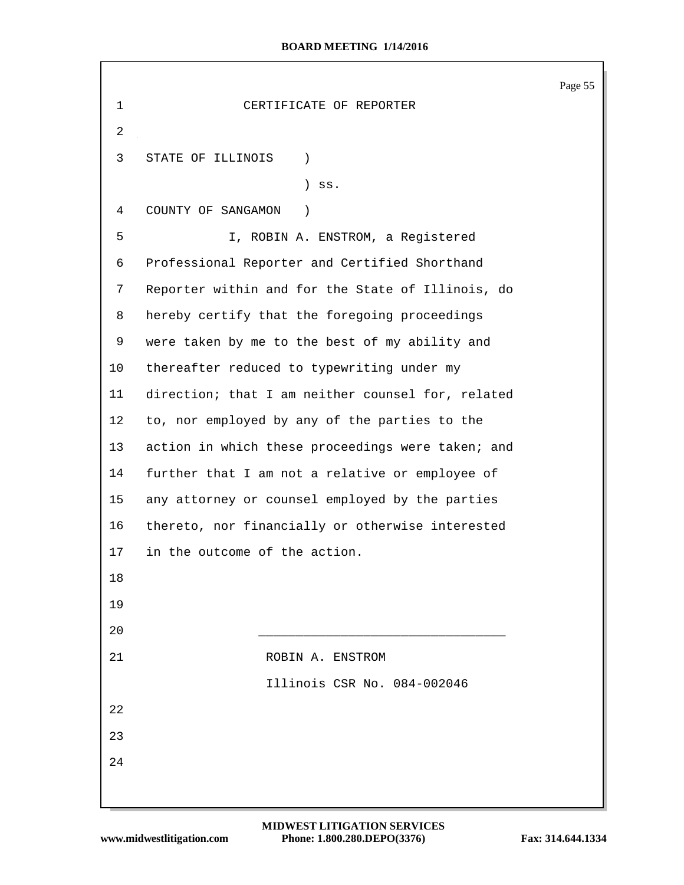# CERTIFICATE OF REPORTER

STATE OF ILLINOIS )
) ss.
COUNTY OF SANGAMON )

I, ROBIN A. ENSTROM, a Registered Professional Reporter and Certified Shorthand Reporter within and for the State of Illinois, do hereby certify that the foregoing proceedings were taken by me to the best of my ability and thereafter reduced to typewriting under my direction; that I am neither counsel for, related to, nor employed by any of the parties to the action in which these proceedings were taken; and further that I am not a relative or employee of any attorney or counsel employed by the parties thereto, nor financially or otherwise interested in the outcome of the action.

________________________________

ROBIN A. ENSTROM
Illinois CSR No. 084-002046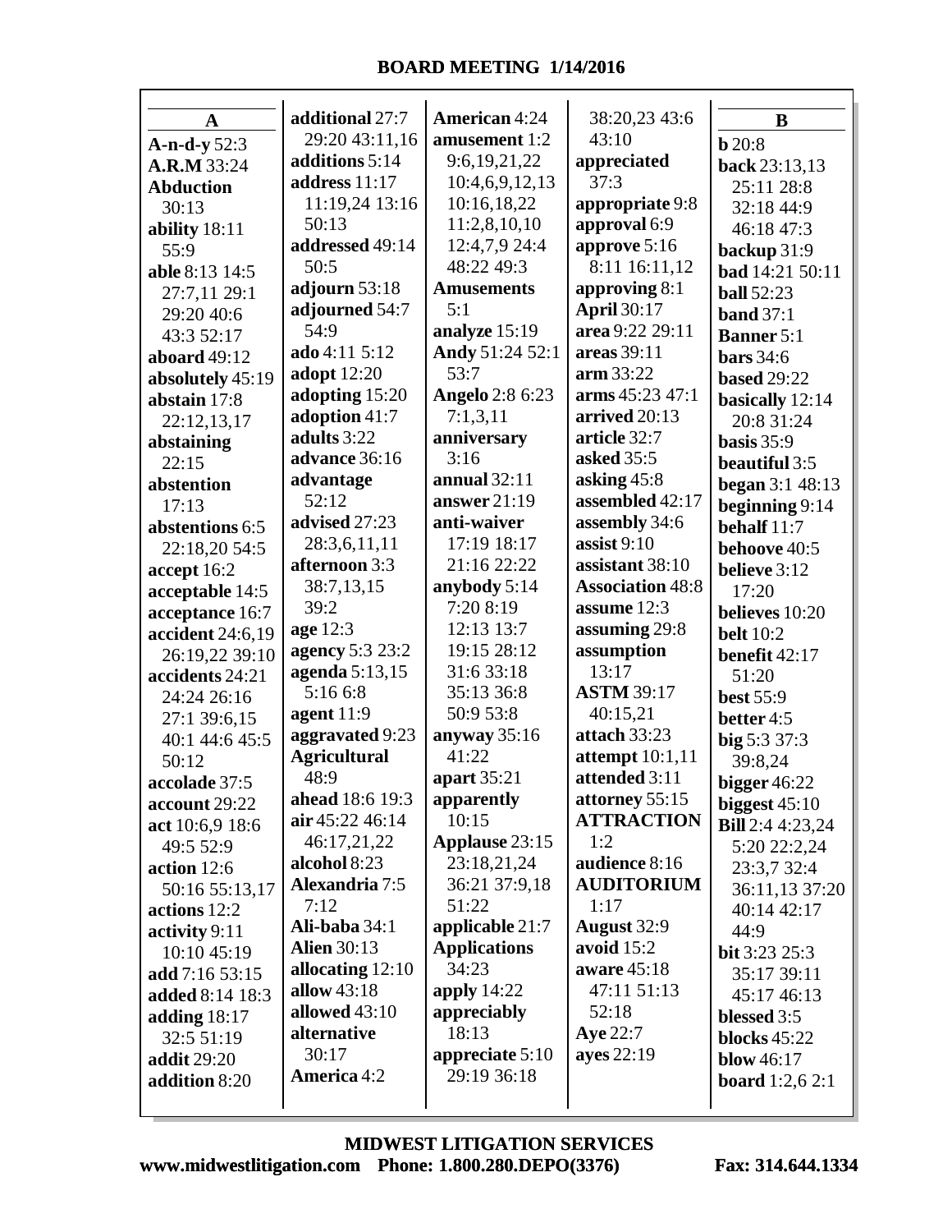# BOARD MEETING 1/14/2016

## A

**A-n-d-y** 52:3
**A.R.M** 33:24
**Abduction** 30:13
**ability** 18:11 55:9
**able** 8:13 14:5 27:7,11 29:1 29:20 40:6 43:3 52:17
**aboard** 49:12
**absolutely** 45:19
**abstain** 17:8 22:12,13,17
**abstaining** 22:15
**abstention** 17:13
**abstentions** 6:5 22:18,20 54:5
**accept** 16:2
**acceptable** 14:5
**acceptance** 16:7
**accident** 24:6,19 26:19,22 39:10
**accidents** 24:21 24:24 26:16 27:1 39:6,15 40:1 44:6 45:5 50:12
**accolade** 37:5
**account** 29:22
**act** 10:6,9 18:6 49:5 52:9
**action** 12:6 50:16 55:13,17
**actions** 12:2
**activity** 9:11 10:10 45:19
**add** 7:16 53:15
**added** 8:14 18:3
**adding** 18:17 32:5 51:19
**addit** 29:20
**addition** 8:20
**additional** 27:7 29:20 43:11,16
**additions** 5:14
**address** 11:17 11:19,24 13:16 50:13
**addressed** 49:14 50:5
**adjourn** 53:18
**adjourned** 54:7 54:9
**ado** 4:11 5:12
**adopt** 12:20
**adopting** 15:20
**adoption** 41:7
**adults** 3:22
**advance** 36:16
**advantage** 52:12
**advised** 27:23 28:3,6,11,11
**afternoon** 3:3 38:7,13,15 39:2
**age** 12:3
**agency** 5:3 23:2
**agenda** 5:13,15 5:16 6:8
**agent** 11:9
**aggravated** 9:23
**Agricultural** 48:9
**ahead** 18:6 19:3
**air** 45:22 46:14 46:17,21,22
**alcohol** 8:23
**Alexandria** 7:5 7:12
**Ali-baba** 34:1
**Alien** 30:13
**allocating** 12:10
**allow** 43:18
**allowed** 43:10
**alternative** 30:17
**America** 4:2
**American** 4:24
**amusement** 1:2 9:6,19,21,22 10:4,6,9,12,13 10:16,18,22 11:2,8,10,10 12:4,7,9 24:4 48:22 49:3
**Amusements** 5:1
**analyze** 15:19
**Andy** 51:24 52:1 53:7
**Angelo** 2:8 6:23 7:1,3,11
**anniversary** 3:16
**annual** 32:11
**answer** 21:19
**anti-waiver** 17:19 18:17 21:16 22:22
**anybody** 5:14 7:20 8:19 12:13 13:7 19:15 28:12 31:6 33:18 35:13 36:8 50:9 53:8
**anyway** 35:16 41:22
**apart** 35:21
**apparently** 10:15
**Applause** 23:15 23:18,21,24 36:21 37:9,18 51:22
**applicable** 21:7
**Applications** 34:23
**apply** 14:22
**appreciably** 18:13
**appreciate** 5:10 29:19 36:18 38:20,23 43:6 43:10
**appreciated** 37:3
**appropriate** 9:8
**approval** 6:9
**approve** 5:16 8:11 16:11,12
**approving** 8:1
**April** 30:17
**area** 9:22 29:11
**areas** 39:11
**arm** 33:22
**arms** 45:23 47:1
**arrived** 20:13
**article** 32:7
**asked** 35:5
**asking** 45:8
**assembled** 42:17
**assembly** 34:6
**assist** 9:10
**assistant** 38:10
**Association** 48:8
**assume** 12:3
**assuming** 29:8
**assumption** 13:17
**ASTM** 39:17 40:15,21
**attach** 33:23
**attempt** 10:1,11
**attended** 3:11
**attorney** 55:15
**ATTRACTION** 1:2
**audience** 8:16
**AUDITORIUM** 1:17
**August** 32:9
**avoid** 15:2
**aware** 45:18 47:11 51:13 52:18
**Aye** 22:7
**ayes** 22:19

## B

**b** 20:8
**back** 23:13,13 25:11 28:8 32:18 44:9 46:18 47:3
**backup** 31:9
**bad** 14:21 50:11
**ball** 52:23
**band** 37:1
**Banner** 5:1
**bars** 34:6
**based** 29:22
**basically** 12:14 20:8 31:24
**basis** 35:9
**beautiful** 3:5
**began** 3:1 48:13
**beginning** 9:14
**behalf** 11:7
**behoove** 40:5
**believe** 3:12 17:20
**believes** 10:20
**belt** 10:2
**benefit** 42:17 51:20
**best** 55:9
**better** 4:5
**big** 5:3 37:3 39:8,24
**bigger** 46:22
**biggest** 45:10
**Bill** 2:4 4:23,24 5:20 22:2,24 23:3,7 32:4 36:11,13 37:20 40:14 42:17 44:9
**bit** 3:23 25:3 35:17 39:11 45:17 46:13
**blessed** 3:5
**blocks** 45:22
**blow** 46:17
**board** 1:2,6 2:1

MIDWEST LITIGATION SERVICES
www.midwestlitigation.com Phone: 1.800.280.DEPO(3376) Fax: 314.644.1334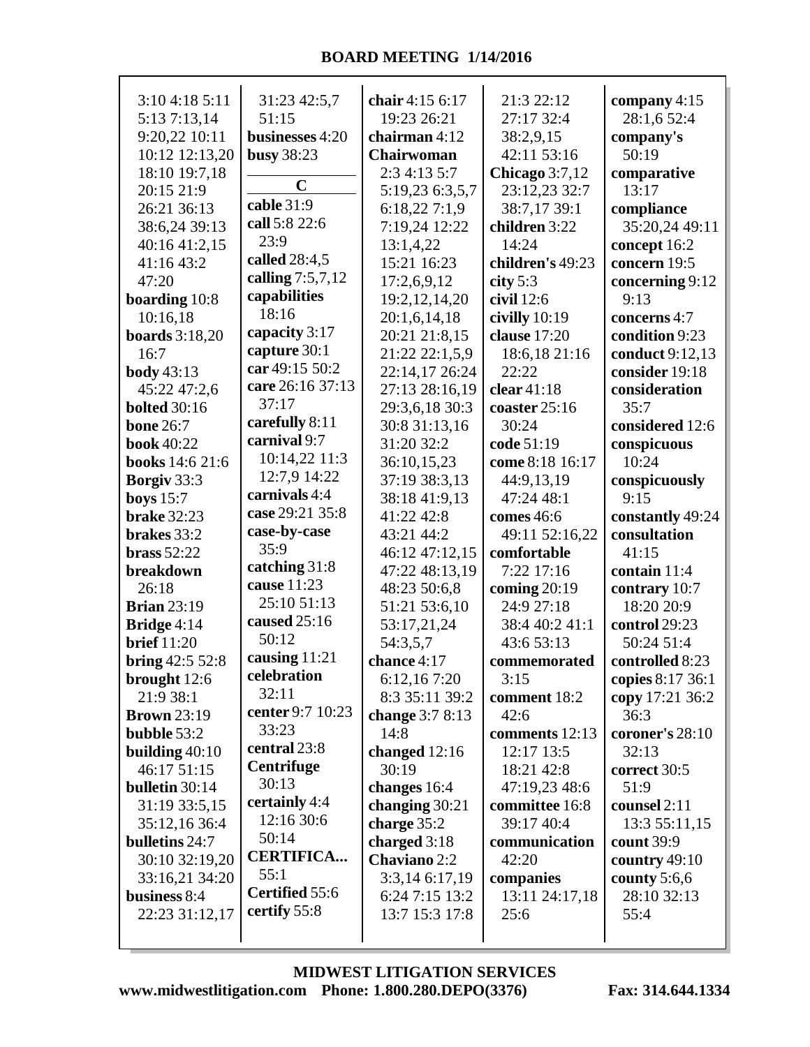3:10 4:18 5:11 5:13 7:13,14 9:20,22 10:11 10:12 12:13,20 18:10 19:7,18 20:15 21:9 26:21 36:13 38:6,24 39:13 40:16 41:2,15 41:16 43:2 47:20
**boarding** 10:8 10:16,18
**boards** 3:18,20 16:7
**body** 43:13 45:22 47:2,6
**bolted** 30:16
**bone** 26:7
**book** 40:22
**books** 14:6 21:6
**Borgiv** 33:3
**boys** 15:7
**brake** 32:23
**brakes** 33:2
**brass** 52:22
**breakdown** 26:18
**Brian** 23:19
**Bridge** 4:14
**brief** 11:20
**bring** 42:5 52:8
**brought** 12:6 21:9 38:1
**Brown** 23:19
**bubble** 53:2
**building** 40:10 46:17 51:15
**bulletin** 30:14 31:19 33:5,15 35:12,16 36:4
**bulletins** 24:7 30:10 32:19,20 33:16,21 34:20
**business** 8:4 22:23 31:12,17 31:23 42:5,7 51:15
**businesses** 4:20
**busy** 38:23

**C**

**cable** 31:9
**call** 5:8 22:6 23:9
**called** 28:4,5
**calling** 7:5,7,12
**capabilities** 18:16
**capacity** 3:17
**capture** 30:1
**car** 49:15 50:2
**care** 26:16 37:13 37:17
**carefully** 8:11
**carnival** 9:7 10:14,22 11:3 12:7,9 14:22
**carnivals** 4:4
**case** 29:21 35:8
**case-by-case** 35:9
**catching** 31:8
**cause** 11:23 25:10 51:13
**caused** 25:16 50:12
**causing** 11:21
**celebration** 32:11
**center** 9:7 10:23 33:23
**central** 23:8
**Centrifuge** 30:13
**certainly** 4:4 12:16 30:6 50:14
**CERTIFICA...** 55:1
**Certified** 55:6
**certify** 55:8
**chair** 4:15 6:17 19:23 26:21
**chairman** 4:12
**Chairwoman** 2:3 4:13 5:7 5:19,23 6:3,5,7 6:18,22 7:1,9 7:19,24 12:22 13:1,4,22 15:21 16:23 17:2,6,9,12 19:2,12,14,20 20:1,6,14,18 20:21 21:8,15 21:22 22:1,5,9 22:14,17 26:24 27:13 28:16,19 29:3,6,18 30:3 30:8 31:13,16 31:20 32:2 36:10,15,23 37:19 38:3,13 38:18 41:9,13 41:22 42:8 43:21 44:2 46:12 47:12,15 47:22 48:13,19 48:23 50:6,8 51:21 53:6,10 53:17,21,24 54:3,5,7
**chance** 4:17 6:12,16 7:20 8:3 35:11 39:2
**change** 3:7 8:13 14:8
**changed** 12:16 30:19
**changes** 16:4
**changing** 30:21
**charge** 35:2
**charged** 3:18
**Chaviano** 2:2 3:3,14 6:17,19 6:24 7:15 13:2 13:7 15:3 17:8 21:3 22:12 27:17 32:4 38:2,9,15 42:11 53:16
**Chicago** 3:7,12 23:12,23 32:7 38:7,17 39:1
**children** 3:22 14:24
**children's** 49:23
**city** 5:3
**civil** 12:6
**civilly** 10:19
**clause** 17:20 18:6,18 21:16 22:22
**clear** 41:18
**coaster** 25:16 30:24
**code** 51:19
**come** 8:18 16:17 44:9,13,19 47:24 48:1
**comes** 46:6 49:11 52:16,22
**comfortable** 7:22 17:16
**coming** 20:19 24:9 27:18 38:4 40:2 41:1 43:6 53:13
**commemorated** 3:15
**comment** 18:2 42:6
**comments** 12:13 12:17 13:5 18:21 42:8 47:19,23 48:6
**committee** 16:8 39:17 40:4
**communication** 42:20
**companies** 13:11 24:17,18 25:6
**company** 4:15 28:1,6 52:4
**company's** 50:19
**comparative** 13:17
**compliance** 35:20,24 49:11
**concept** 16:2
**concern** 19:5
**concerning** 9:12 9:13
**concerns** 4:7
**condition** 9:23
**conduct** 9:12,13
**consider** 19:18
**consideration** 35:7
**considered** 12:6
**conspicuous** 10:24
**conspicuously** 9:15
**constantly** 49:24
**consultation** 41:15
**contain** 11:4
**contrary** 10:7 18:20 20:9
**control** 29:23 50:24 51:4
**controlled** 8:23
**copies** 8:17 36:1
**copy** 17:21 36:2 36:3
**coroner's** 28:10 32:13
**correct** 30:5 51:9
**counsel** 2:11 13:3 55:11,15
**count** 39:9
**country** 49:10
**county** 5:6,6 28:10 32:13 55:4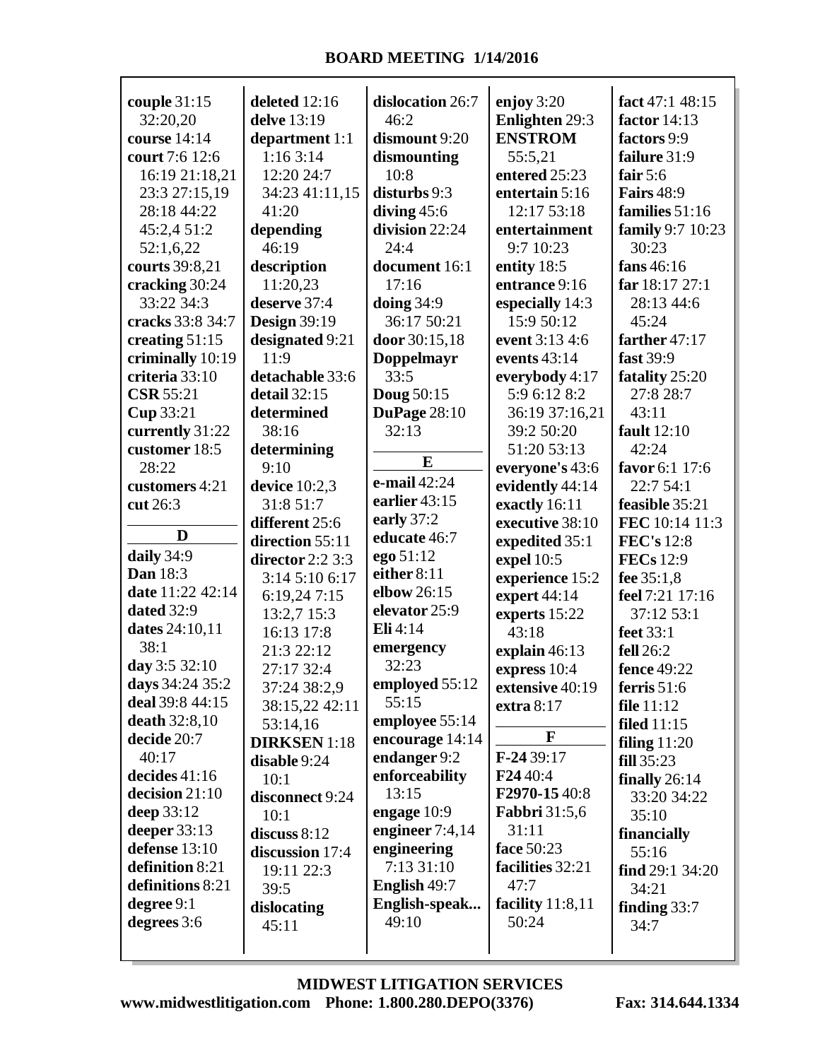**couple** 31:15 32:20,20
**course** 14:14
**court** 7:6 12:6 16:19 21:18,21 23:3 27:15,19 28:18 44:22 45:2,4 51:2 52:1,6,22
**courts** 39:8,21
**cracking** 30:24 33:22 34:3
**cracks** 33:8 34:7
**creating** 51:15
**criminally** 10:19
**criteria** 33:10
**CSR** 55:21
**Cup** 33:21
**currently** 31:22
**customer** 18:5 28:22
**customers** 4:21
**cut** 26:3

**D**

**daily** 34:9
**Dan** 18:3
**date** 11:22 42:14
**dated** 32:9
**dates** 24:10,11 38:1
**day** 3:5 32:10
**days** 34:24 35:2
**deal** 39:8 44:15
**death** 32:8,10
**decide** 20:7 40:17
**decides** 41:16
**decision** 21:10
**deep** 33:12
**deeper** 33:13
**defense** 13:10
**definition** 8:21
**definitions** 8:21
**degree** 9:1
**degrees** 3:6
**deleted** 12:16
**delve** 13:19
**department** 1:1 1:16 3:14 12:20 24:7 34:23 41:11,15 41:20
**depending** 46:19
**description** 11:20,23
**deserve** 37:4
**Design** 39:19
**designated** 9:21 11:9
**detachable** 33:6
**detail** 32:15
**determined** 38:16
**determining** 9:10
**device** 10:2,3 31:8 51:7
**different** 25:6
**direction** 55:11
**director** 2:2 3:3 3:14 5:10 6:17 6:19,24 7:15 13:2,7 15:3 16:13 17:8 21:3 22:12 27:17 32:4 37:24 38:2,9 38:15,22 42:11 53:14,16
**DIRKSEN** 1:18
**disable** 9:24 10:1
**disconnect** 9:24 10:1
**discuss** 8:12
**discussion** 17:4 19:11 22:3 39:5
**dislocating** 45:11
**dislocation** 26:7 46:2
**dismount** 9:20
**dismounting** 10:8
**disturbs** 9:3
**diving** 45:6
**division** 22:24 24:4
**document** 16:1 17:16
**doing** 34:9 36:17 50:21
**door** 30:15,18
**Doppelmayr** 33:5
**Doug** 50:15
**DuPage** 28:10 32:13

**E**

**e-mail** 42:24
**earlier** 43:15
**early** 37:2
**educate** 46:7
**ego** 51:12
**either** 8:11
**elbow** 26:15
**elevator** 25:9
**Eli** 4:14
**emergency** 32:23
**employed** 55:12 55:15
**employee** 55:14
**encourage** 14:14
**endanger** 9:2
**enforceability** 13:15
**engage** 10:9
**engineer** 7:4,14
**engineering** 7:13 31:10
**English** 49:7
**English-speak...** 49:10
**enjoy** 3:20
**Enlighten** 29:3
**ENSTROM** 55:5,21
**entered** 25:23
**entertain** 5:16 12:17 53:18
**entertainment** 9:7 10:23
**entity** 18:5
**entrance** 9:16
**especially** 14:3 15:9 50:12
**event** 3:13 4:6
**events** 43:14
**everybody** 4:17 5:9 6:12 8:2 36:19 37:16,21 39:2 50:20 51:20 53:13
**everyone's** 43:6
**evidently** 44:14
**exactly** 16:11
**executive** 38:10
**expedited** 35:1
**expel** 10:5
**experience** 15:2
**expert** 44:14
**experts** 15:22 43:18
**explain** 46:13
**express** 10:4
**extensive** 40:19
**extra** 8:17

**F**

**F-24** 39:17
**F24** 40:4
**F2970-15** 40:8
**Fabbri** 31:5,6 31:11
**face** 50:23
**facilities** 32:21 47:7
**facility** 11:8,11 50:24
**fact** 47:1 48:15
**factor** 14:13
**factors** 9:9
**failure** 31:9
**fair** 5:6
**Fairs** 48:9
**families** 51:16
**family** 9:7 10:23 30:23
**fans** 46:16
**far** 18:17 27:1 28:13 44:6 45:24
**farther** 47:17
**fast** 39:9
**fatality** 25:20 27:8 28:7 43:11
**fault** 12:10 42:24
**favor** 6:1 17:6 22:7 54:1
**feasible** 35:21
**FEC** 10:14 11:3
**FEC's** 12:8
**FECs** 12:9
**fee** 35:1,8
**feel** 7:21 17:16 37:12 53:1
**feet** 33:1
**fell** 26:2
**fence** 49:22
**ferris** 51:6
**file** 11:12
**filed** 11:15
**filing** 11:20
**fill** 35:23
**finally** 26:14 33:20 34:22 35:10
**financially** 55:16
**find** 29:1 34:20 34:21
**finding** 33:7 34:7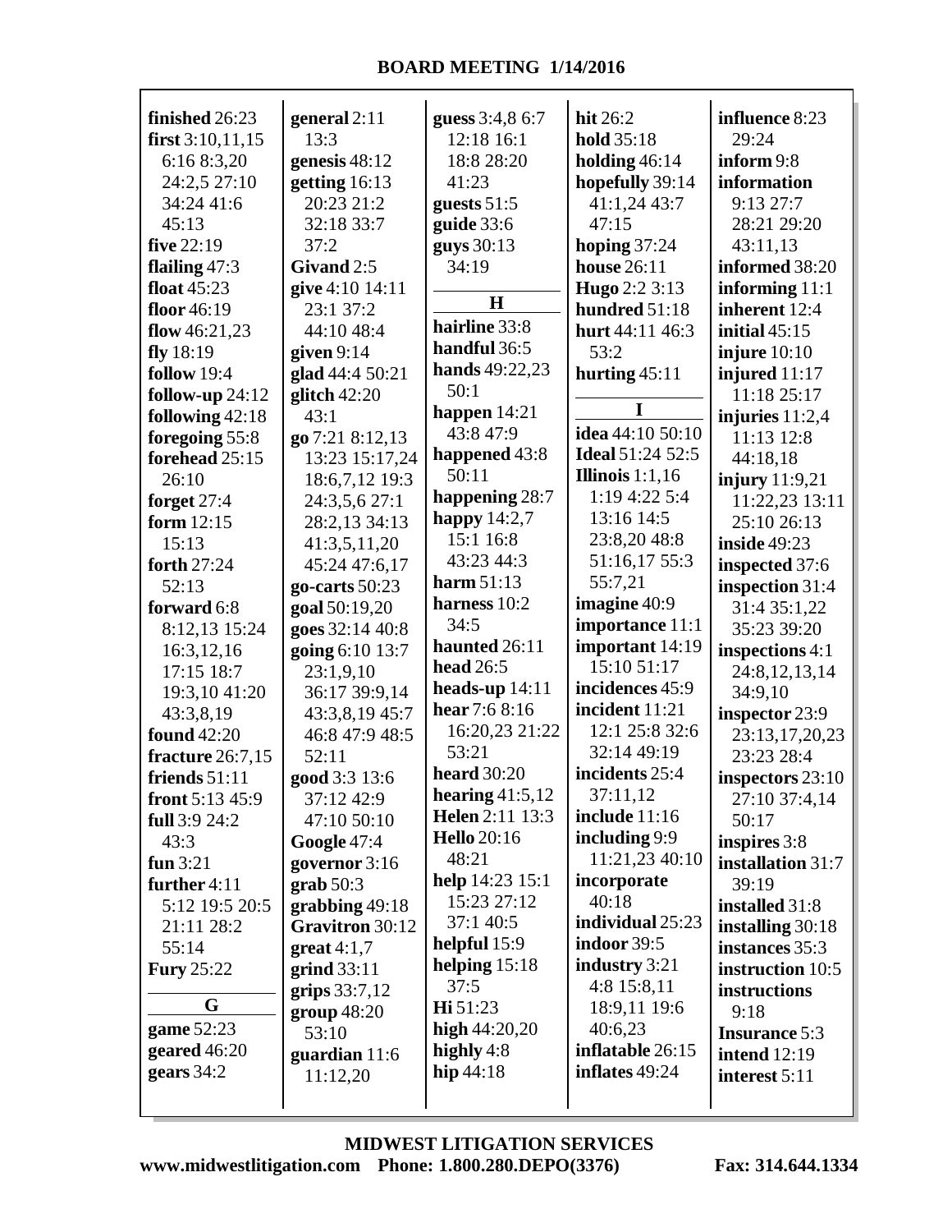**finished** 26:23
**first** 3:10,11,15 6:16 8:3,20 24:2,5 27:10 34:24 41:6 45:13
**five** 22:19
**flailing** 47:3
**float** 45:23
**floor** 46:19
**flow** 46:21,23
**fly** 18:19
**follow** 19:4
**follow-up** 24:12
**following** 42:18
**foregoing** 55:8
**forehead** 25:15 26:10
**forget** 27:4
**form** 12:15 15:13
**forth** 27:24 52:13
**forward** 6:8 8:12,13 15:24 16:3,12,16 17:15 18:7 19:3,10 41:20 43:3,8,19
**found** 42:20
**fracture** 26:7,15
**friends** 51:11
**front** 5:13 45:9
**full** 3:9 24:2 43:3
**fun** 3:21
**further** 4:11 5:12 19:5 20:5 21:11 28:2 55:14
**Fury** 25:22

**G**

**game** 52:23
**geared** 46:20
**gears** 34:2
**general** 2:11 13:3
**genesis** 48:12
**getting** 16:13 20:23 21:2 32:18 33:7 37:2
**Givand** 2:5
**give** 4:10 14:11 23:1 37:2 44:10 48:4
**given** 9:14
**glad** 44:4 50:21
**glitch** 42:20 43:1
**go** 7:21 8:12,13 13:23 15:17,24 18:6,7,12 19:3 24:3,5,6 27:1 28:2,13 34:13 41:3,5,11,20 45:24 47:6,17 52:13
**go-carts** 50:23
**goal** 50:19,20
**goes** 32:14 40:8
**going** 6:10 13:7 23:1,9,10 36:17 39:9,14 43:3,8,19 45:7 46:8 47:9 48:5 52:11
**good** 3:3 13:6 37:12 42:9 47:10 50:10
**Google** 47:4
**governor** 3:16
**grab** 50:3
**grabbing** 49:18
**Gravitron** 30:12
**great** 4:1,7
**grind** 33:11
**grips** 33:7,12
**group** 48:20 53:10
**guardian** 11:6 11:12,20
**guess** 3:4,8 6:7 12:18 16:1 18:8 28:20 41:23
**guests** 51:5
**guide** 33:6
**guys** 30:13 34:19

**H**

**hairline** 33:8
**handful** 36:5
**hands** 49:22,23 50:1
**happen** 14:21 43:8 47:9
**happened** 43:8 50:11
**happening** 28:7
**happy** 14:2,7 15:1 16:8 43:23 44:3
**harm** 51:13
**harness** 10:2 34:5
**haunted** 26:11
**head** 26:5
**heads-up** 14:11
**hear** 7:6 8:16 16:20,23 21:22 53:21
**heard** 30:20
**hearing** 41:5,12
**Helen** 2:11 13:3
**Hello** 20:16 48:21
**help** 14:23 15:1 15:23 27:12 37:1 40:5
**helpful** 15:9
**helping** 15:18 37:5
**Hi** 51:23
**high** 44:20,20
**highly** 4:8
**hip** 44:18
**hit** 26:2
**hold** 35:18
**holding** 46:14
**hopefully** 39:14 41:1,24 43:7 47:15
**hoping** 37:24
**house** 26:11
**Hugo** 2:2 3:13
**hundred** 51:18
**hurt** 44:11 46:3 53:2
**hurting** 45:11

**I**

**idea** 44:10 50:10
**Ideal** 51:24 52:5
**Illinois** 1:1,16 1:19 4:22 5:4 13:16 14:5 23:8,20 48:8 51:16,17 55:3 55:7,21
**imagine** 40:9
**importance** 11:1
**important** 14:19 15:10 51:17
**incidences** 45:9
**incident** 11:21 12:1 25:8 32:6 32:14 49:19
**incidents** 25:4 37:11,12
**include** 11:16
**including** 9:9 11:21,23 40:10
**incorporate** 40:18
**individual** 25:23
**indoor** 39:5
**industry** 3:21 4:8 15:8,11 18:9,11 19:6 40:6,23
**inflatable** 26:15
**inflates** 49:24
**influence** 8:23 29:24
**inform** 9:8
**information** 9:13 27:7 28:21 29:20 43:11,13
**informed** 38:20
**informing** 11:1
**inherent** 12:4
**initial** 45:15
**injure** 10:10
**injured** 11:17 11:18 25:17
**injuries** 11:2,4 11:13 12:8 44:18,18
**injury** 11:9,21 11:22,23 13:11 25:10 26:13
**inside** 49:23
**inspected** 37:6
**inspection** 31:4 31:4 35:1,22 35:23 39:20
**inspections** 4:1 24:8,12,13,14 34:9,10
**inspector** 23:9 23:13,17,20,23 23:23 28:4
**inspectors** 23:10 27:10 37:4,14 50:17
**inspires** 3:8
**installation** 31:7 39:19
**installed** 31:8
**installing** 30:18
**instances** 35:3
**instruction** 10:5
**instructions** 9:18
**Insurance** 5:3
**intend** 12:19
**interest** 5:11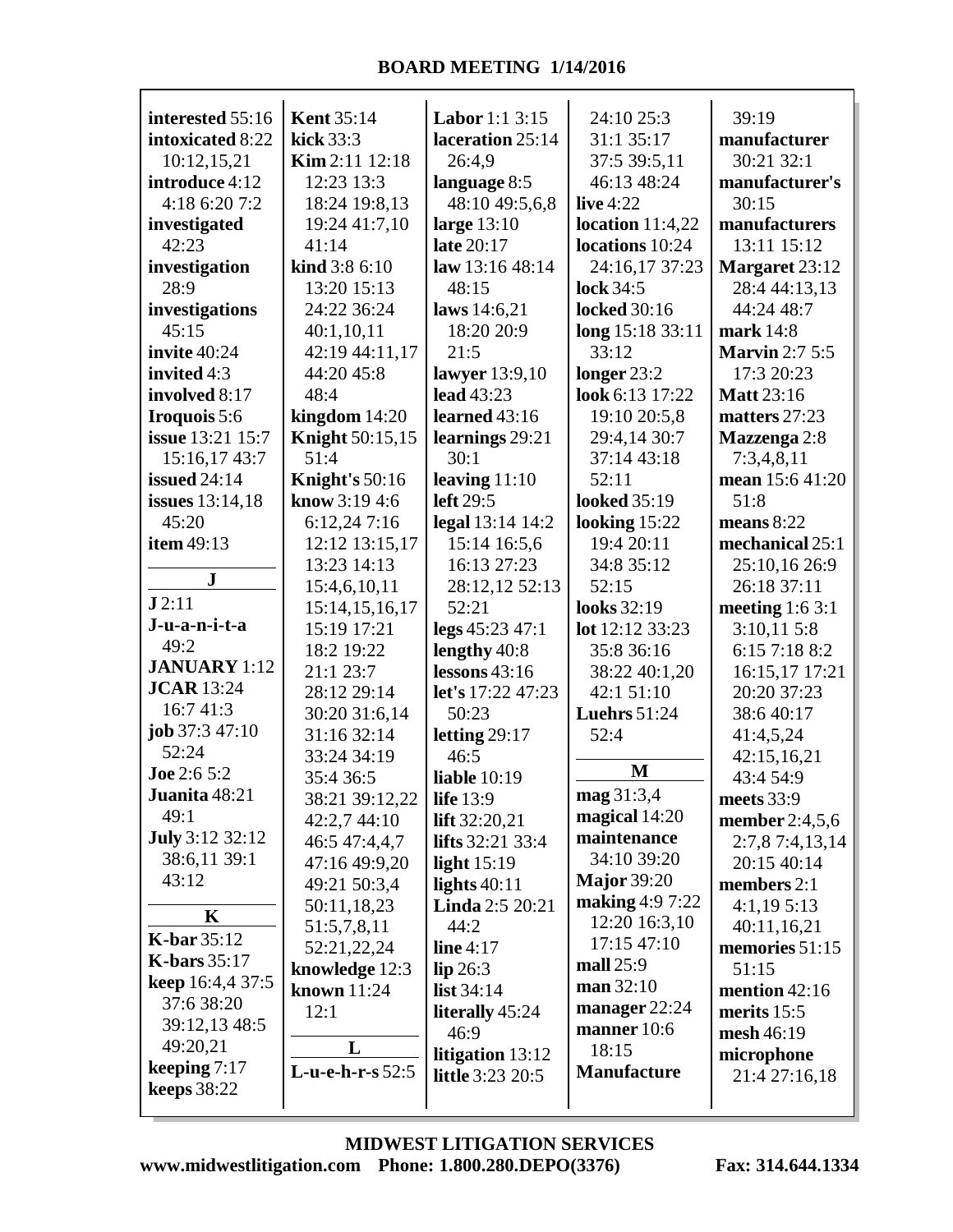**interested** 55:16
**intoxicated** 8:22 10:12,15,21
**introduce** 4:12 4:18 6:20 7:2
**investigated** 42:23
**investigation** 28:9
**investigations** 45:15
**invite** 40:24
**invited** 4:3
**involved** 8:17
**Iroquois** 5:6
**issue** 13:21 15:7 15:16,17 43:7
**issued** 24:14
**issues** 13:14,18 45:20
**item** 49:13

**J**

**J** 2:11
**J-u-a-n-i-t-a** 49:2
**JANUARY** 1:12
**JCAR** 13:24 16:7 41:3
**job** 37:3 47:10 52:24
**Joe** 2:6 5:2
**Juanita** 48:21 49:1
**July** 3:12 32:12 38:6,11 39:1 43:12

**K**

**K-bar** 35:12
**K-bars** 35:17
**keep** 16:4,4 37:5 37:6 38:20 39:12,13 48:5 49:20,21
**keeping** 7:17
**keeps** 38:22
**Kent** 35:14
**kick** 33:3
**Kim** 2:11 12:18 12:23 13:3 18:24 19:8,13 19:24 41:7,10 41:14
**kind** 3:8 6:10 13:20 15:13 24:22 36:24 40:1,10,11 42:19 44:11,17 44:20 45:8 48:4
**kingdom** 14:20
**Knight** 50:15,15 51:4
**Knight's** 50:16
**know** 3:19 4:6 6:12,24 7:16 12:12 13:15,17 13:23 14:13 15:4,6,10,11 15:14,15,16,17 15:19 17:21 18:2 19:22 21:1 23:7 28:12 29:14 30:20 31:6,14 31:16 32:14 33:24 34:19 35:4 36:5 38:21 39:12,22 42:2,7 44:10 46:5 47:4,4,7 47:16 49:9,20 49:21 50:3,4 50:11,18,23 51:5,7,8,11 52:21,22,24
**knowledge** 12:3
**known** 11:24 12:1

**L**

**L-u-e-h-r-s** 52:5
**Labor** 1:1 3:15
**laceration** 25:14 26:4,9
**language** 8:5 48:10 49:5,6,8
**large** 13:10
**late** 20:17
**law** 13:16 48:14 48:15
**laws** 14:6,21 18:20 20:9 21:5
**lawyer** 13:9,10
**lead** 43:23
**learned** 43:16
**learnings** 29:21 30:1
**leaving** 11:10
**left** 29:5
**legal** 13:14 14:2 15:14 16:5,6 16:13 27:23 28:12,12 52:13 52:21
**legs** 45:23 47:1
**lengthy** 40:8
**lessons** 43:16
**let's** 17:22 47:23 50:23
**letting** 29:17 46:5
**liable** 10:19
**life** 13:9
**lift** 32:20,21
**lifts** 32:21 33:4
**light** 15:19
**lights** 40:11
**Linda** 2:5 20:21 44:2
**line** 4:17
**lip** 26:3
**list** 34:14
**literally** 45:24 46:9
**litigation** 13:12
**little** 3:23 20:5 24:10 25:3 31:1 35:17 37:5 39:5,11 46:13 48:24
**live** 4:22
**location** 11:4,22
**locations** 10:24 24:16,17 37:23
**lock** 34:5
**locked** 30:16
**long** 15:18 33:11 33:12
**longer** 23:2
**look** 6:13 17:22 19:10 20:5,8 29:4,14 30:7 37:14 43:18 52:11
**looked** 35:19
**looking** 15:22 19:4 20:11 34:8 35:12 52:15
**looks** 32:19
**lot** 12:12 33:23 35:8 36:16 38:22 40:1,20 42:1 51:10
**Luehrs** 51:24 52:4

**M**

**mag** 31:3,4
**magical** 14:20
**maintenance** 34:10 39:20
**Major** 39:20
**making** 4:9 7:22 12:20 16:3,10 17:15 47:10
**mall** 25:9
**man** 32:10
**manager** 22:24
**manner** 10:6 18:15
**Manufacture** 39:19
**manufacturer** 30:21 32:1
**manufacturer's** 30:15
**manufacturers** 13:11 15:12
**Margaret** 23:12 28:4 44:13,13 44:24 48:7
**mark** 14:8
**Marvin** 2:7 5:5 17:3 20:23
**Matt** 23:16
**matters** 27:23
**Mazzenga** 2:8 7:3,4,8,11
**mean** 15:6 41:20 51:8
**means** 8:22
**mechanical** 25:1 25:10,16 26:9 26:18 37:11
**meeting** 1:6 3:1 3:10,11 5:8 6:15 7:18 8:2 16:15,17 17:21 20:20 37:23 38:6 40:17 41:4,5,24 42:15,16,21 43:4 54:9
**meets** 33:9
**member** 2:4,5,6 2:7,8 7:4,13,14 20:15 40:14
**members** 2:1 4:1,19 5:13 40:11,16,21
**memories** 51:15 51:15
**mention** 42:16
**merits** 15:5
**mesh** 46:19
**microphone** 21:4 27:16,18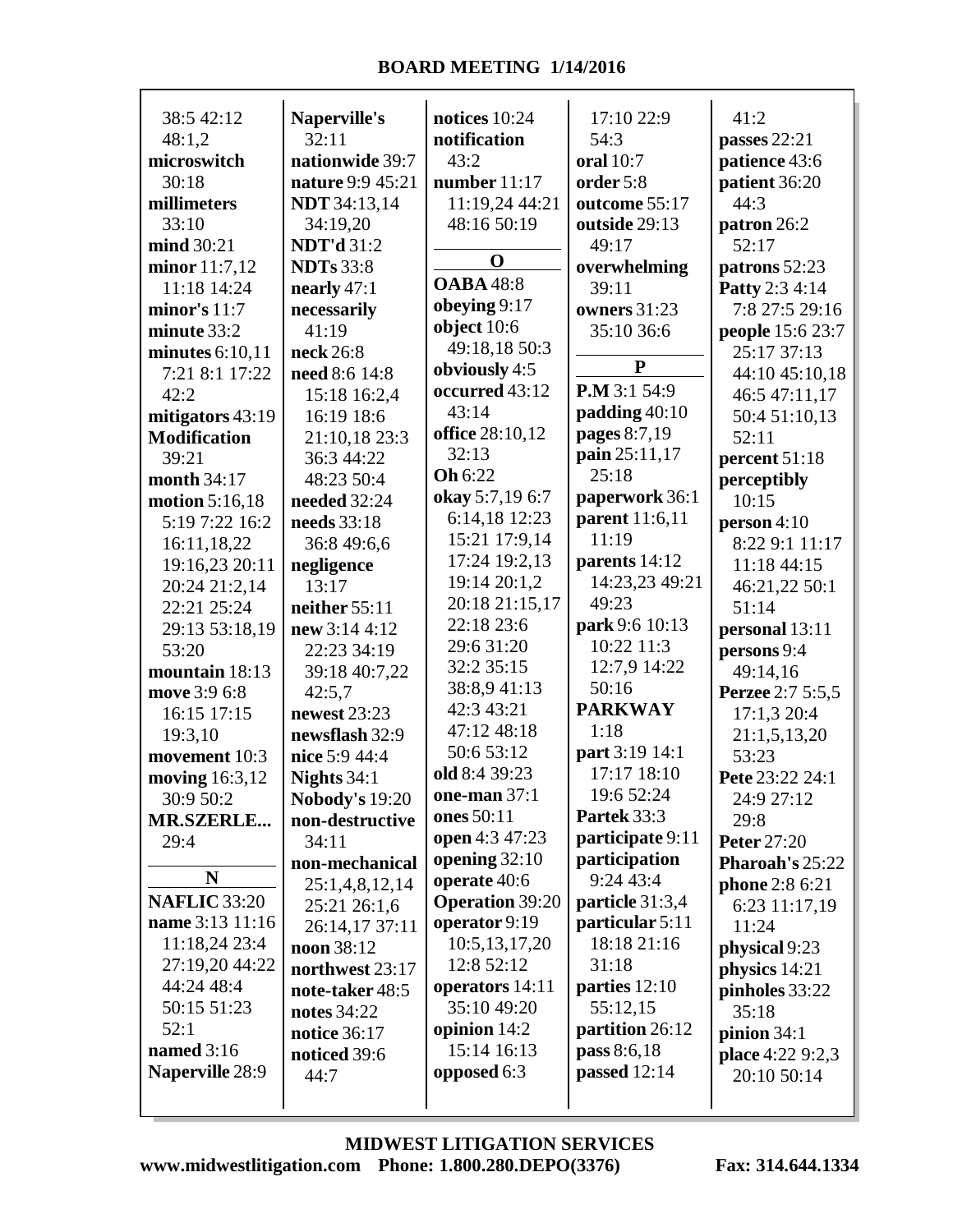38:5 42:12
48:1,2
**microswitch** 30:18
**millimeters** 33:10
**mind** 30:21
**minor** 11:7,12 11:18 14:24
**minor's** 11:7
**minute** 33:2
**minutes** 6:10,11 7:21 8:1 17:22 42:2
**mitigators** 43:19
**Modification** 39:21
**month** 34:17
**motion** 5:16,18 5:19 7:22 16:2 16:11,18,22 19:16,23 20:11 20:24 21:2,14 22:21 25:24 29:13 53:18,19 53:20
**mountain** 18:13
**move** 3:9 6:8 16:15 17:15 19:3,10
**movement** 10:3
**moving** 16:3,12 30:9 50:2
**MR.SZERLE...** 29:4

**N**

**NAFLIC** 33:20
**name** 3:13 11:16 11:18,24 23:4 27:19,20 44:22 44:24 48:4 50:15 51:23 52:1
**named** 3:16
**Naperville** 28:9
**Naperville's** 32:11
**nationwide** 39:7
**nature** 9:9 45:21
**NDT** 34:13,14 34:19,20
**NDT'd** 31:2
**NDTs** 33:8
**nearly** 47:1
**necessarily** 41:19
**neck** 26:8
**need** 8:6 14:8 15:18 16:2,4 16:19 18:6 21:10,18 23:3 36:3 44:22 48:23 50:4
**needed** 32:24
**needs** 33:18 36:8 49:6,6
**negligence** 13:17
**neither** 55:11
**new** 3:14 4:12 22:23 34:19 39:18 40:7,22 42:5,7
**newest** 23:23
**newsflash** 32:9
**nice** 5:9 44:4
**Nights** 34:1
**Nobody's** 19:20
**non-destructive** 34:11
**non-mechanical** 25:1,4,8,12,14 25:21 26:1,6 26:14,17 37:11
**noon** 38:12
**northwest** 23:17
**note-taker** 48:5
**notes** 34:22
**notice** 36:17
**noticed** 39:6 44:7
**notices** 10:24
**notification** 43:2
**number** 11:17 11:19,24 44:21 48:16 50:19

**O**

**OABA** 48:8
**obeying** 9:17
**object** 10:6 49:18,18 50:3
**obviously** 4:5
**occurred** 43:12 43:14
**office** 28:10,12 32:13
**Oh** 6:22
**okay** 5:7,19 6:7 6:14,18 12:23 15:21 17:9,14 17:24 19:2,13 19:14 20:1,2 20:18 21:15,17 22:18 23:6 29:6 31:20 32:2 35:15 38:8,9 41:13 42:3 43:21 47:12 48:18 50:6 53:12
**old** 8:4 39:23
**one-man** 37:1
**ones** 50:11
**open** 4:3 47:23
**opening** 32:10
**operate** 40:6
**Operation** 39:20
**operator** 9:19 10:5,13,17,20 12:8 52:12
**operators** 14:11 35:10 49:20
**opinion** 14:2 15:14 16:13
**opposed** 6:3
17:10 22:9 54:3
**oral** 10:7
**order** 5:8
**outcome** 55:17
**outside** 29:13 49:17
**overwhelming** 39:11
**owners** 31:23 35:10 36:6

**P**

**P.M** 3:1 54:9
**padding** 40:10
**pages** 8:7,19
**pain** 25:11,17 25:18
**paperwork** 36:1
**parent** 11:6,11 11:19
**parents** 14:12 14:23,23 49:21 49:23
**park** 9:6 10:13 10:22 11:3 12:7,9 14:22 50:16
**PARKWAY** 1:18
**part** 3:19 14:1 17:17 18:10 19:6 52:24
**Partek** 33:3
**participate** 9:11
**participation** 9:24 43:4
**particle** 31:3,4
**particular** 5:11 18:18 21:16 31:18
**parties** 12:10 55:12,15
**partition** 26:12
**pass** 8:6,18
**passed** 12:14
41:2
**passes** 22:21
**patience** 43:6
**patient** 36:20 44:3
**patron** 26:2 52:17
**patrons** 52:23
**Patty** 2:3 4:14 7:8 27:5 29:16
**people** 15:6 23:7 25:17 37:13 44:10 45:10,18 46:5 47:11,17 50:4 51:10,13 52:11
**percent** 51:18
**perceptibly** 10:15
**person** 4:10 8:22 9:1 11:17 11:18 44:15 46:21,22 50:1 51:14
**personal** 13:11
**persons** 9:4 49:14,16
**Perzee** 2:7 5:5,5 17:1,3 20:4 21:1,5,13,20 53:23
**Pete** 23:22 24:1 24:9 27:12 29:8
**Peter** 27:20
**Pharoah's** 25:22
**phone** 2:8 6:21 6:23 11:17,19 11:24
**physical** 9:23
**physics** 14:21
**pinholes** 33:22 35:18
**pinion** 34:1
**place** 4:22 9:2,3 20:10 50:14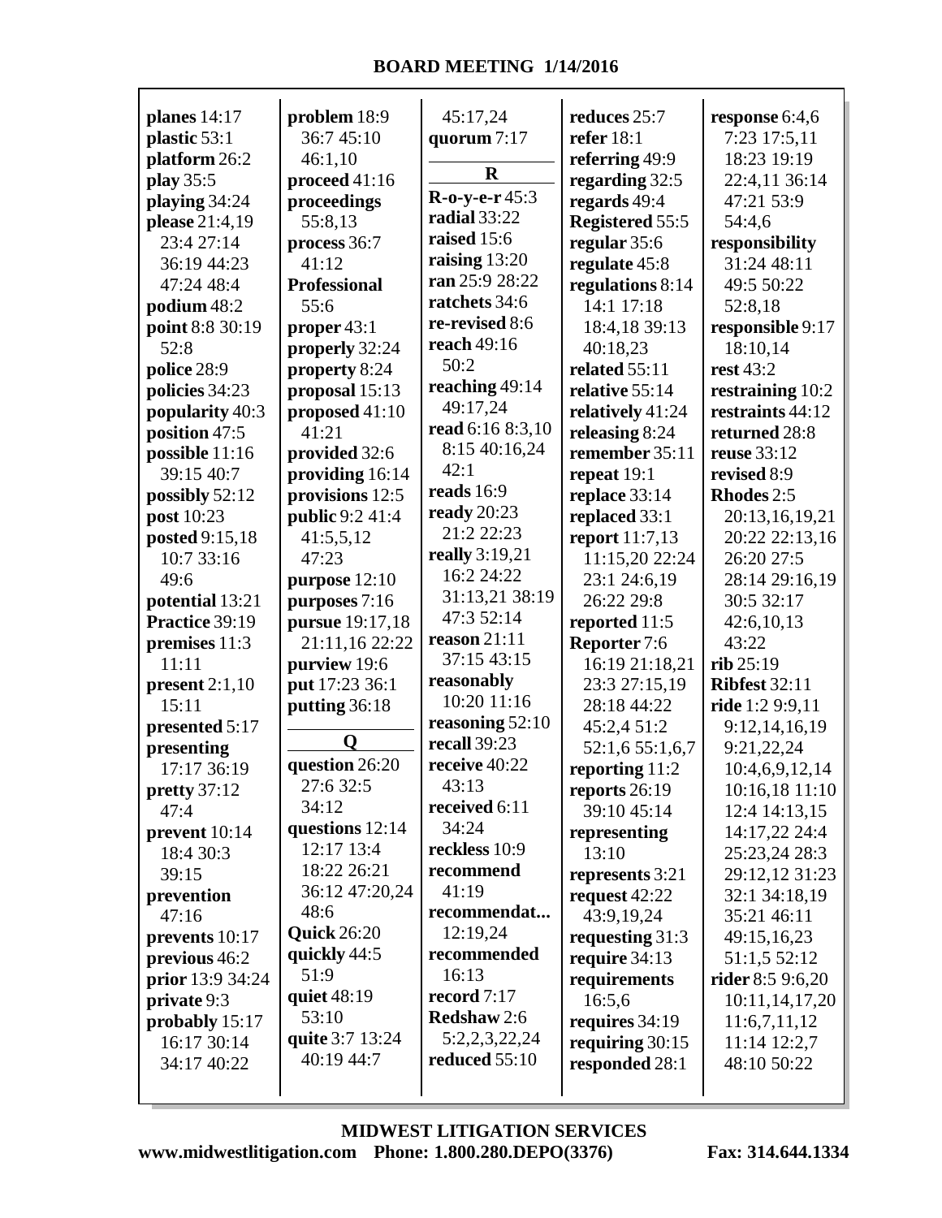**planes** 14:17
**plastic** 53:1
**platform** 26:2
**play** 35:5
**playing** 34:24
**please** 21:4,19 23:4 27:14 36:19 44:23 47:24 48:4
**podium** 48:2
**point** 8:8 30:19 52:8
**police** 28:9
**policies** 34:23
**popularity** 40:3
**position** 47:5
**possible** 11:16 39:15 40:7
**possibly** 52:12
**post** 10:23
**posted** 9:15,18 10:7 33:16 49:6
**potential** 13:21
**Practice** 39:19
**premises** 11:3 11:11
**present** 2:1,10 15:11
**presented** 5:17
**presenting** 17:17 36:19
**pretty** 37:12 47:4
**prevent** 10:14 18:4 30:3 39:15
**prevention** 47:16
**prevents** 10:17
**previous** 46:2
**prior** 13:9 34:24
**private** 9:3
**probably** 15:17 16:17 30:14 34:17 40:22
**problem** 18:9 36:7 45:10 46:1,10
**proceed** 41:16
**proceedings** 55:8,13
**process** 36:7 41:12
**Professional** 55:6
**proper** 43:1
**properly** 32:24
**property** 8:24
**proposal** 15:13
**proposed** 41:10 41:21
**provided** 32:6
**providing** 16:14
**provisions** 12:5
**public** 9:2 41:4 41:5,5,12 47:23
**purpose** 12:10
**purposes** 7:16
**pursue** 19:17,18 21:11,16 22:22
**purview** 19:6
**put** 17:23 36:1
**putting** 36:18

**Q**

**question** 26:20 27:6 32:5 34:12
**questions** 12:14 12:17 13:4 18:22 26:21 36:12 47:20,24 48:6
**Quick** 26:20
**quickly** 44:5 51:9
**quiet** 48:19 53:10
**quite** 3:7 13:24 40:19 44:7
45:17,24
**quorum** 7:17

**R**

**R-o-y-e-r** 45:3
**radial** 33:22
**raised** 15:6
**raising** 13:20
**ran** 25:9 28:22
**ratchets** 34:6
**re-revised** 8:6
**reach** 49:16 50:2
**reaching** 49:14 49:17,24
**read** 6:16 8:3,10 8:15 40:16,24 42:1
**reads** 16:9
**ready** 20:23 21:2 22:23
**really** 3:19,21 16:2 24:22 31:13,21 38:19 47:3 52:14
**reason** 21:11 37:15 43:15
**reasonably** 10:20 11:16
**reasoning** 52:10
**recall** 39:23
**receive** 40:22 43:13
**received** 6:11 34:24
**reckless** 10:9
**recommend** 41:19
**recommendat...** 12:19,24
**recommended** 16:13
**record** 7:17
**Redshaw** 2:6 5:2,2,3,22,24
**reduced** 55:10
**reduces** 25:7
**refer** 18:1
**referring** 49:9
**regarding** 32:5
**regards** 49:4
**Registered** 55:5
**regular** 35:6
**regulate** 45:8
**regulations** 8:14 14:1 17:18 18:4,18 39:13 40:18,23
**related** 55:11
**relative** 55:14
**relatively** 41:24
**releasing** 8:24
**remember** 35:11
**repeat** 19:1
**replace** 33:14
**replaced** 33:1
**report** 11:7,13 11:15,20 22:24 23:1 24:6,19 26:22 29:8
**reported** 11:5
**Reporter** 7:6 16:19 21:18,21 23:3 27:15,19 28:18 44:22 45:2,4 51:2 52:1,6 55:1,6,7
**reporting** 11:2
**reports** 26:19 39:10 45:14
**representing** 13:10
**represents** 3:21
**request** 42:22 43:9,19,24
**requesting** 31:3
**require** 34:13
**requirements** 16:5,6
**requires** 34:19
**requiring** 30:15
**responded** 28:1
**response** 6:4,6 7:23 17:5,11 18:23 19:19 22:4,11 36:14 47:21 53:9 54:4,6
**responsibility** 31:24 48:11 49:5 50:22 52:8,18
**responsible** 9:17 18:10,14
**rest** 43:2
**restraining** 10:2
**restraints** 44:12
**returned** 28:8
**reuse** 33:12
**revised** 8:9
**Rhodes** 2:5 20:13,16,19,21 20:22 22:13,16 26:20 27:5 28:14 29:16,19 30:5 32:17 42:6,10,13 43:22
**rib** 25:19
**Ribfest** 32:11
**ride** 1:2 9:9,11 9:12,14,16,19 9:21,22,24 10:4,6,9,12,14 10:16,18 11:10 12:4 14:13,15 14:17,22 24:4 25:23,24 28:3 29:12,12 31:23 32:1 34:18,19 35:21 46:11 49:15,16,23 51:1,5 52:12
**rider** 8:5 9:6,20 10:11,14,17,20 11:6,7,11,12 11:14 12:2,7 48:10 50:22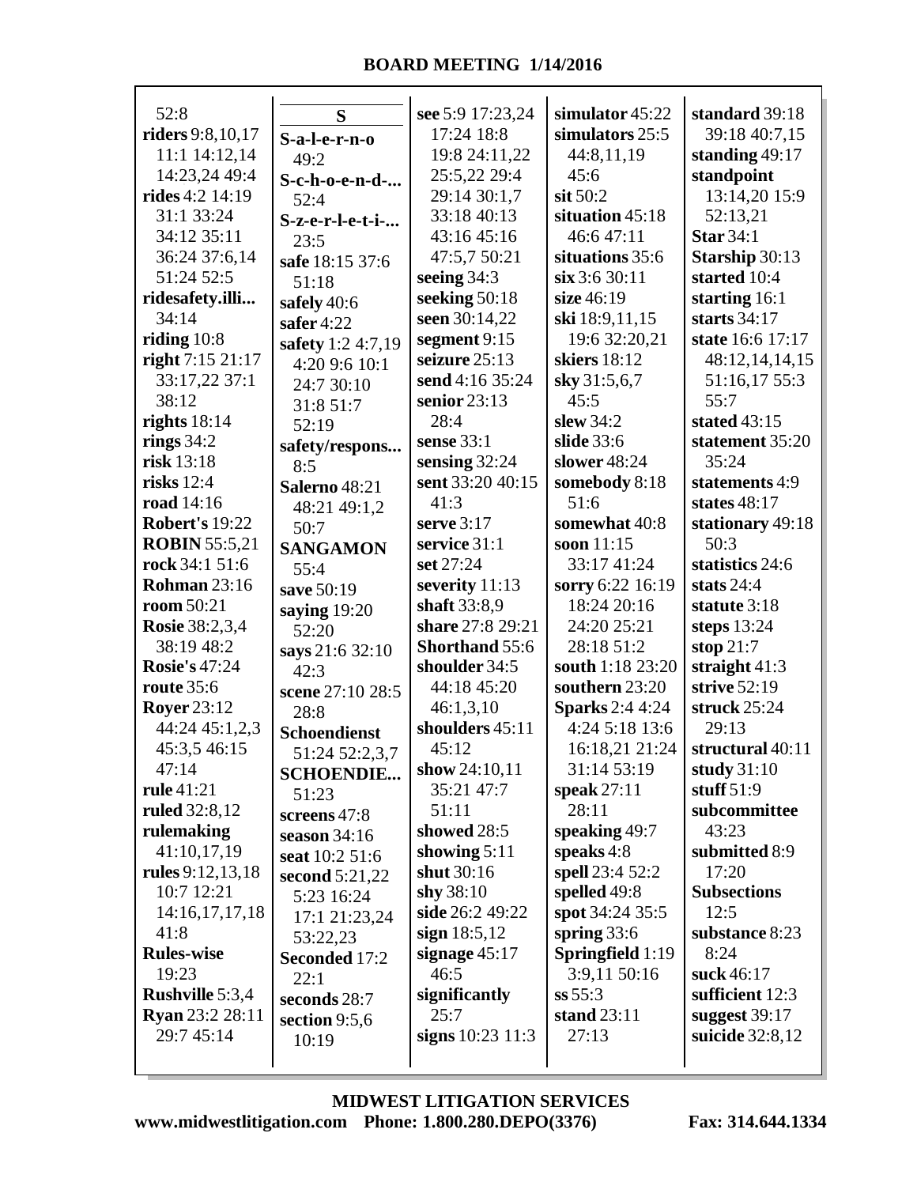# BOARD MEETING 1/14/2016

52:8
**riders** 9:8,10,17 11:1 14:12,14 14:23,24 49:4
**rides** 4:2 14:19 31:1 33:24 34:12 35:11 36:24 37:6,14 51:24 52:5
**ridesafety.illi...** 34:14
**riding** 10:8
**right** 7:15 21:17 33:17,22 37:1 38:12
**rights** 18:14
**rings** 34:2
**risk** 13:18
**risks** 12:4
**road** 14:16
**Robert's** 19:22
**ROBIN** 55:5,21
**rock** 34:1 51:6
**Rohman** 23:16
**room** 50:21
**Rosie** 38:2,3,4 38:19 48:2
**Rosie's** 47:24
**route** 35:6
**Royer** 23:12 44:24 45:1,2,3 45:3,5 46:15 47:14
**rule** 41:21
**ruled** 32:8,12
**rulemaking** 41:10,17,19
**rules** 9:12,13,18 10:7 12:21 14:16,17,17,18 41:8
**Rules-wise** 19:23
**Rushville** 5:3,4
**Ryan** 23:2 28:11 29:7 45:14

**S**

**S-a-l-e-r-n-o** 49:2
**S-c-h-o-e-n-d-...** 52:4
**S-z-e-r-l-e-t-i-...** 23:5
**safe** 18:15 37:6 51:18
**safely** 40:6
**safer** 4:22
**safety** 1:2 4:7,19 4:20 9:6 10:1 24:7 30:10 31:8 51:7 52:19
**safety/respons...** 8:5
**Salerno** 48:21 48:21 49:1,2 50:7
**SANGAMON** 55:4
**save** 50:19
**saying** 19:20 52:20
**says** 21:6 32:10 42:3
**scene** 27:10 28:5 28:8
**Schoendienst** 51:24 52:2,3,7
**SCHOENDIE...** 51:23
**screens** 47:8
**season** 34:16
**seat** 10:2 51:6
**second** 5:21,22 5:23 16:24 17:1 21:23,24 53:22,23
**Seconded** 17:2 22:1
**seconds** 28:7
**section** 9:5,6 10:19

**see** 5:9 17:23,24 17:24 18:8 19:8 24:11,22 25:5,22 29:4 29:14 30:1,7 33:18 40:13 43:16 45:16 47:5,7 50:21
**seeing** 34:3
**seeking** 50:18
**seen** 30:14,22
**segment** 9:15
**seizure** 25:13
**send** 4:16 35:24
**senior** 23:13 28:4
**sense** 33:1
**sensing** 32:24
**sent** 33:20 40:15 41:3
**serve** 3:17
**service** 31:1
**set** 27:24
**severity** 11:13
**shaft** 33:8,9
**share** 27:8 29:21
**Shorthand** 55:6
**shoulder** 34:5 44:18 45:20 46:1,3,10
**shoulders** 45:11 45:12
**show** 24:10,11 35:21 47:7 51:11
**showed** 28:5
**showing** 5:11
**shut** 30:16
**shy** 38:10
**side** 26:2 49:22
**sign** 18:5,12
**signage** 45:17 46:5
**significantly** 25:7
**signs** 10:23 11:3

**simulator** 45:22
**simulators** 25:5 44:8,11,19 45:6
**sit** 50:2
**situation** 45:18 46:6 47:11
**situations** 35:6
**six** 3:6 30:11
**size** 46:19
**ski** 18:9,11,15 19:6 32:20,21
**skiers** 18:12
**sky** 31:5,6,7 45:5
**slew** 34:2
**slide** 33:6
**slower** 48:24
**somebody** 8:18 51:6
**somewhat** 40:8
**soon** 11:15 33:17 41:24
**sorry** 6:22 16:19 18:24 20:16 24:20 25:21 28:18 51:2
**south** 1:18 23:20
**southern** 23:20
**Sparks** 2:4 4:24 4:24 5:18 13:6 16:18,21 21:24 31:14 53:19
**speak** 27:11 28:11
**speaking** 49:7
**speaks** 4:8
**spell** 23:4 52:2
**spelled** 49:8
**spot** 34:24 35:5
**spring** 33:6
**Springfield** 1:19 3:9,11 50:16
**ss** 55:3
**stand** 23:11 27:13

**standard** 39:18 39:18 40:7,15
**standing** 49:17
**standpoint** 13:14,20 15:9 52:13,21
**Star** 34:1
**Starship** 30:13
**started** 10:4
**starting** 16:1
**starts** 34:17
**state** 16:6 17:17 48:12,14,14,15 51:16,17 55:3 55:7
**stated** 43:15
**statement** 35:20 35:24
**statements** 4:9
**states** 48:17
**stationary** 49:18 50:3
**statistics** 24:6
**stats** 24:4
**statute** 3:18
**steps** 13:24
**stop** 21:7
**straight** 41:3
**strive** 52:19
**struck** 25:24 29:13
**structural** 40:11
**study** 31:10
**stuff** 51:9
**subcommittee** 43:23
**submitted** 8:9 17:20
**Subsections** 12:5
**substance** 8:23 8:24
**suck** 46:17
**sufficient** 12:3
**suggest** 39:17
**suicide** 32:8,12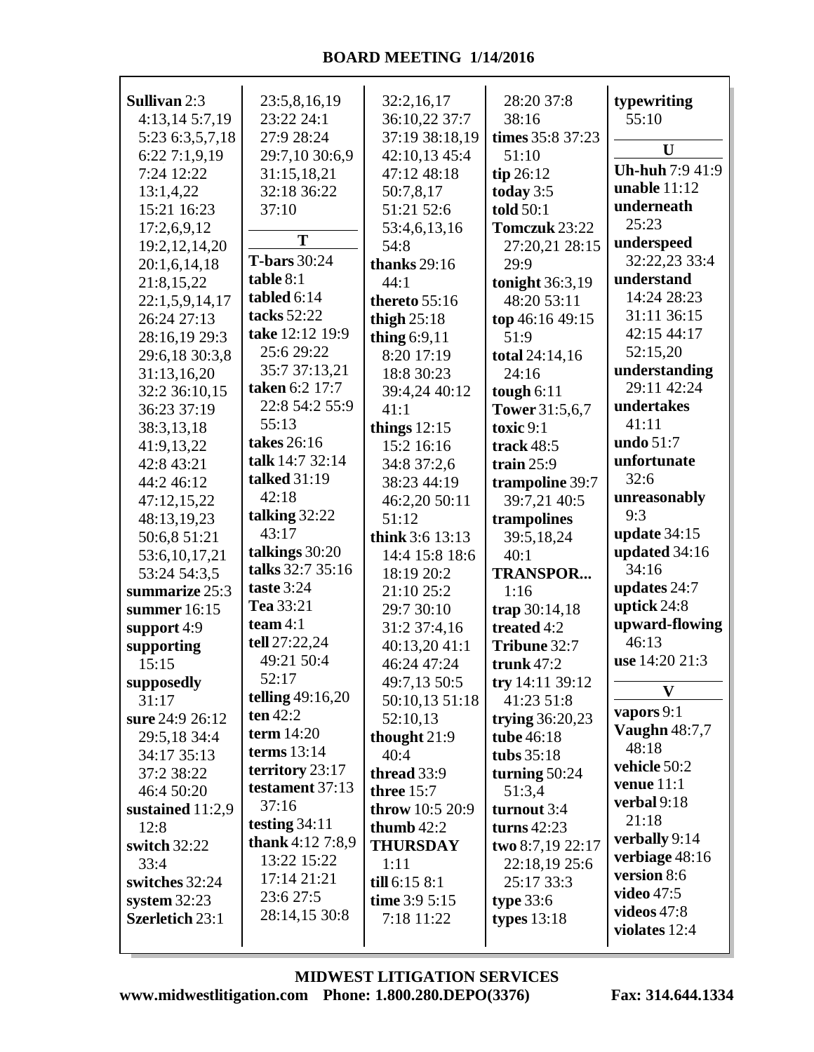**BOARD MEETING 1/14/2016**

**Sullivan** 2:3 4:13,14 5:7,19 5:23 6:3,5,7,18 6:22 7:1,9,19 7:24 12:22 13:1,4,22 15:21 16:23 17:2,6,9,12 19:2,12,14,20 20:1,6,14,18 21:8,15,22 22:1,5,9,14,17 26:24 27:13 28:16,19 29:3 29:6,18 30:3,8 31:13,16,20 32:2 36:10,15 36:23 37:19 38:3,13,18 41:9,13,22 42:8 43:21 44:2 46:12 47:12,15,22 48:13,19,23 50:6,8 51:21 53:6,10,17,21 53:24 54:3,5
**summarize** 25:3
**summer** 16:15
**support** 4:9
**supporting** 15:15
**supposedly** 31:17
**sure** 24:9 26:12 29:5,18 34:4 34:17 35:13 37:2 38:22 46:4 50:20
**sustained** 11:2,9 12:8
**switch** 32:22 33:4
**switches** 32:24
**system** 32:23
**Szerletich** 23:1
23:5,8,16,19 23:22 24:1 27:9 28:24 29:7,10 30:6,9 31:15,18,21 32:18 36:22 37:10

**T**

**T-bars** 30:24
**table** 8:1
**tabled** 6:14
**tacks** 52:22
**take** 12:12 19:9 25:6 29:22 35:7 37:13,21
**taken** 6:2 17:7 22:8 54:2 55:9 55:13
**takes** 26:16
**talk** 14:7 32:14
**talked** 31:19 42:18
**talking** 32:22 43:17
**talkings** 30:20
**talks** 32:7 35:16
**taste** 3:24
**Tea** 33:21
**team** 4:1
**tell** 27:22,24 49:21 50:4 52:17
**telling** 49:16,20
**ten** 42:2
**term** 14:20
**terms** 13:14
**territory** 23:17
**testament** 37:13 37:16
**testing** 34:11
**thank** 4:12 7:8,9 13:22 15:22 17:14 21:21 23:6 27:5 28:14,15 30:8
32:2,16,17 36:10,22 37:7 37:19 38:18,19 42:10,13 45:4 47:12 48:18 50:7,8,17 51:21 52:6 53:4,6,13,16 54:8
**thanks** 29:16 44:1
**thereto** 55:16
**thigh** 25:18
**thing** 6:9,11 8:20 17:19 18:8 30:23 39:4,24 40:12 41:1
**things** 12:15 15:2 16:16 34:8 37:2,6 38:23 44:19 46:2,20 50:11 51:12
**think** 3:6 13:13 14:4 15:8 18:6 18:19 20:2 21:10 25:2 29:7 30:10 31:2 37:4,16 40:13,20 41:1 46:24 47:24 49:7,13 50:5 50:10,13 51:18 52:10,13
**thought** 21:9 40:4
**thread** 33:9
**three** 15:7
**throw** 10:5 20:9
**thumb** 42:2
**THURSDAY** 1:11
**till** 6:15 8:1
**time** 3:9 5:15 7:18 11:22
28:20 37:8 38:16
**times** 35:8 37:23 51:10
**tip** 26:12
**today** 3:5
**told** 50:1
**Tomczuk** 23:22 27:20,21 28:15 29:9
**tonight** 36:3,19 48:20 53:11
**top** 46:16 49:15 51:9
**total** 24:14,16 24:16
**tough** 6:11
**Tower** 31:5,6,7
**toxic** 9:1
**track** 48:5
**train** 25:9
**trampoline** 39:7 39:7,21 40:5
**trampolines** 39:5,18,24 40:1
**TRANSPOR...** 1:16
**trap** 30:14,18
**treated** 4:2
**Tribune** 32:7
**trunk** 47:2
**try** 14:11 39:12 41:23 51:8
**trying** 36:20,23
**tube** 46:18
**tubs** 35:18
**turning** 50:24 51:3,4
**turnout** 3:4
**turns** 42:23
**two** 8:7,19 22:17 22:18,19 25:6 25:17 33:3
**type** 33:6
**types** 13:18
**typewriting** 55:10

**U**

**Uh-huh** 7:9 41:9
**unable** 11:12
**underneath** 25:23
**underspeed** 32:22,23 33:4
**understand** 14:24 28:23 31:11 36:15 42:15 44:17 52:15,20
**understanding** 29:11 42:24
**undertakes** 41:11
**undo** 51:7
**unfortunate** 32:6
**unreasonably** 9:3
**update** 34:15
**updated** 34:16 34:16
**updates** 24:7
**uptick** 24:8
**upward-flowing** 46:13
**use** 14:20 21:3

**V**

**vapors** 9:1
**Vaughn** 48:7,7 48:18
**vehicle** 50:2
**venue** 11:1
**verbal** 9:18 21:18
**verbally** 9:14
**verbiage** 48:16
**version** 8:6
**video** 47:5
**videos** 47:8
**violates** 12:4

**MIDWEST LITIGATION SERVICES**
www.midwestlitigation.com Phone: 1.800.280.DEPO(3376) Fax: 314.644.1334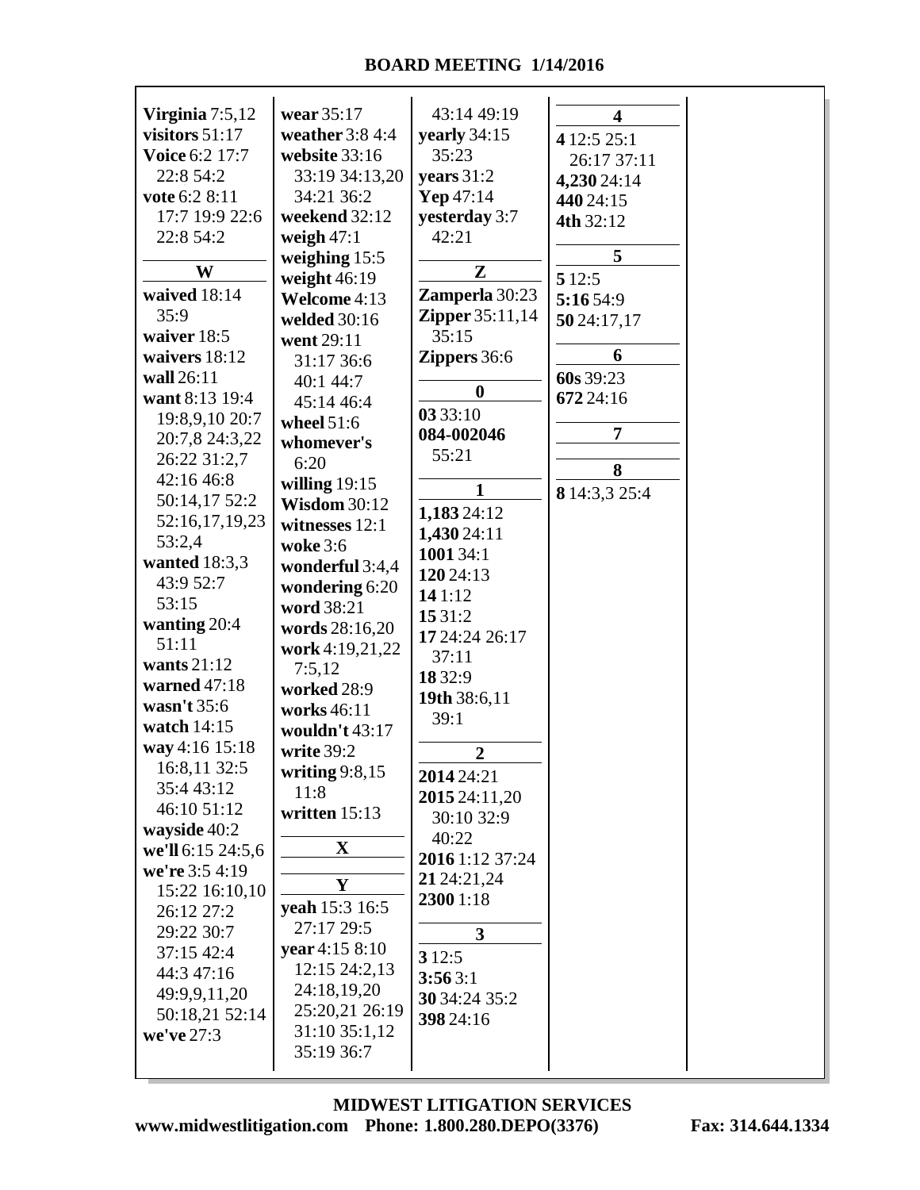**Virginia** 7:5,12
**visitors** 51:17
**Voice** 6:2 17:7 22:8 54:2
**vote** 6:2 8:11 17:7 19:9 22:6 22:8 54:2

**W**

**waived** 18:14 35:9
**waiver** 18:5
**waivers** 18:12
**wall** 26:11
**want** 8:13 19:4 19:8,9,10 20:7 20:7,8 24:3,22 26:22 31:2,7 42:16 46:8 50:14,17 52:2 52:16,17,19,23 53:2,4
**wanted** 18:3,3 43:9 52:7 53:15
**wanting** 20:4 51:11
**wants** 21:12
**warned** 47:18
**wasn't** 35:6
**watch** 14:15
**way** 4:16 15:18 16:8,11 32:5 35:4 43:12 46:10 51:12
**wayside** 40:2
**we'll** 6:15 24:5,6
**we're** 3:5 4:19 15:22 16:10,10 26:12 27:2 29:22 30:7 37:15 42:4 44:3 47:16 49:9,9,11,20 50:18,21 52:14
**we've** 27:3
**wear** 35:17
**weather** 3:8 4:4
**website** 33:16 33:19 34:13,20 34:21 36:2
**weekend** 32:12
**weigh** 47:1
**weighing** 15:5
**weight** 46:19
**Welcome** 4:13
**welded** 30:16
**went** 29:11 31:17 36:6 40:1 44:7 45:14 46:4
**wheel** 51:6
**whomever's** 6:20
**willing** 19:15
**Wisdom** 30:12
**witnesses** 12:1
**woke** 3:6
**wonderful** 3:4,4
**wondering** 6:20
**word** 38:21
**words** 28:16,20
**work** 4:19,21,22 7:5,12
**worked** 28:9
**works** 46:11
**wouldn't** 43:17
**write** 39:2
**writing** 9:8,15 11:8
**written** 15:13

**X**

**Y**

**yeah** 15:3 16:5 27:17 29:5
**year** 4:15 8:10 12:15 24:2,13 24:18,19,20 25:20,21 26:19 31:10 35:1,12 35:19 36:7 43:14 49:19
**yearly** 34:15 35:23
**years** 31:2
**Yep** 47:14
**yesterday** 3:7 42:21

**Z**

**Zamperla** 30:23
**Zipper** 35:11,14 35:15
**Zippers** 36:6

**0**

**03** 33:10
**084-002046** 55:21

**1**

**1,183** 24:12
**1,430** 24:11
**1001** 34:1
**120** 24:13
**14** 1:12
**15** 31:2
**17** 24:24 26:17 37:11
**18** 32:9
**19th** 38:6,11 39:1

**2**

**2014** 24:21
**2015** 24:11,20 30:10 32:9 40:22
**2016** 1:12 37:24
**21** 24:21,24
**2300** 1:18

**3**

**3** 12:5
**3:56** 3:1
**30** 34:24 35:2
**398** 24:16

**4**

**4** 12:5 25:1 26:17 37:11
**4,230** 24:14
**440** 24:15
**4th** 32:12

**5**

**5** 12:5
**5:16** 54:9
**50** 24:17,17

**6**

**60s** 39:23
**672** 24:16

**7**

**8**

**8** 14:3,3 25:4